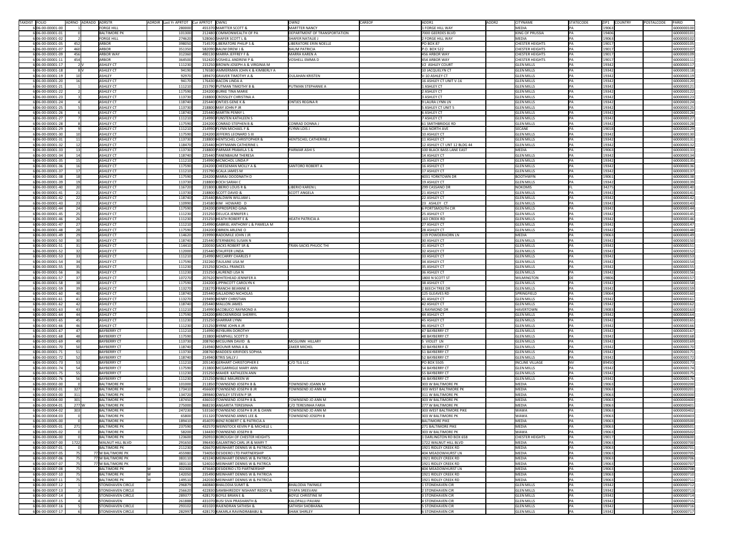| TAXDIST | FOLIO | ADRNO | ADRADD | ADRSTR | ADRDIR | Last Yr APRTOT | Cur APRTOT | OWN1 | OWN2 | CAREOF | ADDR1 | ADDR2 | CITYNAME | STATECODE | ZIP1 | COUNTRY | POSTALCODE | PARID |
|---|---|---|---|---|---|---|---|---|---|---|---|---|---|---|---|---|---|---|
| 6 | 06-00-00001-00 | 1 | | FORGE HILL | | 280000 | 455370 | MARTTER SCOTT & | MARTTER NANCY | | 1 FORGE HILL WAY | | MEDIA | PA | 19063 | | | 6000000100 |
| 6 | 06-00-00001-01 | 0 | | BALTIMORE PK | | 101300 | 212480 | COMMONWEALTH OF PA | DEPARTMENT OF TRANSPORTATION | | 7000 GEERDES BLVD | | KING OF PRUSSIA | PA | 19406 | | | 6000000101 |
| 6 | 06-00-00001-02 | 2 | | FORGE HILL | | 274620 | 528060 | SHAFER SCOTT L & | SHAFER NATALIE J | | 2 FORGE HILL WAY | | MEDIA | PA | 19063 | | | 6000000102 |
| 6 | 06-00-00001-05 | 452 | | ARBOR | | 398050 | 714570 | LIBERATORE PHILIP S & | LIBERATORE ERIN NOELLE | | PO BOX 87 | | CHESTER HEIGHTS | PA | 19017 | | | 6000000105 |
| 6 | 06-00-00001-07 | 460 | | ARBOR | | 353350 | 582090 | BAUM DREW J & | BAUM PATRICIA | | P.O. BOX 522 | | CHESTER HEIGHTS | PA | 19017 | | | 6000000107 |
| 6 | 06-00-00001-09 | 456 | | ARBOR WAY | | 312360 | 490130 | MARRA JEFFREY F & | MARRA KAREN A | | 456 ARBOR WAY | | CHESTER HEIGHTS | PA | 19017 | | | 6000000109 |
| 6 | 06-00-00001-11 | 454 | | ARBOR | | 364500 | 552420 | VOSHELL ANDREW P & | VOSHELL EMMA D | | 454 ARBOR WAY | | CHESTER HEIGHTS | PA | 19017 | | | 6000000111 |
| 6 | 06-00-00001-17 | 2 | V | ASHLEY CT | | 111230 | 215250 | BROWN JOSEPH A & VIRGINIA M | | | V2 ASHLEY COURT | | GLEN MILLS | PA | 19342 | | | 6000000117 |
| 6 | 06-00-00001-18 | 8 | V | ASHLEY CT | | 94190 | 176580 | AMMERMAN JOHN K & KIMBERLY A | | | 10 JACQUELYN CT | | GLEN MILLS | PA | 19342 | | | 6000000118 |
| 6 | 06-00-00001-19 | 10 | | ASHLEY | | 92970 | 189470 | GRAVER TIMOTHY A & | OULAHAN KRISTEN | | V-10 ASHLEY CT | | GLEN MILLS | PA | 19342 | | | 6000000119 |
| 6 | 06-00-00001-20 | 16 | | ASHLEY CT | | 94170 | 176430 | BACON LINDA A | | | 16 ASHLEY CT UNIT V-16 | | GLEN MILLS | PA | 19342 | | | 6000000120 |
| 6 | 06-00-00001-21 | 1 | | ASHLEY CT | | 111210 | 215790 | PUTMAN TIMOTHY B & | PUTMAN STEPHANIE A | | 1 ASHLEY CT | | GLEN MILLS | PA | 19342 | | | 6000000121 |
| 6 | 06-00-00001-22 | 2 | | ASHLEY CT | | 117590 | 224200 | BURKE TINA MARIE | | | 2 ASHLEY CT | | GLEN MILLS | PA | 19342 | | | 6000000122 |
| 6 | 06-00-00001-23 | 3 | | ASHLEY CT | | 113730 | 218800 | CROSSLEY CHRISTINA A | | | 3 ASHLEY CT | | GLEN MILLS | PA | 19342 | | | 6000000123 |
| 6 | 06-00-00001-24 | 4 | | ASHLEY CT | | 118740 | 225440 | ONTJES GENE K & | ONTJES REGINA R | | 9 LAURA LYNN LN | | GLEN MILLS | PA | 19342 | | | 6000000124 |
| 6 | 06-00-00001-25 | 5 | | ASHLEY CT | | 113730 | 218800 | MAY JOHN P JR | | | 5 ASHLEY CT UNIT 5 | | GLEN MILLS | PA | 19342 | | | 6000000125 |
| 6 | 06-00-00001-26 | 6 | | ASHLEY CT | | 118740 | 225440 | MARTIN PENNY L | | | 6 ASHLEY CT | | GLEN MILLS | PA | 19342 | | | 6000000126 |
| 6 | 06-00-00001-27 | 7 | | ASHLEY CT | | 111210 | 214990 | FUNSTEN KATHLEEN S | | | 7 ASHLEY CT | | GLEN MILLS | PA | 19342 | | | 6000000127 |
| 6 | 06-00-00001-28 | 8 | | ASHLEY CT | | 117590 | 224200 | CONRAD STEPHEN B & | CONRAD DONNA J | | 61 SMITHBRIDGE RD | | GLEN MILLS | PA | 19342 | | | 6000000128 |
| 6 | 06-00-00001-29 | 9 | | ASHLEY CT | | 111210 | 214990 | FLYNN MICHAEL F & | FLYNN LOIS J | | 316 NORTH AVE | | SECANE | PA | 19018 | | | 6000000129 |
| 6 | 06-00-00001-30 | 10 | | ASHLEY CT | | 117590 | 224200 | JEFFERIS LEONARD S III | | | 10 ASHLEY CT | | GLEN MILLS | PA | 19342 | | | 6000000130 |
| 6 | 06-00-00001-31 | 11 | | ASHLEY CT | | 113730 | 218800 | HENTSCHEL CHRISTOPHER & | HENTSCHEL CATHERINE J | | 11 ASHLEY CT | | GLEN MILLS | PA | 19342 | | | 6000000131 |
| 6 | 06-00-00001-32 | 12 | | ASHLEY CT | | 118470 | 225440 | HOFFMANN CATHERINE L | | | 12 ASHLEY CT UNT 12 BLDG 44 | | GLEN MILLS | PA | 19342 | | | 6000000132 |
| 6 | 06-00-00001-33 | 13 | | ASHLEY CT | | 113730 | 218800 | PARMAR PRAMILA S & | PARMAR ASHI S | | 100 BLACK BASS LANE EAST | | MEDIA | PA | 19063 | | | 6000000133 |
| 6 | 06-00-00001-34 | 14 | | ASHLEY CT | | 118740 | 225440 | TANENBAUM THERESA | | | 14 ASHLEY CT | | GLEN MILLS | PA | 19342 | | | 6000000134 |
| 6 | 06-00-00001-35 | 15 | | ASHLEY CT | | 111210 | 214990 | MCNICHOL LINDA P | | | 15 ASHLEY CT | | GLEN MILLS | PA | 19342 | | | 6000000135 |
| 6 | 06-00-00001-36 | 16 | | ASHLEY CT | | 117590 | 224200 | CHEESEMAN MOLLY A & | SANTORO ROBERT A | | 16 ASHLEY CT | | GLEN MILLS | PA | 19342 | | | 6000000136 |
| 6 | 06-00-00001-37 | 17 | | ASHLEY CT | | 111210 | 215790 | SCALA JAMES M | | | 17 ASHLEY CT | | GLEN MILLS | PA | 19342 | | | 6000000137 |
| 6 | 06-00-00001-38 | 18 | | ASHLEY CT | | 117590 | 224200 | MARAJ DOODNATH D | | | 4031 YORKTOWN DR | | BOOTHWYN | PA | 19061 | | | 6000000138 |
| 6 | 06-00-00001-39 | 19 | | ASHLEY CT | | 113730 | 218800 | KOCH SARAH C | | | 19 ASHLEY CT | | GLEN MILLS | PA | 19342 | | | 6000000139 |
| 6 | 06-00-00001-40 | 20 | | ASHLEY CT | | 116720 | 221800 | LIBERIO LOUIS R & | LIBERIO KAREN L | | 299 CASSANO DR | | NOKOMIS | FL | 34275 | | | 6000000140 |
| 6 | 06-00-00001-41 | 21 | | ASHLEY CT | | 113730 | 218800 | SCOTT DAVID & | SCOTT ANGELA | | 21 ASHLEY CT | | GLEN MILLS | PA | 19342 | | | 6000000141 |
| 6 | 06-00-00001-42 | 22 | | ASHLEY CT | | 118740 | 225440 | BALDWIN WILLIAM L | | | 22 ASHLEY CT | | GLEN MILLS | PA | 19342 | | | 6000000142 |
| 6 | 06-00-00001-43 | 23 | | ASHLEY CT | | 110990 | 214580 | KIM HOWARD D | | | 23 ASHLEY CT | | GLEN MILLS | PA | 19342 | | | 6000000143 |
| 6 | 06-00-00001-44 | 24 | | ASHLEY CT | | 117590 | 224200 | DIPROSPERO GINA | | | 6 PORTSMOUTH CIR | | GLEN MILLS | PA | 19342 | | | 6000000144 |
| 6 | 06-00-00001-45 | 25 | | ASHLEY CT | | 111230 | 215250 | DELUCA JENNIFER L | | | 25 ASHLEY CT | | GLEN MILLS | PA | 19342 | | | 6000000145 |
| 6 | 06-00-00001-46 | 26 | | ASHLEY CT | | 111230 | 215250 | HEATH ROBERT E & | HEATH PATRICIA A | | 163 CREEK RD | | GLEN MILLS | PA | 19342 | | | 6000000146 |
| 6 | 06-00-00001-47 | 27 | | ASHLEY CT | | 111210 | 214990 | GABRIEL ANTHONY L & PAMELA M | | | 27 ASHLEY CT | | GLEN MILLS | PA | 19342 | | | 6000000147 |
| 6 | 06-00-00001-48 | 28 | | ASHLEY CT | | 117590 | 224200 | OBRIEN ARLENE O | | | 28 ASHLEY CT | | GLEN MILLS | PA | 19342 | | | 6000000148 |
| 6 | 06-00-00001-49 | 29 | | ASHLEY CT | | 114620 | 219990 | RADOMILE JOHN J JR | | | 119 POWDERHORN LN | | MEDIA | PA | 19063 | | | 6000000149 |
| 6 | 06-00-00001-50 | 30 | | ASHLEY CT | | 118740 | 225440 | STERNBERG SUSAN N | | | 30 ASHLEY CT | | GLEN MILLS | PA | 19342 | | | 6000000150 |
| 6 | 06-00-00001-51 | 31 | | ASHLEY CT | | 114410 | 220030 | SACKS ROBERT SR & | TRAN-SACKS PHUOC THI | | 31 ASHLEY CT | | GLEN MILLS | PA | 19342 | | | 6000000151 |
| 6 | 06-00-00001-52 | 32 | | ASHLEY CT | | 112000 | 225440 | STAUFFER LINDA | | | 32 ASHLEY CT | | GLEN MILLS | PA | 19342 | | | 6000000152 |
| 6 | 06-00-00001-53 | 33 | | ASHLEY CT | | 111210 | 214990 | MCCARRY CHARLES F | | | 33 ASHLEY CT | | GLEN MILLS | PA | 19342 | | | 6000000153 |
| 6 | 06-00-00001-54 | 34 | | ASHLEY CT | | 117590 | 232260 | TAULANE LISA M | | | 34 ASHLEY CT | | GLEN MILLS | PA | 19342 | | | 6000000154 |
| 6 | 06-00-00001-55 | 35 | | ASHLEY CT | | 111230 | 215250 | SCHOLL FRANCES | | | 35 ASHLEY CT | | GLEN MILLS | PA | 19342 | | | 6000000155 |
| 6 | 06-00-00001-56 | 36 | | ASHLEY CT | | 111230 | 215250 | LAURENZI LISA N | | | 36 ASHLEY CT | | GLEN MILLS | PA | 19342 | | | 6000000156 |
| 6 | 06-00-00001-57 | 37 | | ASHLEY CT | | 107270 | 207620 | WHITEHEAD JENNIFER A | | | 1800 N SCOTT ST | | WILMINGTON | DE | 19806 | | | 6000000157 |
| 6 | 06-00-00001-58 | 38 | | ASHLEY CT | | 117590 | 224200 | LIPPINCOTT CAROLYN K | | | 38 ASHLEY CT | | GLEN MILLS | PA | 19342 | | | 6000000158 |
| 6 | 06-00-00001-59 | 39 | | ASHLEY CT | | 113270 | 218270 | FRANCHI BEIANNE K | | | 2 BEECH TREE DR | | GLEN MILLS | PA | 19342 | | | 6000000159 |
| 6 | 06-00-00001-60 | 40 | | ASHLEY CT | | 118740 | 225440 | SALLADINO NICHOLAS | | | 125 GLEAVES RD | | SPRINGFIELD | PA | 19064 | | | 6000000160 |
| 6 | 06-00-00001-61 | 41 | | ASHLEY CT | | 113270 | 219490 | HENRY CHRISTIAN | | | 41 ASHLEY CT | | GLEN MILLS | PA | 19342 | | | 6000000161 |
| 6 | 06-00-00001-62 | 42 | | ASHLEY CT | | 118740 | 225440 | MALLON JAMES | | | 42 ASHLEY CT | | GLEN MILLS | PA | 19342 | | | 6000000162 |
| 6 | 06-00-00001-63 | 43 | | ASHLEY CT | | 111210 | 214990 | IACOBUCCI RAYMOND A | | | 1 RAYMOND DR | | HAVERTOWN | PA | 19083 | | | 6000000163 |
| 6 | 06-00-00001-64 | 44 | | ASHLEY CT | | 117590 | 224200 | BRECKENRIDGE SHERRYL | | | 44 ASHLEY CT | | GLEN MILLS | PA | 19342 | | | 6000000164 |
| 6 | 06-00-00001-65 | 45 | | ASHLEY CT | | 111230 | 215250 | SHARRAR LYNN | | | 45 ASHLEY CT | | GLEN MILLS | PA | 19342 | | | 6000000165 |
| 6 | 06-00-00001-66 | 46 | | ASHLEY CT | | 111230 | 215250 | BYRNE JOHN A JR | | | 46 ASHLEY CT | | GLEN MILLS | PA | 19342 | | | 6000000166 |
| 6 | 06-00-00001-67 | 47 | | BAYBERRY CT | | 111210 | 214990 | REYBURN DOROTHY | | | 47 BAYBERRY CT | | GLEN MILLS | PA | 19342 | | | 6000000167 |
| 6 | 06-00-00001-68 | 48 | | BAYBERRY CT | | 117590 | 213800 | HEMPHILL SCOTT D | | | 48 BAYBERRY CT | | GLEN MILLS | PA | 19342 | | | 6000000168 |
| 6 | 06-00-00001-69 | 49 | | BAYBERRY CT | | 113730 | 208760 | MCGUINN DAVID & | MCGUINN HILLARY | | 5 VIOLET LN | | GLEN MILLS | PA | 19342 | | | 6000000169 |
| 6 | 06-00-00001-70 | 50 | | BAYBERRY CT | | 118740 | 214940 | MOUNIR MINA A & | ZAKER MICHEL | | 50 BAYBERRY CT | | GLEN MILLS | PA | 19342 | | | 6000000170 |
| 6 | 06-00-00001-71 | 51 | | BAYBERRY CT | | 113730 | 208760 | MADDESI KIRIFIDES SOPHIA | | | 51 BAYBERRY CT | | GLEN MILLS | PA | 19342 | | | 6000000171 |
| 6 | 06-00-00001-72 | 52 | | BAYBERRY CT | | 118740 | 214940 | ETRIS SALLY J | | | 52 BAYBERRY CT | | GLEN MILLS | PA | 19342 | | | 6000000172 |
| 6 | 06-00-00001-73 | 53 | | BAYBERRY CT | | 111210 | 205140 | GERHART CHRISTOPHER E | C/O TLG LLC | | PO BOX 5505 | | INCLINE VILLAGE | NV | 89450 | | | 6000000173 |
| 6 | 06-00-00001-74 | 54 | | BAYBERRY CT | | 117590 | 213800 | MCGARRIGLE MARY ANN | | | 54 BAYBERRY CT | | GLEN MILLS | PA | 19342 | | | 6000000174 |
| 6 | 06-00-00001-75 | 55 | | BAYBERRY CT | | 111230 | 215250 | MAHER KATHLEEN ANN | | | 55 BAYBERRY CT | | GLEN MILLS | PA | 19342 | | | 6000000175 |
| 6 | 06-00-00001-76 | 56 | | BAYBERRY CT | | 111230 | 215250 | WIBLE MAUREEN W | | | 56 BAYBERRY CT | | GLEN MILLS | PA | 19342 | | | 6000000176 |
| 6 | 06-00-00002-00 | 0 | | BALTIMORE PK | | 101000 | 211850 | TOWNSEND JOSEPH B & | TOWNSEND JOANN M | | 303 W BALTIMORE PK | | MEDIA | PA | 19063 | | | 6000000200 |
| 6 | 06-00-00002-01 | 327 | | BALTIMORE PK | W | 173410 | 456600 | TOWNSEND JOSEPH B JR | TOWNSEND JO ANN M | | 303 WEST BALTIMORE PK | | MEDIA | PA | 19063 | | | 6000000201 |
| 6 | 06-00-00003-00 | 311 | | BALTIMORE PK | | 134720 | 289840 | OWSLEY STEVEN P SR | | | 311 W BALTIMORE PK | | MEDIA | PA | 19063 | | | 6000000300 |
| 6 | 06-00-00004-00 | 301 | | BALTIMORE PK | | 187450 | 436010 | TOWNSEND JOSEPH B & | TOWNSEND JO ANN M | | 303 W BALTIMORE PK | | MEDIA | PA | 19063 | | | 6000000400 |
| 6 | 06-00-00004-01 | 277 | W | BALTIMORE PK | | 275000 | 868230 | ANGARITA TERESINHA | C/O TERESINHA FARIA | | 277 W BALTIMORE PK | | MEDIA | PA | 19063 | | | 6000000401 |
| 6 | 06-00-00004-02 | 303 | | BALTIMORE PK | | 247230 | 533160 | TOWNSEND JOSEPH B JR & OANN | TOWNSEND JO ANN M | | 303 WEST BALTIMORE PIKE | | WAWA | PA | 19063 | | | 6000000402 |
| 6 | 06-00-00004-03 | 0 | | BALTIMORE PK | | 65800 | 151320 | TOWNSEND ANNIS LEE & | TOWNSEND JOSEPH B | | 303 W BALTIMORE PK | | WAWA | PA | 19063 | | | 6000000403 |
| 6 | 06-00-00005-00 | 0 | | BALTIMORE PK | | 189410 | 454070 | BENZ ROBERT C & PATRICIA A | | | BALTIMORE PIKE | | MEDIA | PA | 19063 | | | 6000000500 |
| 6 | 06-00-00005-01 | 271 | | BALTIMORE PK | | 237590 | 432570 | WEINSTOCK KEVIN P & MICHELE L | | | 271 BALTIMORE PIKE | | MEDIA | PA | 19063 | | | 6000000501 |
| 6 | 06-00-00005-02 | 0 | | BALTIMORE PK | | 58200 | 134430 | TOWNSEND JOSEPH B | | | 303 W BALTIMORE PK | | WAWA | PA | 19063 | | | 6000000502 |
| 6 | 06-00-00006-00 | 0 | | BALTIMORE PK | | 123600 | 250910 | BOROUGH OF CHESTER HEIGHTS | | | 1 DARLINGTON RD BOX 658 | | CHESTER HEIGHTS | PA | 19017 | | | 6000000600 |
| 6 | 06-00-00007-00 | 1722 | | WALNUT HILL BLVD | | 291650 | 396430 | GALANTINO CARL JR & MARY T | | | 1722 WALNUT HILL BLVD | | MEDIA | PA | 19063 | | | 6000000700 |
| 6 | 06-00-00007-01 | 0 | | BALTIMORE PK | | 211230 | 426670 | MEINHART DENNIS W & PATRICIA | | | 1921 RIDLEY CREEK RD | | MEDIA | PA | 19063 | | | 6000000701 |
| 6 | 06-00-00007-05 | 75 | | 77 W BALTIMORE PK | | 455980 | 734050 | DESIDERO LTD PARTNERSHIP | | | 404 MEADOWHURST LN | | MEDIA | PA | 19063 | | | 6000000705 |
| 6 | 06-00-00007-06 | 75 | | 77 W BALTIMORE PK | | 383110 | 423240 | MEINHART DENNIS W & PATRICA | | | 1921 RIDLEY CREEK RD | | MEDIA | PA | 19063 | | | 6000000706 |
| 6 | 06-00-00007-07 | 75 | | 77 W BALTIMORE PK | | 383110 | 524010 | MEINHART DENNIS W & PATRICA | | | 1921 RIDLEY CREEK RD | | MEDIA | PA | 19063 | | | 6000000707 |
| 6 | 06-00-00007-08 | 75 | | BALTIMORE PK | W | 302300 | 473640 | DESIDERIO LTD PARTNERSHIP | | | 404 MEADOWHURST LN | | MEDIA | PA | 19063 | | | 6000000708 |
| 6 | 06-00-00007-10 | 75 | | BALTIMORE PK | W | 142050 | 235490 | MEINHART DENNIS W & PATRICIA | | | 1921 RIDLEY CREEK RD | | MEDIA | PA | 19063 | | | 6000000710 |
| 6 | 06-00-00007-11 | 75 | | BALTIMORE PK | W | 149510 | 242030 | MEINHART DENNIS W & PATRICIA | | | 1921 RIDLEY CREEK RD | | MEDIA | PA | 19063 | | | 6000000711 |
| 6 | 06-00-00007-12 | 1 | | STONEHAVEN CIRCLE | | 296879 | 440840 | BHALODIA SUMIT & | BHALODIA TWINKLE | | 1 STONEHAVEN CIR | | GLEN MILLS | PA | 19342 | | | 6000000712 |
| 6 | 06-00-00007-13 | 2 | | STONEHAVEN CIRCLE | | 256620 | 422830 | SAMBHIREDDY NISHANT REDDY & | DYAPA SREEVANI | | 2 STONEHAVEN CIR | | GLEN MILLS | PA | 19342 | | | 6000000713 |
| 6 | 06-00-00007-14 | 3 | | STONEHAVEN CIRCLE | | 289377 | 428170 | BOYLE BRIAN E & | BOYLE CHRISTINE M | | 3 STONEHAVEN CIR | | GLEN MILLS | PA | 19342 | | | 6000000714 |
| 6 | 06-00-00007-15 | 4 | | STONEHAVEN | | 261888 | 431070 | BUSI SIVA PRASHANTH & | KALOPALLI PAVANI | | 4 STONEHAVEN CIR | | GLEN MILLS | PA | 19342 | | | 6000000715 |
| 6 | 06-00-00007-16 | 5 | | STONEHAVEN CIRCLE | | 293102 | 431020 | RAJENDRAN SATHISH & | SATHISH SHOBHANA | | 5 STONEHAVEN CIR | | GLEN MILLS | PA | 19342 | | | 6000000716 |
| 6 | 06-00-00007-17 | 6 | | STONEHAVEN CIRCLE | | 282997 | 428170 | KAKARLA RAVINDRABABU & | SHAIK SHIRLEY | | 6 STONEHAVEN CIR | | GLEN MILLS | PA | 19342 | | | 6000000717 |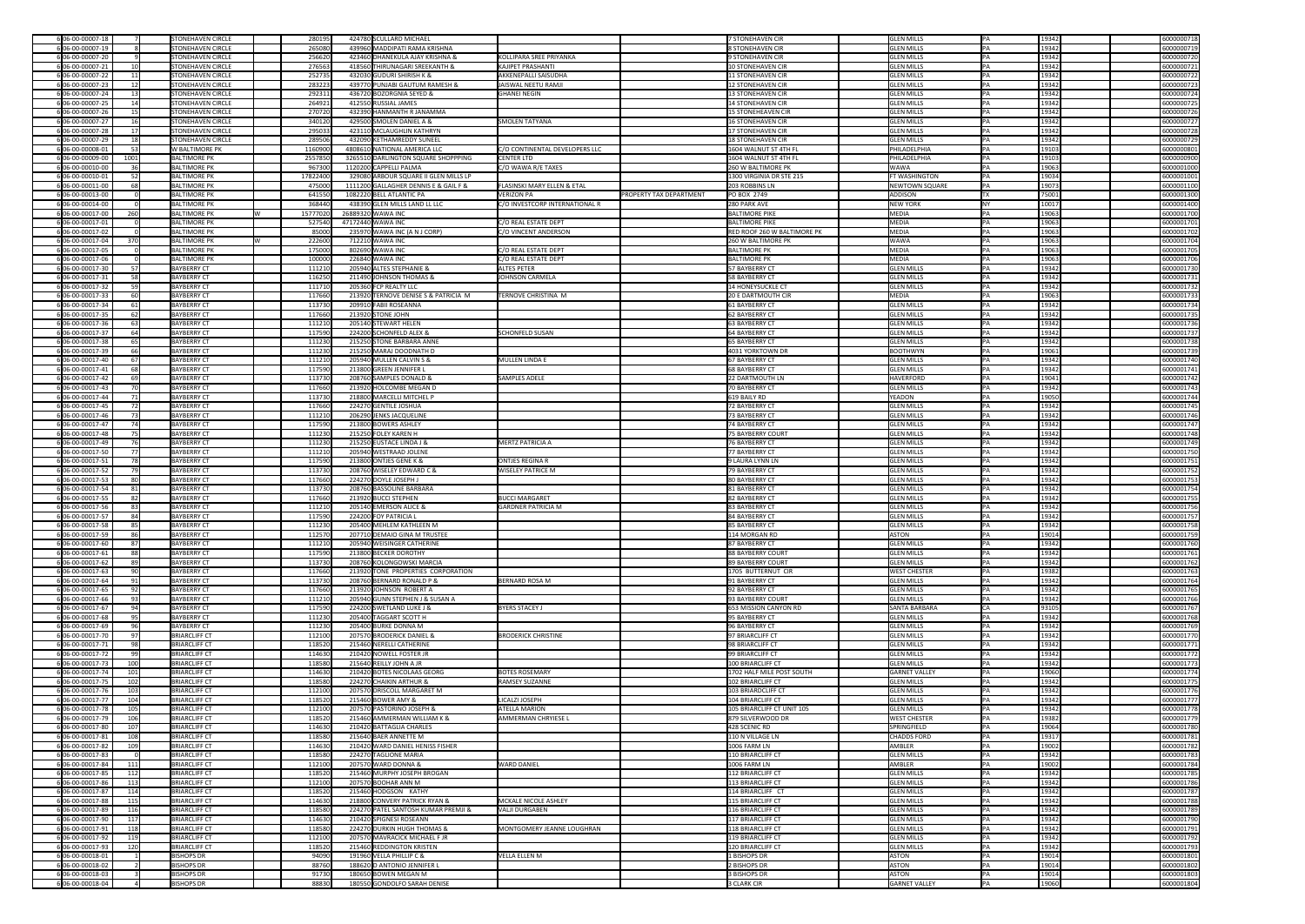| | | | | | | | | | | | | | | | |
|---|---|---|---|---|---|---|---|---|---|---|---|---|---|---|---|
| 6 | 06-00-00007-18 | 7 | STONEHAVEN CIRCLE | | 280195 | 424780 | SCULLARD MICHAEL | | | 7 STONEHAVEN CIR | GLEN MILLS | PA | 19342 | | 6000000718 |
| 6 | 06-00-00007-19 | 8 | STONEHAVEN CIRCLE | | 265080 | 439960 | MADDIPATI RAMA KRISHNA | | | 8 STONEHAVEN CIR | GLEN MILLS | PA | 19342 | | 6000000719 |
| 6 | 06-00-00007-20 | 9 | STONEHAVEN CIRCLE | | 256620 | 423460 | DHANEKULA AJAY KRISHNA & | KOLLIPARA SREE PRIYANKA | | 9 STONEHAVEN CIR | GLEN MILLS | PA | 19342 | | 6000000720 |
| 6 | 06-00-00007-21 | 10 | STONEHAVEN CIRCLE | | 276563 | 418560 | THIRUNAGARI SREEKANTH & | KAJIPET PRASHANTI | | 10 STONEHAVEN CIR | GLEN MILLS | PA | 19342 | | 6000000721 |
| 6 | 06-00-00007-22 | 11 | STONEHAVEN CIRCLE | | 252735 | 432030 | GUDURI SHIRISH K & | AKKENEPALLI SAISUDHA | | 11 STONEHAVEN CIR | GLEN MILLS | PA | 19342 | | 6000000722 |
| 6 | 06-00-00007-23 | 12 | STONEHAVEN CIRCLE | | 283223 | 439770 | PUNJABI GAUTUM RAMESH & | JAISWAL NEETU RAMJI | | 12 STONEHAVEN CIR | GLEN MILLS | PA | 19342 | | 6000000723 |
| 6 | 06-00-00007-24 | 13 | STONEHAVEN CIRCLE | | 292311 | 436720 | BOZORGNIA SEYED & | GHANEI NEGIN | | 13 STONEHAVEN CIR | GLEN MILLS | PA | 19342 | | 6000000724 |
| 6 | 06-00-00007-25 | 14 | STONEHAVEN CIRCLE | | 264921 | 412550 | RUSSIAL JAMES | | | 14 STONEHAVEN CIR | GLEN MILLS | PA | 19342 | | 6000000725 |
| 6 | 06-00-00007-26 | 15 | STONEHAVEN CIRCLE | | 270720 | 432390 | HANMANTH R JANAMMA | | | 15 STONEHEAVEN CIR | GLEN MILLS | PA | 19342 | | 6000000726 |
| 6 | 06-00-00007-27 | 16 | STONEHAVEN CIRCLE | | 340120 | 429500 | SMOLEN DANIEL A & | SMOLEN TATYANA | | 16 STONEHAVEN CIR | GLEN MILLS | PA | 19342 | | 6000000727 |
| 6 | 06-00-00007-28 | 17 | STONEHAVEN CIRCLE | | 295033 | 423110 | MCLAUGHLIN KATHRYN | | | 17 STONEHAVEN CIR | GLEN MILLS | PA | 19342 | | 6000000728 |
| 6 | 06-00-00007-29 | 18 | STONEHAVEN CIRCLE | | 289506 | 432090 | KETHAMREDDY SUNEEL | | | 18 STONEHAVEN CIR | GLEN MILLS | PA | 19342 | | 6000000729 |
| 6 | 06-00-00008-01 | 53 | W BALTIMORE PK | | 1160900 | 4808610 | NATIONAL AMERICA LLC | C/O CONTINENTAL DEVELOPERS LLC | | 1604 WALNUT ST 4TH FL | PHILADELPHIA | PA | 19103 | | 6000000801 |
| 6 | 06-00-00009-00 | 1001 | BALTIMORE PK | | 2557850 | 3265510 | DARLINGTON SQUARE SHOPPPING | CENTER LTD | | 1604 WALNUT ST 4TH FL | PHILADELPHIA | PA | 19103 | | 6000000900 |
| 6 | 06-00-00010-00 | 36 | BALTIMORE PK | | 967300 | 1120200 | CAPPELLI PALMA | C/O WAWA R/E TAXES | | 260 W BALTIMORE PK | WAWA | PA | 19063 | | 6000001000 |
| 6 | 06-00-00010-01 | 52 | BALTIMORE PK | | 17822400 | 329080 | ARBOUR SQUARE II GLEN MILLS LP | | | 1300 VIRGINIA DR STE 215 | FT WASHINGTON | PA | 19034 | | 6000001001 |
| 6 | 06-00-00011-00 | 68 | BALTIMORE PK | | 475000 | 1111200 | GALLAGHER DENNIS E & GAIL F & | FLASINSKI MARY ELLEN & ETAL | | 203 ROBBINS LN | NEWTOWN SQUARE | PA | 19073 | | 6000001100 |
| 6 | 06-00-00013-00 | 0 | BALTIMORE PK | | 641550 | 1082720 | BELL ATLANTIC PA | VERIZON PA | PROPERTY TAX DEPARTMENT | PO BOX 2749 | ADDISON | TX | 75001 | | 6000001300 |
| 6 | 06-00-00014-00 | 0 | BALTIMORE PK | | 368440 | 438390 | GLEN MILLS LAND LL LLC | C/O INVESTCORP INTERNATIONAL R | | 280 PARK AVE | NEW YORK | NY | 10017 | | 6000001400 |
| 6 | 06-00-00017-00 | 260 | BALTIMORE PK | W | 15777020 | 26889320 | WAWA INC | | | BALTIMORE PIKE | MEDIA | PA | 19063 | | 6000001700 |
| 6 | 06-00-00017-01 | 0 | BALTIMORE PK | | 527540 | 47172440 | WAWA INC | C/O REAL ESTATE DEPT | | BALTIMORE PIKE | MEDIA | PA | 19063 | | 6000001701 |
| 6 | 06-00-00017-02 | 0 | BALTIMORE PK | | 85000 | 235970 | WAWA INC (A N J CORP) | C/O VINCENT ANDERSON | | RED ROOF 260 W BALTIMORE PK | MEDIA | PA | 19063 | | 6000001702 |
| 6 | 06-00-00017-04 | 370 | BALTIMORE PK | W | 222600 | 712210 | WAWA INC | | | 260 W BALTIMORE PK | WAWA | PA | 19063 | | 6000001704 |
| 6 | 06-00-00017-05 | 0 | BALTIMORE PK | | 175000 | 802690 | WAWA INC | C/O REAL ESTATE DEPT | | BALTIMORE PK | MEDIA | PA | 19063 | | 6000001705 |
| 6 | 06-00-00017-06 | 0 | BALTIMORE PK | | 100000 | 226840 | WAWA INC | C/O REAL ESTATE DEPT | | BALTIMORE PK | MEDIA | PA | 19063 | | 6000001706 |
| 6 | 06-00-00017-30 | 57 | BAYBERRY CT | | 111210 | 205940 | ALTES STEPHANIE & | ALTES PETER | | 57 BAYBERRY CT | GLEN MILLS | PA | 19342 | | 6000001730 |
| 6 | 06-00-00017-31 | 58 | BAYBERRY CT | | 116250 | 211490 | JOHNSON THOMAS & | JOHNSON CARMELA | | 58 BAYBERRY CT | GLEN MILLS | PA | 19342 | | 6000001731 |
| 6 | 06-00-00017-32 | 59 | BAYBERRY CT | | 111710 | 205360 | FCP REALTY LLC | | | 14 HONEYSUCKLE CT | GLEN MILLS | PA | 19342 | | 6000001732 |
| 6 | 06-00-00017-33 | 60 | BAYBERRY CT | | 117660 | 213920 | TERNOVE DENISE S & PATRICIA M | TERNOVE CHRISTINA M | | 20 E DARTMOUTH CIR | MEDIA | PA | 19063 | | 6000001733 |
| 6 | 06-00-00017-34 | 61 | BAYBERRY CT | | 113730 | 209910 | FABII ROSEANNA | | | 61 BAYBERRY CT | GLEN MILLS | PA | 19342 | | 6000001734 |
| 6 | 06-00-00017-35 | 62 | BAYBERRY CT | | 117660 | 213920 | STONE JOHN | | | 62 BAYBERRY CT | GLEN MILLS | PA | 19342 | | 6000001735 |
| 6 | 06-00-00017-36 | 63 | BAYBERRY CT | | 111210 | 205140 | STEWART HELEN | | | 63 BAYBERRY CT | GLEN MILLS | PA | 19342 | | 6000001736 |
| 6 | 06-00-00017-37 | 64 | BAYBERRY CT | | 117590 | 224200 | SCHONFELD ALEX & | SCHONFELD SUSAN | | 64 BAYBERRY CT | GLEN MILLS | PA | 19342 | | 6000001737 |
| 6 | 06-00-00017-38 | 65 | BAYBERRY CT | | 111230 | 215250 | STONE BARBARA ANNE | | | 65 BAYBERRY CT | GLEN MILLS | PA | 19342 | | 6000001738 |
| 6 | 06-00-00017-39 | 66 | BAYBERRY CT | | 111230 | 215250 | MARAJ DOODNATH D | | | 4031 YORKTOWN DR | BOOTHWYN | PA | 19061 | | 6000001739 |
| 6 | 06-00-00017-40 | 67 | BAYBERRY CT | | 111210 | 205940 | MULLEN CALVIN S & | MULLEN LINDA E | | 67 BAYBERRY CT | GLEN MILLS | PA | 19342 | | 6000001740 |
| 6 | 06-00-00017-41 | 68 | BAYBERRY CT | | 117590 | 213800 | GREEN JENNIFER L | | | 68 BAYBERRY CT | GLEN MILLS | PA | 19342 | | 6000001741 |
| 6 | 06-00-00017-42 | 69 | BAYBERRY CT | | 113730 | 208760 | SAMPLES DONALD & | SAMPLES ADELE | | 22 DARTMOUTH LN | HAVERFORD | PA | 19041 | | 6000001742 |
| 6 | 06-00-00017-43 | 70 | BAYBERRY CT | | 117660 | 213920 | HOLCOMBE MEGAN D | | | 70 BAYBERRY CT | GLEN MILLS | PA | 19342 | | 6000001743 |
| 6 | 06-00-00017-44 | 71 | BAYBERRY CT | | 113730 | 218800 | MARCELLI MITCHEL P | | | 619 BAILY RD | YEADON | PA | 19050 | | 6000001744 |
| 6 | 06-00-00017-45 | 72 | BAYBERRY CT | | 117660 | 224270 | GENTILE JOSHUA | | | 72 BAYBERRY CT | GLEN MILLS | PA | 19342 | | 6000001745 |
| 6 | 06-00-00017-46 | 73 | BAYBERRY CT | | 111210 | 206290 | JENKS JACQUELINE | | | 73 BAYBERRY CT | GLEN MILLS | PA | 19342 | | 6000001746 |
| 6 | 06-00-00017-47 | 74 | BAYBERRY CT | | 117590 | 213800 | BOWERS ASHLEY | | | 74 BAYBERRY CT | GLEN MILLS | PA | 19342 | | 6000001747 |
| 6 | 06-00-00017-48 | 75 | BAYBERRY CT | | 111230 | 215250 | FOLEY KAREN H | | | 75 BAYBERRY COURT | GLEN MILLS | PA | 19342 | | 6000001748 |
| 6 | 06-00-00017-49 | 76 | BAYBERRY CT | | 111230 | 215250 | EUSTACE LINDA J & | MERTZ PATRICIA A | | 76 BAYBERRY CT | GLEN MILLS | PA | 19342 | | 6000001749 |
| 6 | 06-00-00017-50 | 77 | BAYBERRY CT | | 111210 | 205940 | WESTRAAD JOLENE | | | 77 BAYBERRY CT | GLEN MILLS | PA | 19342 | | 6000001750 |
| 6 | 06-00-00017-51 | 78 | BAYBERRY CT | | 117590 | 213800 | ONTJES GENE K & | ONTJES REGINA R | | 9 LAURA LYNN LN | GLEN MILLS | PA | 19342 | | 6000001751 |
| 6 | 06-00-00017-52 | 79 | BAYBERRY CT | | 113730 | 208760 | WISELEY EDWARD C & | WISELEY PATRICE M | | 79 BAYBERRY CT | GLEN MILLS | PA | 19342 | | 6000001752 |
| 6 | 06-00-00017-53 | 80 | BAYBERRY CT | | 117660 | 224270 | DOYLE JOSEPH J | | | 80 BAYBERRY CT | GLEN MILLS | PA | 19342 | | 6000001753 |
| 6 | 06-00-00017-54 | 81 | BAYBERRY CT | | 113730 | 208760 | BASSOLINE BARBARA | | | 81 BAYBERRY CT | GLEN MILLS | PA | 19342 | | 6000001754 |
| 6 | 06-00-00017-55 | 82 | BAYBERRY CT | | 117660 | 213920 | BUCCI STEPHEN | BUCCI MARGARET | | 82 BAYBERRY CT | GLEN MILLS | PA | 19342 | | 6000001755 |
| 6 | 06-00-00017-56 | 83 | BAYBERRY CT | | 111210 | 205140 | EMERSON ALICE & | GARDNER PATRICIA M | | 83 BAYBERRY CT | GLEN MILLS | PA | 19342 | | 6000001756 |
| 6 | 06-00-00017-57 | 84 | BAYBERRY CT | | 117590 | 224200 | FOY PATRICIA L | | | 84 BAYBERRY CT | GLEN MILLS | PA | 19342 | | 6000001757 |
| 6 | 06-00-00017-58 | 85 | BAYBERRY CT | | 111230 | 205400 | MEHLEM KATHLEEN M | | | 85 BAYBERRY CT | GLEN MILLS | PA | 19342 | | 6000001758 |
| 6 | 06-00-00017-59 | 86 | BAYBERRY CT | | 112570 | 207710 | DEMAIO GINA M TRUSTEE | | | 114 MORGAN RD | ASTON | PA | 19014 | | 6000001759 |
| 6 | 06-00-00017-60 | 87 | BAYBERRY CT | | 111210 | 205940 | WEISINGER CATHERINE | | | 87 BAYBERRY CT | GLEN MILLS | PA | 19342 | | 6000001760 |
| 6 | 06-00-00017-61 | 88 | BAYBERRY CT | | 117590 | 213800 | BECKER DOROTHY | | | 88 BAYBERRY COURT | GLEN MILLS | PA | 19342 | | 6000001761 |
| 6 | 06-00-00017-62 | 89 | BAYBERRY CT | | 113730 | 208760 | KOLONGOWSKI MARCIA | | | 89 BAYBERRY COURT | GLEN MILLS | PA | 19342 | | 6000001762 |
| 6 | 06-00-00017-63 | 90 | BAYBERRY CT | | 117660 | 213920 | TONE PROPERTIES CORPORATION | | | 1705 BUTTERNUT CIR | WEST CHESTER | PA | 19382 | | 6000001763 |
| 6 | 06-00-00017-64 | 91 | BAYBERRY CT | | 113730 | 208760 | BERNARD RONALD P & | BERNARD ROSA M | | 91 BAYBERRY CT | GLEN MILLS | PA | 19342 | | 6000001764 |
| 6 | 06-00-00017-65 | 92 | BAYBERRY CT | | 117660 | 213920 | JOHNSON ROBERT A | | | 92 BAYBERRY CT | GLEN MILLS | PA | 19342 | | 6000001765 |
| 6 | 06-00-00017-66 | 93 | BAYBERRY CT | | 111210 | 205940 | GUNN STEPHEN J & SUSAN A | | | 93 BAYBERRY COURT | GLEN MILLS | PA | 19342 | | 6000001766 |
| 6 | 06-00-00017-67 | 94 | BAYBERRY CT | | 117590 | 224200 | SWETLAND LUKE J & | BYERS STACEY J | | 653 MISSION CANYON RD | SANTA BARBARA | CA | 93105 | | 6000001767 |
| 6 | 06-00-00017-68 | 95 | BAYBERRY CT | | 111230 | 205400 | TAGGART SCOTT H | | | 95 BAYBERRY CT | GLEN MILLS | PA | 19342 | | 6000001768 |
| 6 | 06-00-00017-69 | 96 | BAYBERRY CT | | 111230 | 205400 | BURKE DONNA M | | | 96 BAYBERRY CT | GLEN MILLS | PA | 19342 | | 6000001769 |
| 6 | 06-00-00017-70 | 97 | BRIARCLIFF CT | | 112100 | 207570 | BRODERICK DANIEL & | BRODERICK CHRISTINE | | 97 BRIARCLIFF CT | GLEN MILLS | PA | 19342 | | 6000001770 |
| 6 | 06-00-00017-71 | 98 | BRIARCLIFF CT | | 118520 | 215460 | NERELLI CATHERINE | | | 98 BRIARCLIFF CT | GLEN MILLS | PA | 19342 | | 6000001771 |
| 6 | 06-00-00017-72 | 99 | BRIARCLIFF CT | | 114630 | 210420 | NOWELL FOSTER JR | | | 99 BRIARCLIFF CT | GLEN MILLS | PA | 19342 | | 6000001772 |
| 6 | 06-00-00017-73 | 100 | BRIARCLIFF CT | | 118580 | 215640 | REILLY JOHN A JR | | | 100 BRIARCLIFF CT | GLEN MILLS | PA | 19342 | | 6000001773 |
| 6 | 06-00-00017-74 | 101 | BRIARCLIFF CT | | 114630 | 210420 | BOTES NICOLAAS GEORG | BOTES ROSEMARY | | 1702 HALF MILE POST SOUTH | GARNET VALLEY | PA | 19060 | | 6000001774 |
| 6 | 06-00-00017-75 | 102 | BRIARCLIFF CT | | 118580 | 224270 | CHAIKIN ARTHUR & | RAMSEY SUZANNE | | 102 BRIARCLIFF CT | GLEN MILLS | PA | 19342 | | 6000001775 |
| 6 | 06-00-00017-76 | 103 | BRIARCLIFF CT | | 112100 | 207570 | DRISCOLL MARGARET M | | | 103 BRIARDCLIFF CT | GLEN MILLS | PA | 19342 | | 6000001776 |
| 6 | 06-00-00017-77 | 104 | BRIARCLIFF CT | | 118520 | 215460 | BOWER AMY & | LICALZI JOSEPH | | 104 BRIARCLIFF CT | GLEN MILLS | PA | 19342 | | 6000001777 |
| 6 | 06-00-00017-78 | 105 | BRIARCLIFF CT | | 112100 | 207570 | PASTORINO JOSEPH & | ATELLA MARION | | 105 BRIARCLIFF CT UNIT 105 | GLEN MILLS | PA | 19342 | | 6000001778 |
| 6 | 06-00-00017-79 | 106 | BRIARCLIFF CT | | 118520 | 215460 | AMMERMAN WILLIAM K & | AMMERMAN CHRYIESE L | | 879 SILVERWOOD DR | WEST CHESTER | PA | 19382 | | 6000001779 |
| 6 | 06-00-00017-80 | 107 | BRIARCLIFF CT | | 114630 | 210420 | BATTAGLIA CHARLES | | | 428 SCENIC RD | SPRINGFIELD | PA | 19064 | | 6000001780 |
| 6 | 06-00-00017-81 | 108 | BRIARCLIFF CT | | 118580 | 215640 | BAER ANNETTE M | | | 110 N VILLAGE LN | CHADDS FORD | PA | 19317 | | 6000001781 |
| 6 | 06-00-00017-82 | 109 | BRIARCLIFF CT | | 114630 | 210420 | WARD DANIEL HENISS FISHER | | | 1006 FARM LN | AMBLER | PA | 19002 | | 6000001782 |
| 6 | 06-00-00017-83 | 0 | BRIARCLIFF CT | | 118580 | 224270 | TAGLIONE MARIA | | | 110 BRIARCLIFF CT | GLEN MILLS | PA | 19342 | | 6000001783 |
| 6 | 06-00-00017-84 | 111 | BRIARCLIFF CT | | 112100 | 207570 | WARD DONNA & | WARD DANIEL | | 1006 FARM LN | AMBLER | PA | 19002 | | 6000001784 |
| 6 | 06-00-00017-85 | 112 | BRIARCLIFF CT | | 118520 | 215460 | MURPHY JOSEPH BROGAN | | | 112 BRIARCLIFF CT | GLEN MILLS | PA | 19342 | | 6000001785 |
| 6 | 06-00-00017-86 | 113 | BRIARCLIFF CT | | 112100 | 207570 | BOOHAR ANN M | | | 113 BRIARCLIFF CT | GLEN MILLS | PA | 19342 | | 6000001786 |
| 6 | 06-00-00017-87 | 114 | BRIARCLIFF CT | | 118520 | 215460 | HODGSON KATHY | | | 114 BRIARCLIFF CT | GLEN MILLS | PA | 19342 | | 6000001787 |
| 6 | 06-00-00017-88 | 115 | BRIARCLIFF CT | | 114630 | 218800 | CONVERY PATRICK RYAN & | MCKALE NICOLE ASHLEY | | 115 BRIARCLIFF CT | GLEN MILLS | PA | 19342 | | 6000001788 |
| 6 | 06-00-00017-89 | 116 | BRIARCLIFF CT | | 118580 | 224270 | PATEL SANTOSH KUMAR PREMJI & | VALJI DURGABEN | | 116 BRIARCLIFF CT | GLEN MILLS | PA | 19342 | | 6000001789 |
| 6 | 06-00-00017-90 | 117 | BRIARCLIFF CT | | 114630 | 210420 | SPIGNESI ROSEANN | | | 117 BRIARCLIFF CT | GLEN MILLS | PA | 19342 | | 6000001790 |
| 6 | 06-00-00017-91 | 118 | BRIARCLIFF CT | | 118580 | 224270 | DURKIN HUGH THOMAS & | MONTGOMERY JEANNE LOUGHRAN | | 118 BRIARCLIFF CT | GLEN MILLS | PA | 19342 | | 6000001791 |
| 6 | 06-00-00017-92 | 119 | BRIARCLIFF CT | | 112100 | 207570 | MAVRACICK MICHAEL F JR | | | 119 BRIARCLIFF CT | GLEN MILLS | PA | 19342 | | 6000001792 |
| 6 | 06-00-00017-93 | 120 | BRIARCLIFF CT | | 118520 | 215460 | REDDINGTON KRISTEN | | | 120 BRIARCLIFF CT | GLEN MILLS | PA | 19342 | | 6000001793 |
| 6 | 06-00-00018-01 | 1 | BISHOPS DR | | 94090 | 191960 | VELLA PHILLIP C & | VELLA ELLEN M | | 1 BISHOPS DR | ASTON | PA | 19014 | | 6000001801 |
| 6 | 06-00-00018-02 | 2 | BISHOPS DR | | 88760 | 188620 | D ANTONIO JENNIFER L | | | 2 BISHOPS DR | ASTON | PA | 19014 | | 6000001802 |
| 6 | 06-00-00018-03 | 3 | BISHOPS DR | | 91730 | 180650 | BOWEN MEGAN M | | | 3 BISHOPS DR | ASTON | PA | 19014 | | 6000001803 |
| 6 | 06-00-00018-04 | 4 | BISHOPS DR | | 88830 | 180550 | GONDOLFO SARAH DENISE | | | 3 CLARK CIR | GARNET VALLEY | PA | 19060 | | 6000001804 |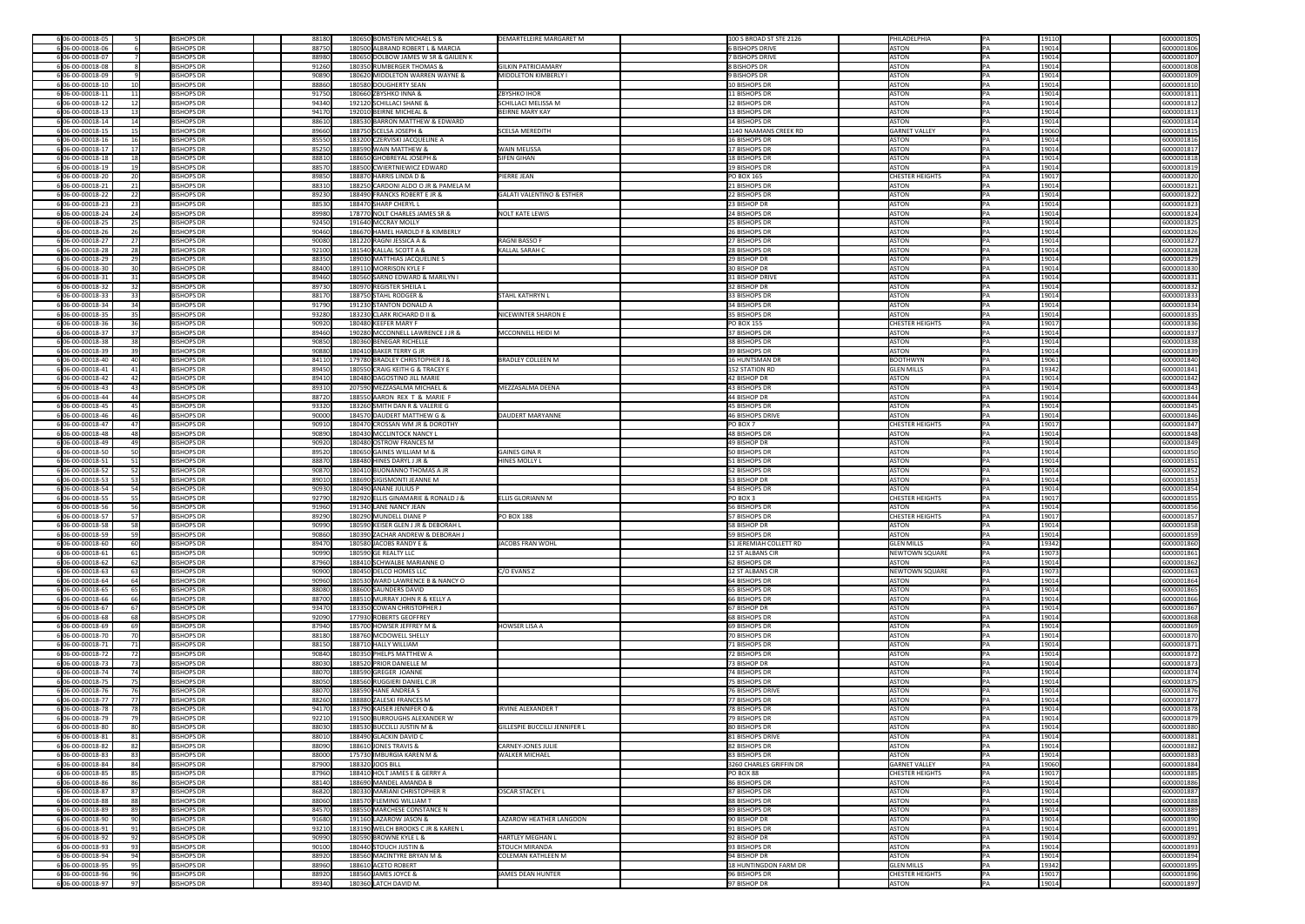| | | | | | | | | | | | | |
|---|---|---|---|---|---|---|---|---|---|---|---|---|
| 6 | 06-00-00018-05 | 5 | BISHOPS DR | 88180 | 180650 | BOMSTEIN MICHAEL S & | DEMARTELEIRE MARGARET M | 100 S BROAD ST STE 2126 | PHILADELPHIA | PA | 19110 | 6000001805 |
| 6 | 06-00-00018-06 | 6 | BISHOPS DR | 88750 | 180500 | ALBRAND ROBERT L & MARCIA | | 6 BISHOPS DRIVE | ASTON | PA | 19014 | 6000001806 |
| 6 | 06-00-00018-07 | 7 | BISHOPS DR | 88980 | 180650 | DOLBOW JAMES W SR & GAILIEN K | | 7 BISHOPS DRIVE | ASTON | PA | 19014 | 6000001807 |
| 6 | 06-00-00018-08 | 8 | BISHOPS DR | 91260 | 180350 | RUMBERGER THOMAS & | GILKIN PATRICIAMARY | 8 BISHOPS DR | ASTON | PA | 19014 | 6000001808 |
| 6 | 06-00-00018-09 | 9 | BISHOPS DR | 90890 | 180620 | MIDDLETON WARREN WAYNE & | MIDDLETON KIMBERLY I | 9 BISHOPS DR | ASTON | PA | 19014 | 6000001809 |
| 6 | 06-00-00018-10 | 10 | BISHOPS DR | 88860 | 180580 | DOUGHERTY SEAN | | 10 BISHOPS DR | ASTON | PA | 19014 | 6000001810 |
| 6 | 06-00-00018-11 | 11 | BISHOPS DR | 91750 | 180660 | ZBYSHKO INNA & | ZBYSHKO IHOR | 11 BISHOPS DR | ASTON | PA | 19014 | 6000001811 |
| 6 | 06-00-00018-12 | 12 | BISHOPS DR | 94340 | 192120 | SCHILLACI SHANE & | SCHILLACI MELISSA M | 12 BISHOPS DR | ASTON | PA | 19014 | 6000001812 |
| 6 | 06-00-00018-13 | 13 | BISHOPS DR | 94170 | 192010 | BEIRNE MICHEAL & | BEIRNE MARY KAY | 13 BISHOPS DR | ASTON | PA | 19014 | 6000001813 |
| 6 | 06-00-00018-14 | 14 | BISHOPS DR | 88610 | 188530 | BARRON MATTHEW & EDWARD | | 14 BISHOPS DR | ASTON | PA | 19014 | 6000001814 |
| 6 | 06-00-00018-15 | 15 | BISHOPS DR | 89660 | 188750 | SCELSA JOSEPH & | SCELSA MEREDITH | 1140 NAAMANS CREEK RD | GARNET VALLEY | PA | 19060 | 6000001815 |
| 6 | 06-00-00018-16 | 16 | BISHOPS DR | 85550 | 183200 | CZERVISKI JACQUELINE A | | 16 BISHOPS DR | ASTON | PA | 19014 | 6000001816 |
| 6 | 06-00-00018-17 | 17 | BISHOPS DR | 85250 | 188590 | WAIN MATTHEW & | WAIN MELISSA | 17 BISHOPS DR | ASTON | PA | 19014 | 6000001817 |
| 6 | 06-00-00018-18 | 18 | BISHOPS DR | 88810 | 188650 | GHOBREYAL JOSEPH & | SIFEN GIHAN | 18 BISHOPS DR | ASTON | PA | 19014 | 6000001818 |
| 6 | 06-00-00018-19 | 19 | BISHOPS DR | 88570 | 188500 | CWIERTNIEWICZ EDWARD | | 19 BISHOPS DR | ASTON | PA | 19014 | 6000001819 |
| 6 | 06-00-00018-20 | 20 | BISHOPS DR | 89850 | 188870 | HARRIS LINDA D & | PIERRE JEAN | PO BOX 165 | CHESTER HEIGHTS | PA | 19017 | 6000001820 |
| 6 | 06-00-00018-21 | 21 | BISHOPS DR | 88310 | 188250 | CARDONI ALDO O JR & PAMELA M | | 21 BISHOPS DR | ASTON | PA | 19014 | 6000001821 |
| 6 | 06-00-00018-22 | 22 | BISHOPS DR | 89230 | 188490 | FRANCKS ROBERT E JR & | GALATI VALENTINO & ESTHER | 22 BISHOPS DR | ASTON | PA | 19014 | 6000001822 |
| 6 | 06-00-00018-23 | 23 | BISHOPS DR | 88530 | 188470 | SHARP CHERYL L | | 23 BISHOP DR | ASTON | PA | 19014 | 6000001823 |
| 6 | 06-00-00018-24 | 24 | BISHOPS DR | 89980 | 178770 | NOLT CHARLES JAMES SR & | NOLT KATE LEWIS | 24 BISHOPS DR | ASTON | PA | 19014 | 6000001824 |
| 6 | 06-00-00018-25 | 25 | BISHOPS DR | 92450 | 191640 | MCCRAY MOLLY | | 25 BISHOPS DR | ASTON | PA | 19014 | 6000001825 |
| 6 | 06-00-00018-26 | 26 | BISHOPS DR | 90460 | 186670 | HAMEL HAROLD F & KIMBERLY | | 26 BISHOPS DR | ASTON | PA | 19014 | 6000001826 |
| 6 | 06-00-00018-27 | 27 | BISHOPS DR | 90080 | 181220 | RAGNI JESSICA A & | RAGNI BASSO F | 27 BISHOPS DR | ASTON | PA | 19014 | 6000001827 |
| 6 | 06-00-00018-28 | 28 | BISHOPS DR | 92100 | 181540 | KALLAL SCOTT A & | KALLAL SARAH C | 28 BISHOPS DR | ASTON | PA | 19014 | 6000001828 |
| 6 | 06-00-00018-29 | 29 | BISHOPS DR | 88350 | 189030 | MATTHIAS JACQUELINE S | | 29 BISHOP DR | ASTON | PA | 19014 | 6000001829 |
| 6 | 06-00-00018-30 | 30 | BISHOPS DR | 88400 | 189110 | MORRISON KYLE F | | 30 BISHOP DR | ASTON | PA | 19014 | 6000001830 |
| 6 | 06-00-00018-31 | 31 | BISHOPS DR | 89460 | 180560 | SARNO EDWARD & MARILYN I | | 31 BISHOP DRIVE | ASTON | PA | 19014 | 6000001831 |
| 6 | 06-00-00018-32 | 32 | BISHOPS DR | 89730 | 180970 | REGISTER SHEILA L | | 32 BISHOP DR | ASTON | PA | 19014 | 6000001832 |
| 6 | 06-00-00018-33 | 33 | BISHOPS DR | 88170 | 188750 | STAHL RODGER & | STAHL KATHRYN L | 33 BISHOPS DR | ASTON | PA | 19014 | 6000001833 |
| 6 | 06-00-00018-34 | 34 | BISHOPS DR | 91790 | 191230 | STANTON DONALD A | | 34 BISHOPS DR | ASTON | PA | 19014 | 6000001834 |
| 6 | 06-00-00018-35 | 35 | BISHOPS DR | 93280 | 183230 | CLARK RICHARD D II & | NICEWINTER SHARON E | 35 BISHOPS DR | ASTON | PA | 19014 | 6000001835 |
| 6 | 06-00-00018-36 | 36 | BISHOPS DR | 90920 | 180480 | KEEFER MARY F | | PO BOX 155 | CHESTER HEIGHTS | PA | 19017 | 6000001836 |
| 6 | 06-00-00018-37 | 37 | BISHOPS DR | 89460 | 190280 | MCCONNELL LAWRENCE J JR & | MCCONNELL HEIDI M | 37 BISHOPS DR | ASTON | PA | 19014 | 6000001837 |
| 6 | 06-00-00018-38 | 38 | BISHOPS DR | 90850 | 180360 | BENEGAR RICHELLE | | 38 BISHOPS DR | ASTON | PA | 19014 | 6000001838 |
| 6 | 06-00-00018-39 | 39 | BISHOPS DR | 90880 | 180410 | BAKER TERRY G JR | | 39 BISHOPS DR | ASTON | PA | 19014 | 6000001839 |
| 6 | 06-00-00018-40 | 40 | BISHOPS DR | 84110 | 179780 | BRADLEY CHRISTOPHER J & | BRADLEY COLLEEN M | 16 HUNTSMAN DR | BOOTHWYN | PA | 19061 | 6000001840 |
| 6 | 06-00-00018-41 | 41 | BISHOPS DR | 89450 | 180550 | CRAIG KEITH G & TRACEY E | | 152 STATION RD | GLEN MILLS | PA | 19342 | 6000001841 |
| 6 | 06-00-00018-42 | 42 | BISHOPS DR | 89410 | 180480 | DAGOSTINO JILL MARIE | | 42 BISHOP DR | ASTON | PA | 19014 | 6000001842 |
| 6 | 06-00-00018-43 | 43 | BISHOPS DR | 89310 | 207590 | MEZZASALMA MICHAEL & | MEZZASALMA DEENA | 43 BISHOPS DR | ASTON | PA | 19014 | 6000001843 |
| 6 | 06-00-00018-44 | 44 | BISHOPS DR | 88720 | 188550 | AARON REX T & MARIE F | | 44 BISHOP DR | ASTON | PA | 19014 | 6000001844 |
| 6 | 06-00-00018-45 | 45 | BISHOPS DR | 93320 | 183260 | SMITH DAN R & VALERIE G | | 45 BISHOPS DR | ASTON | PA | 19014 | 6000001845 |
| 6 | 06-00-00018-46 | 46 | BISHOPS DR | 90000 | 184570 | DAUDERT MATTHEW G & | DAUDERT MARYANNE | 46 BISHOPS DRIVE | ASTON | PA | 19014 | 6000001846 |
| 6 | 06-00-00018-47 | 47 | BISHOPS DR | 90910 | 180470 | CROSSAN WM JR & DOROTHY | | PO BOX 7 | CHESTER HEIGHTS | PA | 19017 | 6000001847 |
| 6 | 06-00-00018-48 | 48 | BISHOPS DR | 90890 | 180430 | MCCLINTOCK NANCY L | | 48 BISHOPS DR | ASTON | PA | 19014 | 6000001848 |
| 6 | 06-00-00018-49 | 49 | BISHOPS DR | 90920 | 180480 | OSTROW FRANCES M | | 49 BISHOP DR | ASTON | PA | 19014 | 6000001849 |
| 6 | 06-00-00018-50 | 50 | BISHOPS DR | 89520 | 180650 | GAINES WILLIAM M & | GAINES GINA R | 50 BISHOPS DR | ASTON | PA | 19014 | 6000001850 |
| 6 | 06-00-00018-51 | 51 | BISHOPS DR | 88870 | 188480 | HINES DARYL J JR & | HINES MOLLY L | 51 BISHOPS DR | ASTON | PA | 19014 | 6000001851 |
| 6 | 06-00-00018-52 | 52 | BISHOPS DR | 90870 | 180410 | BUONANNO THOMAS A JR | | 52 BISHOPS DR | ASTON | PA | 19014 | 6000001852 |
| 6 | 06-00-00018-53 | 53 | BISHOPS DR | 89010 | 188690 | SIGISMONTI JEANNE M | | 53 BISHOP DR | ASTON | PA | 19014 | 6000001853 |
| 6 | 06-00-00018-54 | 54 | BISHOPS DR | 90930 | 180490 | ANANE JULIUS P | | 54 BISHOPS DR | ASTON | PA | 19014 | 6000001854 |
| 6 | 06-00-00018-55 | 55 | BISHOPS DR | 92790 | 182920 | ELLIS GINAMARIE & RONALD J & | ELLIS GLORIANN M | PO BOX 3 | CHESTER HEIGHTS | PA | 19017 | 6000001855 |
| 6 | 06-00-00018-56 | 56 | BISHOPS DR | 91960 | 191340 | LANE NANCY JEAN | | 56 BISHOPS DR | ASTON | PA | 19014 | 6000001856 |
| 6 | 06-00-00018-57 | 57 | BISHOPS DR | 89290 | 180290 | MUNDELL DIANE P | PO BOX 188 | 57 BISHOPS DR | CHESTER HEIGHTS | PA | 19017 | 6000001857 |
| 6 | 06-00-00018-58 | 58 | BISHOPS DR | 90990 | 180590 | KEISER GLEN J JR & DEBORAH L | | 58 BISHOP DR | ASTON | PA | 19014 | 6000001858 |
| 6 | 06-00-00018-59 | 59 | BISHOPS DR | 90860 | 180390 | ZACHAR ANDREW & DEBORAH J | | 59 BISHOPS DR | ASTON | PA | 19014 | 6000001859 |
| 6 | 06-00-00018-60 | 60 | BISHOPS DR | 89470 | 180580 | JACOBS RANDY E & | JACOBS FRAN WOHL | 51 JEREMIAH COLLETT RD | GLEN MILLS | PA | 19342 | 6000001860 |
| 6 | 06-00-00018-61 | 61 | BISHOPS DR | 90990 | 180590 | GE REALTY LLC | | 12 ST ALBANS CIR | NEWTOWN SQUARE | PA | 19073 | 6000001861 |
| 6 | 06-00-00018-62 | 62 | BISHOPS DR | 87960 | 188410 | SCHWALBE MARIANNE O | | 62 BISHOPS DR | ASTON | PA | 19014 | 6000001862 |
| 6 | 06-00-00018-63 | 63 | BISHOPS DR | 90900 | 180450 | DELCO HOMES LLC | C/O EVANS Z | 12 ST ALBANS CIR | NEWTOWN SQUARE | PA | 19073 | 6000001863 |
| 6 | 06-00-00018-64 | 64 | BISHOPS DR | 90960 | 180530 | WARD LAWRENCE B & NANCY O | | 64 BISHOPS DR | ASTON | PA | 19014 | 6000001864 |
| 6 | 06-00-00018-65 | 65 | BISHOPS DR | 88080 | 188600 | SAUNDERS DAVID | | 65 BISHOPS DR | ASTON | PA | 19014 | 6000001865 |
| 6 | 06-00-00018-66 | 66 | BISHOPS DR | 88700 | 188510 | MURRAY JOHN R & KELLY A | | 66 BISHOPS DR | ASTON | PA | 19014 | 6000001866 |
| 6 | 06-00-00018-67 | 67 | BISHOPS DR | 93470 | 183350 | COWAN CHRISTOPHER J | | 67 BISHOP DR | ASTON | PA | 19014 | 6000001867 |
| 6 | 06-00-00018-68 | 68 | BISHOPS DR | 92090 | 177930 | ROBERTS GEOFFREY | | 68 BISHOPS DR | ASTON | PA | 19014 | 6000001868 |
| 6 | 06-00-00018-69 | 69 | BISHOPS DR | 87940 | 185700 | HOWSER JEFFREY M & | HOWSER LISA A | 69 BISHOPS DR | ASTON | PA | 19014 | 6000001869 |
| 6 | 06-00-00018-70 | 70 | BISHOPS DR | 88180 | 188760 | MCDOWELL SHELLY | | 70 BISHOPS DR | ASTON | PA | 19014 | 6000001870 |
| 6 | 06-00-00018-71 | 71 | BISHOPS DR | 88150 | 188710 | HALLY WILLIAM | | 71 BISHOPS DR | ASTON | PA | 19014 | 6000001871 |
| 6 | 06-00-00018-72 | 72 | BISHOPS DR | 90840 | 180350 | PHELPS MATTHEW A | | 72 BISHOPS DR | ASTON | PA | 19014 | 6000001872 |
| 6 | 06-00-00018-73 | 73 | BISHOPS DR | 88030 | 188520 | PRIOR DANIELLE M | | 73 BISHOP DR | ASTON | PA | 19014 | 6000001873 |
| 6 | 06-00-00018-74 | 74 | BISHOPS DR | 88070 | 188590 | GREGER JOANNE | | 74 BISHOPS DR | ASTON | PA | 19014 | 6000001874 |
| 6 | 06-00-00018-75 | 75 | BISHOPS DR | 88050 | 188560 | RUGGIERI DANIEL C JR | | 75 BISHOPS DR | ASTON | PA | 19014 | 6000001875 |
| 6 | 06-00-00018-76 | 76 | BISHOPS DR | 88070 | 188590 | HANE ANDREA S | | 76 BISHOPS DRIVE | ASTON | PA | 19014 | 6000001876 |
| 6 | 06-00-00018-77 | 77 | BISHOPS DR | 88260 | 188880 | ZALESKI FRANCES M | | 77 BISHOPS DR | ASTON | PA | 19014 | 6000001877 |
| 6 | 06-00-00018-78 | 78 | BISHOPS DR | 94170 | 183790 | KAISER JENNIFER O & | IRVINE ALEXANDER T | 78 BISHOPS DR | ASTON | PA | 19014 | 6000001878 |
| 6 | 06-00-00018-79 | 79 | BISHOPS DR | 92210 | 191500 | BURROUGHS ALEXANDER W | | 79 BISHOPS DR | ASTON | PA | 19014 | 6000001879 |
| 6 | 06-00-00018-80 | 80 | BISHOPS DR | 88030 | 188530 | BUCCILLI JUSTIN M & | GILLESPIE BUCCILLI JENNIFER L | 80 BISHOPS DR | ASTON | PA | 19014 | 6000001880 |
| 6 | 06-00-00018-81 | 81 | BISHOPS DR | 88010 | 188490 | GLACKIN DAVID C | | 81 BISHOPS DRIVE | ASTON | PA | 19014 | 6000001881 |
| 6 | 06-00-00018-82 | 82 | BISHOPS DR | 88090 | 188610 | JONES TRAVIS & | CARNEY-JONES JULIE | 82 BISHOPS DR | ASTON | PA | 19014 | 6000001882 |
| 6 | 06-00-00018-83 | 83 | BISHOPS DR | 88000 | 175730 | MBURGIA KAREN M & | WALKER MICHAEL | 83 BISHOPS DR | ASTON | PA | 19014 | 6000001883 |
| 6 | 06-00-00018-84 | 84 | BISHOPS DR | 87900 | 188320 | JOOS BILL | | 3260 CHARLES GRIFFIN DR | GARNET VALLEY | PA | 19060 | 6000001884 |
| 6 | 06-00-00018-85 | 85 | BISHOPS DR | 87960 | 188410 | HOLT JAMES E & GERRY A | | PO BOX 88 | CHESTER HEIGHTS | PA | 19017 | 6000001885 |
| 6 | 06-00-00018-86 | 86 | BISHOPS DR | 88140 | 188690 | MANDEL AMANDA B | | 86 BISHOPS DR | ASTON | PA | 19014 | 6000001886 |
| 6 | 06-00-00018-87 | 87 | BISHOPS DR | 86820 | 180330 | MARIANI CHRISTOPHER R | OSCAR STACEY L | 87 BISHOPS DR | ASTON | PA | 19014 | 6000001887 |
| 6 | 06-00-00018-88 | 88 | BISHOPS DR | 88060 | 188570 | FLEMING WILLIAM T | | 88 BISHOPS DR | ASTON | PA | 19014 | 6000001888 |
| 6 | 06-00-00018-89 | 89 | BISHOPS DR | 84570 | 188550 | MARCHESE CONSTANCE N | | 89 BISHOPS DR | ASTON | PA | 19014 | 6000001889 |
| 6 | 06-00-00018-90 | 90 | BISHOPS DR | 91680 | 191160 | LAZAROW JASON & | LAZAROW HEATHER LANGDON | 90 BISHOP DR | ASTON | PA | 19014 | 6000001890 |
| 6 | 06-00-00018-91 | 91 | BISHOPS DR | 93210 | 183190 | WELCH BROOKS C JR & KAREN L | | 91 BISHOPS DR | ASTON | PA | 19014 | 6000001891 |
| 6 | 06-00-00018-92 | 92 | BISHOPS DR | 90990 | 180590 | BROWNE KYLE L & | HARTLEY MEGHAN L | 92 BISHOP DR | ASTON | PA | 19014 | 6000001892 |
| 6 | 06-00-00018-93 | 93 | BISHOPS DR | 90100 | 180440 | STOUCH JUSTIN & | STOUCH MIRANDA | 93 BISHOPS DR | ASTON | PA | 19014 | 6000001893 |
| 6 | 06-00-00018-94 | 94 | BISHOPS DR | 88920 | 188560 | MACINTYRE BRYAN M & | COLEMAN KATHLEEN M | 94 BISHOP DR | ASTON | PA | 19014 | 6000001894 |
| 6 | 06-00-00018-95 | 95 | BISHOPS DR | 88960 | 188610 | ACETO ROBERT | | 18 HUNTINGDON FARM DR | GLEN MILLS | PA | 19342 | 6000001895 |
| 6 | 06-00-00018-96 | 96 | BISHOPS DR | 88920 | 188560 | JAMES JOYCE & | JAMES DEAN HUNTER | 96 BISHOPS DR | CHESTER HEIGHTS | PA | 19017 | 6000001896 |
| 6 | 06-00-00018-97 | 97 | BISHOPS DR | 89340 | 180360 | LATCH DAVID M. | | 97 BISHOP DR | ASTON | PA | 19014 | 6000001897 |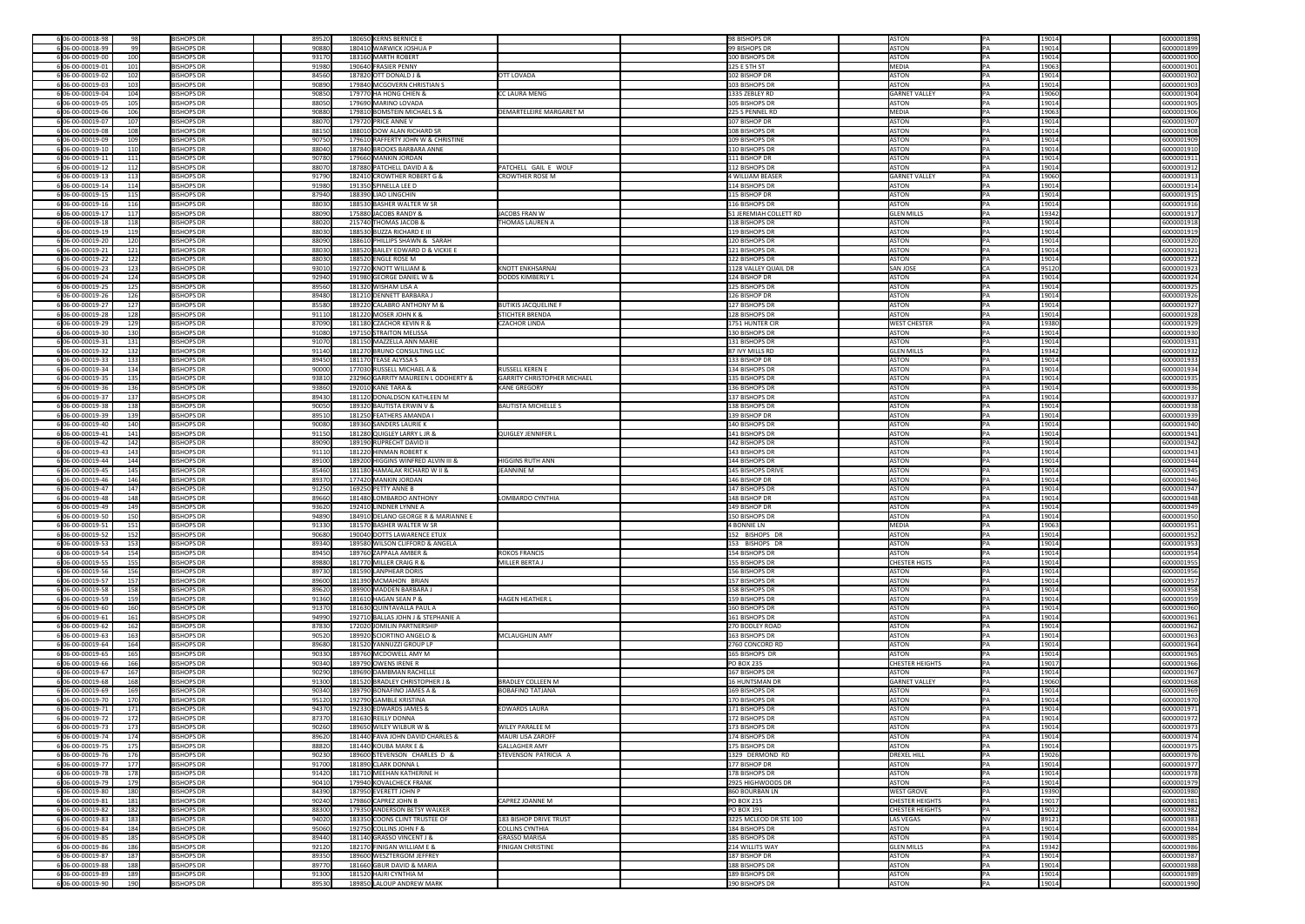| | | | | | | | | | | | | | |
|---|---|---|---|---|---|---|---|---|---|---|---|---|---|
| 6 | 06-00-00018-98 | 98 | BISHOPS DR | 89520 | 180650 | KERNS BERNICE E | | 98 BISHOPS DR | ASTON | PA | 19014 | 6000001898 |
| 6 | 06-00-00018-99 | 99 | BISHOPS DR | 90880 | 180410 | WARWICK JOSHUA P | | 99 BISHOPS DR | ASTON | PA | 19014 | 6000001899 |
| 6 | 06-00-00019-00 | 100 | BISHOPS DR | 93170 | 183160 | MARTH ROBERT | | 100 BISHOPS DR | ASTON | PA | 19014 | 6000001900 |
| 6 | 06-00-00019-01 | 101 | BISHOPS DR | 91980 | 190640 | FRASIER PENNY | | 125 E 5TH ST | MEDIA | PA | 19063 | 6000001901 |
| 6 | 06-00-00019-02 | 102 | BISHOPS DR | 84560 | 187820 | OTT DONALD J & | OTT LOVADA | 102 BISHOP DR | ASTON | PA | 19014 | 6000001902 |
| 6 | 06-00-00019-03 | 103 | BISHOPS DR | 90890 | 179840 | MCGOVERN CHRISTIAN S | | 103 BISHOPS DR | ASTON | PA | 19014 | 6000001903 |
| 6 | 06-00-00019-04 | 104 | BISHOPS DR | 90850 | 179770 | HA HONG CHIEN & | CC LAURA MENG | 1335 ZEBLEY RD | GARNET VALLEY | PA | 19060 | 6000001904 |
| 6 | 06-00-00019-05 | 105 | BISHOPS DR | 88050 | 179690 | MARINO LOVADA | | 105 BISHOPS DR | ASTON | PA | 19014 | 6000001905 |
| 6 | 06-00-00019-06 | 106 | BISHOPS DR | 90880 | 179810 | BOMSTEIN MICHAEL S & | DEMARTELEIRE MARGARET M | 225 S PENNEL RD | MEDIA | PA | 19063 | 6000001906 |
| 6 | 06-00-00019-07 | 107 | BISHOPS DR | 88070 | 179720 | PRICE ANNE V | | 107 BISHOP DR | ASTON | PA | 19014 | 6000001907 |
| 6 | 06-00-00019-08 | 108 | BISHOPS DR | 88150 | 188010 | DOW ALAN RICHARD SR | | 108 BISHOPS DR | ASTON | PA | 19014 | 6000001908 |
| 6 | 06-00-00019-09 | 109 | BISHOPS DR | 90750 | 179610 | RAFFERTY JOHN W & CHRISTINE | | 109 BISHOPS DR | ASTON | PA | 19014 | 6000001909 |
| 6 | 06-00-00019-10 | 110 | BISHOPS DR | 88040 | 187840 | BROOKS BARBARA ANNE | | 110 BISHOPS DR | ASTON | PA | 19014 | 6000001910 |
| 6 | 06-00-00019-11 | 111 | BISHOPS DR | 90780 | 179660 | MANKIN JORDAN | | 111 BISHOP DR | ASTON | PA | 19014 | 6000001911 |
| 6 | 06-00-00019-12 | 112 | BISHOPS DR | 88070 | 187880 | PATCHELL DAVID A & | PATCHELL GAIL E WOLF | 112 BISHOPS DR | ASTON | PA | 19014 | 6000001912 |
| 6 | 06-00-00019-13 | 113 | BISHOPS DR | 91790 | 182410 | CROWTHER ROBERT G & | CROWTHER ROSE M | 4 WILLIAM BEASER | GARNET VALLEY | PA | 19060 | 6000001913 |
| 6 | 06-00-00019-14 | 114 | BISHOPS DR | 91980 | 191350 | SPINELLA LEE D | | 114 BISHOPS DR | ASTON | PA | 19014 | 6000001914 |
| 6 | 06-00-00019-15 | 115 | BISHOPS DR | 87940 | 188390 | LIAO LINGCHIN | | 115 BISHOP DR | ASTON | PA | 19014 | 6000001915 |
| 6 | 06-00-00019-16 | 116 | BISHOPS DR | 88030 | 188530 | BASHER WALTER W SR | | 116 BISHOPS DR | ASTON | PA | 19014 | 6000001916 |
| 6 | 06-00-00019-17 | 117 | BISHOPS DR | 88090 | 175880 | JACOBS RANDY & | JACOBS FRAN W | 51 JEREMIAH COLLETT RD | GLEN MILLS | PA | 19342 | 6000001917 |
| 6 | 06-00-00019-18 | 118 | BISHOPS DR | 88020 | 215740 | THOMAS JACOB & | THOMAS LAUREN A | 118 BISHOPS DR | ASTON | PA | 19014 | 6000001918 |
| 6 | 06-00-00019-19 | 119 | BISHOPS DR | 88030 | 188530 | BUZZA RICHARD E III | | 119 BISHOPS DR | ASTON | PA | 19014 | 6000001919 |
| 6 | 06-00-00019-20 | 120 | BISHOPS DR | 88090 | 188610 | PHILLIPS SHAWN & SARAH | | 120 BISHOPS DR | ASTON | PA | 19014 | 6000001920 |
| 6 | 06-00-00019-21 | 121 | BISHOPS DR | 88030 | 188520 | BAILEY EDWARD D & VICKIE E | | 121 BISHOPS DR. | ASTON | PA | 19014 | 6000001921 |
| 6 | 06-00-00019-22 | 122 | BISHOPS DR | 88030 | 188520 | ENGLE ROSE M | | 122 BISHOPS DR | ASTON | PA | 19014 | 6000001922 |
| 6 | 06-00-00019-23 | 123 | BISHOPS DR | 93010 | 192720 | KNOTT WILLIAM & | KNOTT ENKHSARNAI | 1128 VALLEY QUAIL DR | SAN JOSE | CA | 95120 | 6000001923 |
| 6 | 06-00-00019-24 | 124 | BISHOPS DR | 92940 | 191980 | GEORGE DANIEL W & | DODDS KIMBERLY L | 124 BISHOP DR | ASTON | PA | 19014 | 6000001924 |
| 6 | 06-00-00019-25 | 125 | BISHOPS DR | 89560 | 181320 | WISHAM LISA A | | 125 BISHOPS DR | ASTON | PA | 19014 | 6000001925 |
| 6 | 06-00-00019-26 | 126 | BISHOPS DR | 89480 | 181210 | DENNETT BARBARA J | | 126 BISHOP DR | ASTON | PA | 19014 | 6000001926 |
| 6 | 06-00-00019-27 | 127 | BISHOPS DR | 85580 | 189220 | CALABRO ANTHONY M & | BUTIKIS JACQUELINE F | 127 BISHOPS DR | ASTON | PA | 19014 | 6000001927 |
| 6 | 06-00-00019-28 | 128 | BISHOPS DR | 91110 | 181220 | MOSER JOHN K & | STICHTER BRENDA | 128 BISHOPS DR | ASTON | PA | 19014 | 6000001928 |
| 6 | 06-00-00019-29 | 129 | BISHOPS DR | 87090 | 181180 | CZACHOR KEVIN R & | CZACHOR LINDA | 1751 HUNTER CIR | WEST CHESTER | PA | 19380 | 6000001929 |
| 6 | 06-00-00019-30 | 130 | BISHOPS DR | 91080 | 197150 | STRAITON MELISSA | | 130 BISHOPS DR | ASTON | PA | 19014 | 6000001930 |
| 6 | 06-00-00019-31 | 131 | BISHOPS DR | 91070 | 181150 | MAZZELLA ANN MARIE | | 131 BISHOPS DR | ASTON | PA | 19014 | 6000001931 |
| 6 | 06-00-00019-32 | 132 | BISHOPS DR | 91140 | 181270 | BRUNO CONSULTING LLC | | 87 IVY MILLS RD | GLEN MILLS | PA | 19342 | 6000001932 |
| 6 | 06-00-00019-33 | 133 | BISHOPS DR | 89450 | 181170 | TEASE ALYSSA S | | 133 BISHOP DR | ASTON | PA | 19014 | 6000001933 |
| 6 | 06-00-00019-34 | 134 | BISHOPS DR | 90000 | 177030 | RUSSELL MICHAEL A & | RUSSELL KEREN E | 134 BISHOPS DR | ASTON | PA | 19014 | 6000001934 |
| 6 | 06-00-00019-35 | 135 | BISHOPS DR | 93810 | 232960 | GARRITY MAUREEN L ODOHERTY & | GARRITY CHRISTOPHER MICHAEL | 135 BISHOPS DR | ASTON | PA | 19014 | 6000001935 |
| 6 | 06-00-00019-36 | 136 | BISHOPS DR | 93860 | 192010 | KANE TARA & | KANE GREGORY | 136 BISHOPS DR | ASTON | PA | 19014 | 6000001936 |
| 6 | 06-00-00019-37 | 137 | BISHOPS DR | 89430 | 181120 | DONALDSON KATHLEEN M | | 137 BISHOPS DR | ASTON | PA | 19014 | 6000001937 |
| 6 | 06-00-00019-38 | 138 | BISHOPS DR | 90050 | 189320 | BAUTISTA ERWIN V & | BAUTISTA MICHELLE S | 138 BISHOPS DR | ASTON | PA | 19014 | 6000001938 |
| 6 | 06-00-00019-39 | 139 | BISHOPS DR | 89510 | 181250 | FEATHERS AMANDA I | | 139 BISHOP DR | ASTON | PA | 19014 | 6000001939 |
| 6 | 06-00-00019-40 | 140 | BISHOPS DR | 90080 | 189360 | SANDERS LAURIE K | | 140 BISHOPS DR | ASTON | PA | 19014 | 6000001940 |
| 6 | 06-00-00019-41 | 141 | BISHOPS DR | 91150 | 181280 | QUIGLEY LARRY L JR & | QUIGLEY JENNIFER L | 141 BISHOPS DR | ASTON | PA | 19014 | 6000001941 |
| 6 | 06-00-00019-42 | 142 | BISHOPS DR | 89090 | 189190 | RUPRECHT DAVID II | | 142 BISHOPS DR | ASTON | PA | 19014 | 6000001942 |
| 6 | 06-00-00019-43 | 143 | BISHOPS DR | 91110 | 181220 | HINMAN ROBERT K | | 143 BISHOPS DR | ASTON | PA | 19014 | 6000001943 |
| 6 | 06-00-00019-44 | 144 | BISHOPS DR | 89100 | 189200 | HIGGINS WINFRED ALVIN III & | HIGGINS RUTH ANN | 144 BISHOPS DR | ASTON | PA | 19014 | 6000001944 |
| 6 | 06-00-00019-45 | 145 | BISHOPS DR | 85460 | 181180 | HAMALAK RICHARD W II & | JEANNINE M | 145 BISHOPS DRIVE | ASTON | PA | 19014 | 6000001945 |
| 6 | 06-00-00019-46 | 146 | BISHOPS DR | 89370 | 177420 | MANKIN JORDAN | | 146 BISHOP DR | ASTON | PA | 19014 | 6000001946 |
| 6 | 06-00-00019-47 | 147 | BISHOPS DR | 91250 | 169250 | PETTY ANNE B | | 147 BISHOPS DR | ASTON | PA | 19014 | 6000001947 |
| 6 | 06-00-00019-48 | 148 | BISHOPS DR | 89660 | 181480 | LOMBARDO ANTHONY | LOMBARDO CYNTHIA | 148 BISHOP DR | ASTON | PA | 19014 | 6000001948 |
| 6 | 06-00-00019-49 | 149 | BISHOPS DR | 93620 | 192410 | LINDNER LYNNE A | | 149 BISHOP DR | ASTON | PA | 19014 | 6000001949 |
| 6 | 06-00-00019-50 | 150 | BISHOPS DR | 94890 | 184910 | DELANO GEORGE R & MARIANNE E | | 150 BISHOPS DR | ASTON | PA | 19014 | 6000001950 |
| 6 | 06-00-00019-51 | 151 | BISHOPS DR | 91330 | 181570 | BASHER WALTER W SR | | 4 BONNIE LN | MEDIA | PA | 19063 | 6000001951 |
| 6 | 06-00-00019-52 | 152 | BISHOPS DR | 90680 | 190040 | DOTTS LAWARENCE ETUX | | 152 BISHOPS DR | ASTON | PA | 19014 | 6000001952 |
| 6 | 06-00-00019-53 | 153 | BISHOPS DR | 89340 | 189580 | WILSON CLIFFORD & ANGELA | | 153 BISHOPS DR | ASTON | PA | 19014 | 6000001953 |
| 6 | 06-00-00019-54 | 154 | BISHOPS DR | 89450 | 189760 | ZAPPALA AMBER & | ROKOS FRANCIS | 154 BISHOPS DR | ASTON | PA | 19014 | 6000001954 |
| 6 | 06-00-00019-55 | 155 | BISHOPS DR | 89880 | 181770 | MILLER CRAIG R & | MILLER BERTA J | 155 BISHOPS DR | CHESTER HGTS | PA | 19014 | 6000001955 |
| 6 | 06-00-00019-56 | 156 | BISHOPS DR | 89730 | 181590 | LANPHEAR DORIS | | 156 BISHOPS DR | ASTON | PA | 19014 | 6000001956 |
| 6 | 06-00-00019-57 | 157 | BISHOPS DR | 89600 | 181390 | MCMAHON BRIAN | | 157 BISHOPS DR | ASTON | PA | 19014 | 6000001957 |
| 6 | 06-00-00019-58 | 158 | BISHOPS DR | 89620 | 189900 | MADDEN BARBARA J | | 158 BISHOPS DR | ASTON | PA | 19014 | 6000001958 |
| 6 | 06-00-00019-59 | 159 | BISHOPS DR | 91360 | 181610 | HAGAN SEAN P & | HAGEN HEATHER L | 159 BISHOPS DR | ASTON | PA | 19014 | 6000001959 |
| 6 | 06-00-00019-60 | 160 | BISHOPS DR | 91370 | 181630 | QUINTAVALLA PAUL A | | 160 BISHOPS DR | ASTON | PA | 19014 | 6000001960 |
| 6 | 06-00-00019-61 | 161 | BISHOPS DR | 94990 | 192710 | BALLAS JOHN J & STEPHANIE A | | 161 BISHOPS DR | ASTON | PA | 19014 | 6000001961 |
| 6 | 06-00-00019-62 | 162 | BISHOPS DR | 87830 | 172020 | JOMILIN PARTNERSHIP | | 270 BODLEY ROAD | ASTON | PA | 19014 | 6000001962 |
| 6 | 06-00-00019-63 | 163 | BISHOPS DR | 90520 | 189920 | SCIORTINO ANGELO & | MCLAUGHLIN AMY | 163 BISHOPS DR | ASTON | PA | 19014 | 6000001963 |
| 6 | 06-00-00019-64 | 164 | BISHOPS DR | 89680 | 181520 | YANNUZZI GROUP LP | | 2760 CONCORD RD | ASTON | PA | 19014 | 6000001964 |
| 6 | 06-00-00019-65 | 165 | BISHOPS DR | 90330 | 189760 | MCDOWELL AMY M | | 165 BISHOPS DR | ASTON | PA | 19014 | 6000001965 |
| 6 | 06-00-00019-66 | 166 | BISHOPS DR | 90340 | 189790 | OWENS IRENE R | | PO BOX 235 | CHESTER HEIGHTS | PA | 19017 | 6000001966 |
| 6 | 06-00-00019-67 | 167 | BISHOPS DR | 90290 | 189690 | DAMBMAN RACHELLE | | 167 BISHOPS DR | ASTON | PA | 19014 | 6000001967 |
| 6 | 06-00-00019-68 | 168 | BISHOPS DR | 91300 | 181520 | BRADLEY CHRISTOPHER J & | BRADLEY COLLEEN M | 16 HUNTSMAN DR | GARNET VALLEY | PA | 19060 | 6000001968 |
| 6 | 06-00-00019-69 | 169 | BISHOPS DR | 90340 | 189790 | BONAFINO JAMES A & | BOBAFINO TATJANA | 169 BISHOPS DR | ASTON | PA | 19014 | 6000001969 |
| 6 | 06-00-00019-70 | 170 | BISHOPS DR | 95120 | 192790 | GAMBLE KRISTINA | | 170 BISHOPS DR | ASTON | PA | 19014 | 6000001970 |
| 6 | 06-00-00019-71 | 171 | BISHOPS DR | 94370 | 192330 | EDWARDS JAMES & | EDWARDS LAURA | 171 BISHOPS DR | ASTON | PA | 19014 | 6000001971 |
| 6 | 06-00-00019-72 | 172 | BISHOPS DR | 87370 | 181630 | REILLY DONNA | | 172 BISHOPS DR | ASTON | PA | 19014 | 6000001972 |
| 6 | 06-00-00019-73 | 173 | BISHOPS DR | 90260 | 189650 | WILEY WILBUR W & | WILEY PARALEE M | 173 BISHOPS DR | ASTON | PA | 19014 | 6000001973 |
| 6 | 06-00-00019-74 | 174 | BISHOPS DR | 89620 | 181440 | FAVA JOHN DAVID CHARLES & | MAURI LISA ZAROFF | 174 BISHOPS DR | ASTON | PA | 19014 | 6000001974 |
| 6 | 06-00-00019-75 | 175 | BISHOPS DR | 88820 | 181440 | KOUBA MARK E & | GALLAGHER AMY | 175 BISHOPS DR | ASTON | PA | 19014 | 6000001975 |
| 6 | 06-00-00019-76 | 176 | BISHOPS DR | 90230 | 189600 | STEVENSON CHARLES D & | STEVENSON PATRICIA A | 1329 DERMOND RD | DREXEL HILL | PA | 19026 | 6000001976 |
| 6 | 06-00-00019-77 | 177 | BISHOPS DR | 91700 | 181890 | CLARK DONNA L | | 177 BISHOP DR | ASTON | PA | 19014 | 6000001977 |
| 6 | 06-00-00019-78 | 178 | BISHOPS DR | 91420 | 181710 | MEEHAN KATHERINE H | | 178 BISHOPS DR | ASTON | PA | 19014 | 6000001978 |
| 6 | 06-00-00019-79 | 179 | BISHOPS DR | 90410 | 179940 | KOVALCHECK FRANK | | 2925 HIGHWOODS DR | ASTON | PA | 19014 | 6000001979 |
| 6 | 06-00-00019-80 | 180 | BISHOPS DR | 84390 | 187950 | EVERETT JOHN P | | 860 BOURBAN LN | WEST GROVE | PA | 19390 | 6000001980 |
| 6 | 06-00-00019-81 | 181 | BISHOPS DR | 90240 | 179860 | CAPREZ JOHN B | CAPREZ JOANNE M | PO BOX 215 | CHESTER HEIGHTS | PA | 19017 | 6000001981 |
| 6 | 06-00-00019-82 | 182 | BISHOPS DR | 88300 | 179350 | ANDERSON BETSY WALKER | | PO BOX 191 | CHESTER HEIGHTS | PA | 19012 | 6000001982 |
| 6 | 06-00-00019-83 | 183 | BISHOPS DR | 94020 | 183350 | COONS CLINT TRUSTEE OF | 183 BISHOP DRIVE TRUST | 3225 MCLEOD DR STE 100 | LAS VEGAS | NV | 89121 | 6000001983 |
| 6 | 06-00-00019-84 | 184 | BISHOPS DR | 95060 | 192750 | COLLINS JOHN F & | COLLINS CYNTHIA | 184 BISHOPS DR | ASTON | PA | 19014 | 6000001984 |
| 6 | 06-00-00019-85 | 185 | BISHOPS DR | 89440 | 181140 | GRASSO VINCENT J & | GRASSO MARISA | 185 BISHOPS DR | ASTON | PA | 19014 | 6000001985 |
| 6 | 06-00-00019-86 | 186 | BISHOPS DR | 92120 | 182170 | FINIGAN WILLIAM E & | FINIGAN CHRISTINE | 214 WILLITS WAY | GLEN MILLS | PA | 19342 | 6000001986 |
| 6 | 06-00-00019-87 | 187 | BISHOPS DR | 89350 | 189600 | WESZTERGOM JEFFREY | | 187 BISHOP DR | ASTON | PA | 19014 | 6000001987 |
| 6 | 06-00-00019-88 | 188 | BISHOPS DR | 89770 | 181660 | GBUR DAVID & MARIA | | 188 BISHOPS DR | ASTON | PA | 19014 | 6000001988 |
| 6 | 06-00-00019-89 | 189 | BISHOPS DR | 91300 | 181520 | HAJRI CYNTHIA M | | 189 BISHOPS DR | ASTON | PA | 19014 | 6000001989 |
| 6 | 06-00-00019-90 | 190 | BISHOPS DR | 89530 | 189850 | LALOUP ANDREW MARK | | 190 BISHOPS DR | ASTON | PA | 19014 | 6000001990 |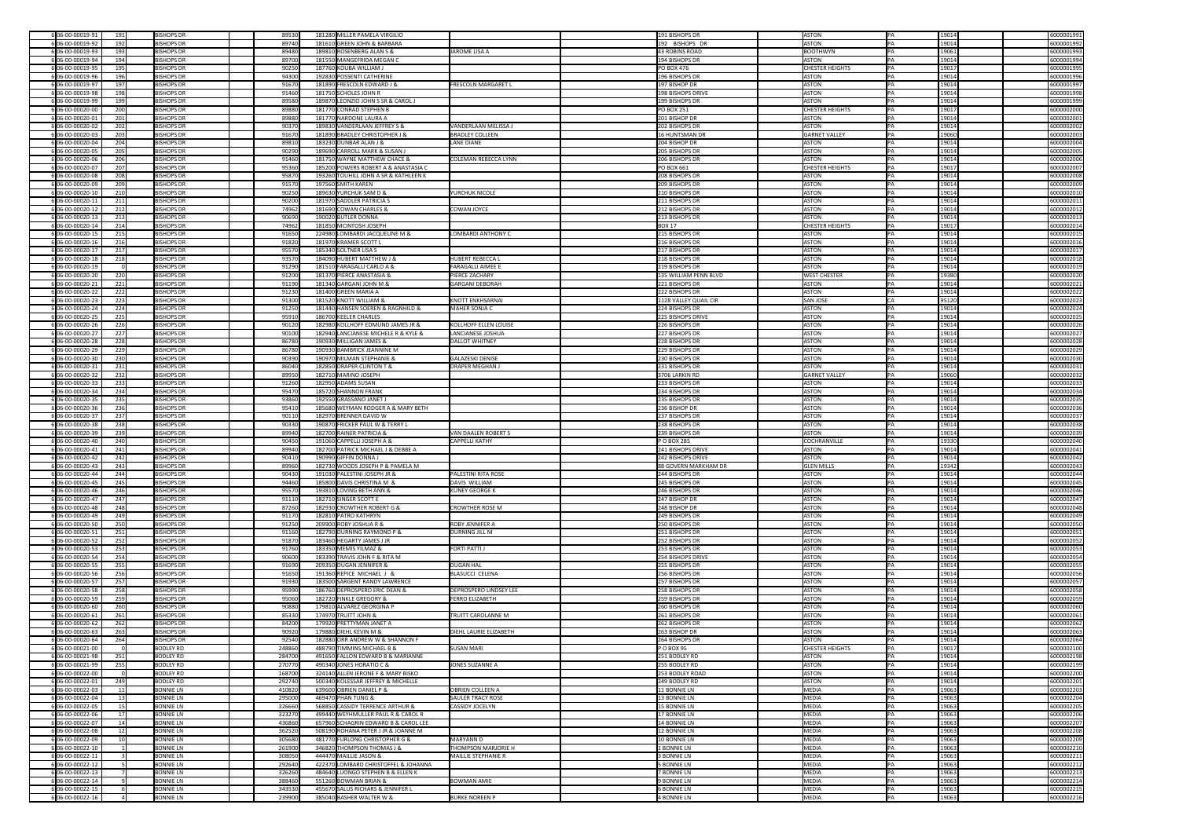| | | | | | | | | | | | |
|---|---|---|---|---|---|---|---|---|---|---|---|
| 6 | 06-00-00019-91 | 191 | BISHOPS DR | 89530 | 181280 | MILLER PAMELA VIRGILIO | | 191 BISHOPS DR | ASTON | PA | 19014 | 6000001991 |
| 6 | 06-00-00019-92 | 192 | BISHOPS DR | 89740 | 181610 | GREEN JOHN & BARBARA | | 192 BISHOPS DR | ASTON | PA | 19014 | 6000001992 |
| 6 | 06-00-00019-93 | 193 | BISHOPS DR | 89480 | 189810 | ROSENBERG ALAN S & | JAROME LISA A | 43 ROBINS ROAD | BOOTHWYN | PA | 19061 | 6000001993 |
| 6 | 06-00-00019-94 | 194 | BISHOPS DR | 89700 | 181550 | MANGEFRIDA MEGAN C | | 194 BISHOPS DR | ASTON | PA | 19014 | 6000001994 |
| 6 | 06-00-00019-95 | 195 | BISHOPS DR | 90250 | 187760 | KOUBA WILLIAM J | | PO BOX 476 | CHESTER HEIGHTS | PA | 19017 | 6000001995 |
| 6 | 06-00-00019-96 | 196 | BISHOPS DR | 94300 | 192830 | POSSENTI CATHERINE | | 196 BISHOPS DR | ASTON | PA | 19014 | 6000001996 |
| 6 | 06-00-00019-97 | 197 | BISHOPS DR | 91670 | 181890 | FRESCOLN EDWARD J & | FRESCOLN MARGARET L | 197 BISHOP DR | ASTON | PA | 19014 | 6000001997 |
| 6 | 06-00-00019-98 | 198 | BISHOPS DR | 91460 | 181750 | SCHOLES JOHN R | | 198 BISHOPS DRIVE | ASTON | PA | 19014 | 6000001998 |
| 6 | 06-00-00019-99 | 199 | BISHOPS DR | 89580 | 189870 | LEONZIO JOHN S SR & CAROL J | | 199 BISHOPS DR | ASTON | PA | 19014 | 6000001999 |
| 6 | 06-00-00020-00 | 200 | BISHOPS DR | 89880 | 181770 | CONRAD STEPHEN B | | PO BOX 251 | CHESTER HEIGHTS | PA | 19017 | 6000002000 |
| 6 | 06-00-00020-01 | 201 | BISHOPS DR | 89880 | 181770 | NARDONE LAURA A | | 201 BISHOP DR | ASTON | PA | 19014 | 6000002001 |
| 6 | 06-00-00020-02 | 202 | BISHOPS DR | 90370 | 189830 | VANDERLAAN JEFFREY S & | VANDERLAAN MELISSA J | 202 BISHOPS DR | ASTON | PA | 19014 | 6000002002 |
| 6 | 06-00-00020-03 | 203 | BISHOPS DR | 91670 | 181890 | BRADLEY CHRISTOPHER J & | BRADLEY COLLEEN | 16 HUNTSMAN DR | GARNET VALLEY | PA | 19060 | 6000002003 |
| 6 | 06-00-00020-04 | 204 | BISHOPS DR | 89810 | 183230 | DUNBAR ALAN J & | LANE DIANE | 204 BISHOP DR | ASTON | PA | 19014 | 6000002004 |
| 6 | 06-00-00020-05 | 205 | BISHOPS DR | 90290 | 189690 | CARROLL MARK & SUSAN J | | 205 BISHOPS DR | ASTON | PA | 19014 | 6000002005 |
| 6 | 06-00-00020-06 | 206 | BISHOPS DR | 91460 | 181750 | WAYNE MATTHEW CHACE & | COLEMAN REBECCA LYNN | 206 BISHOPS DR | ASTON | PA | 19014 | 6000002006 |
| 6 | 06-00-00020-07 | 207 | BISHOPS DR | 95360 | 185200 | POWERS ROBERT A & ANASTASIA C | | PO BOX 661 | CHESTER HEIGHTS | PA | 19017 | 6000002007 |
| 6 | 06-00-00020-08 | 208 | BISHOPS DR | 95870 | 193260 | TOUHILL JOHN A SR & KATHLEEN K | | 208 BISHOPS DR | ASTON | PA | 19014 | 6000002008 |
| 6 | 06-00-00020-09 | 209 | BISHOPS DR | 91570 | 197560 | SMITH KAREN | | 209 BISHOPS DR | ASTON | PA | 19014 | 6000002009 |
| 6 | 06-00-00020-10 | 210 | BISHOPS DR | 90250 | 189630 | YURCHUK SAM D & | YURCHUK NICOLE | 210 BISHOPS DR | ASTON | PA | 19014 | 6000002010 |
| 6 | 06-00-00020-11 | 211 | BISHOPS DR | 90200 | 181970 | SADDLER PATRICIA S | | 211 BISHOPS DR | ASTON | PA | 19014 | 6000002011 |
| 6 | 06-00-00020-12 | 212 | BISHOPS DR | 74962 | 181690 | COWAN CHARLES & | COWAN JOYCE | 212 BISHOPS DR | ASTON | PA | 19014 | 6000002012 |
| 6 | 06-00-00020-13 | 213 | BISHOPS DR | 90690 | 190020 | BUTLER DONNA | | 213 BISHOPS DR | ASTON | PA | 19014 | 6000002013 |
| 6 | 06-00-00020-14 | 214 | BISHOPS DR | 74962 | 181850 | MCINTOSH JOSEPH | | BOX 17 | CHESTER HEIGHTS | PA | 19017 | 6000002014 |
| 6 | 06-00-00020-15 | 215 | BISHOPS DR | 91650 | 224980 | LOMBARDI JACQUELINE M & | LOMBARDI ANTHONY C | 215 BISHOPS DR | ASTON | PA | 19014 | 6000002015 |
| 6 | 06-00-00020-16 | 216 | BISHOPS DR | 91820 | 181970 | KRAMER SCOTT L | | 216 BISHOPS DR | ASTON | PA | 19014 | 6000002016 |
| 6 | 06-00-00020-17 | 217 | BISHOPS DR | 95570 | 185340 | COLTNER LISA S | | 217 BISHOPS DR | ASTON | PA | 19014 | 6000002017 |
| 6 | 06-00-00020-18 | 218 | BISHOPS DR | 93570 | 184090 | HUBERT MATTHEW J & | HUBERT REBECCA L | 218 BISHOPS DR | ASTON | PA | 19014 | 6000002018 |
| 6 | 06-00-00020-19 | 0 | BISHOPS DR | 91290 | 181510 | FARAGALLI CARLO A & | FARAGALLI AIMEE E | 219 BISHOPS DR | ASTON | PA | 19014 | 6000002019 |
| 6 | 06-00-00020-20 | 220 | BISHOPS DR | 91200 | 181370 | PIERCE ANASTASIA & | PIERCE ZACHARY | 135 WILLIAM PENN BLVD | WEST CHESTER | PA | 19380 | 6000002020 |
| 6 | 06-00-00020-21 | 221 | BISHOPS DR | 91190 | 181340 | GARGANI JOHN M & | GARGANI DEBORAH | 221 BISHOPS DR | ASTON | PA | 19014 | 6000002021 |
| 6 | 06-00-00020-22 | 222 | BISHOPS DR | 91230 | 181400 | GREEN MARIA A | | 222 BISHOPS DR | ASTON | PA | 19014 | 6000002022 |
| 6 | 06-00-00020-23 | 223 | BISHOPS DR | 91300 | 181520 | KNOTT WILLIAM & | KNOTT ENKHSARNAI | 1128 VALLEY QUAIL CIR | SAN JOSE | CA | 95120 | 6000002023 |
| 6 | 06-00-00020-24 | 224 | BISHOPS DR | 91250 | 181440 | HANSEN SOEREN & RAGNHILD & | MAHER SONJA C | 224 BISHOPS DR | ASTON | PA | 19014 | 6000002024 |
| 6 | 06-00-00020-25 | 225 | BISHOPS DR | 95910 | 186700 | KEELER CHARLES | | 225 BISHOPS DRIVE | ASTON | PA | 19014 | 6000002025 |
| 6 | 06-00-00020-26 | 226 | BISHOPS DR | 90120 | 182980 | KOLLHOFF EDMUND JAMES JR & | KOLLHOFF ELLEN LOUISE | 226 BISHOPS DR | ASTON | PA | 19014 | 6000002026 |
| 6 | 06-00-00020-27 | 227 | BISHOPS DR | 90100 | 182940 | LANCIANESE MICHELE R & KYLE & | LANCIANESE JOSHUA | 227 BISHOPS DR | ASTON | PA | 19014 | 6000002027 |
| 6 | 06-00-00020-28 | 228 | BISHOPS DR | 86780 | 190930 | MILLIGAN JAMES & | DALLOT WHITNEY | 228 BISHOPS DR | ASTON | PA | 19014 | 6000002028 |
| 6 | 06-00-00020-29 | 229 | BISHOPS DR | 86780 | 190930 | BAMBRICK JEANNINE M | | 229 BISHOPS DR | ASTON | PA | 19014 | 6000002029 |
| 6 | 06-00-00020-30 | 230 | BISHOPS DR | 90390 | 190970 | MILMAN STEPHANIE & | GALAZESKI DENISE | 230 BISHOPS DR | ASTON | PA | 19014 | 6000002030 |
| 6 | 06-00-00020-31 | 231 | BISHOPS DR | 86040 | 182850 | DRAPER CLINTON T & | DRAPER MEGHAN J | 231 BISHOPS DR | ASTON | PA | 19014 | 6000002031 |
| 6 | 06-00-00020-32 | 232 | BISHOPS DR | 89950 | 182710 | MARINO JOSEPH | | 3706 LARKIN RD | GARNET VALLEY | PA | 19060 | 6000002032 |
| 6 | 06-00-00020-33 | 233 | BISHOPS DR | 91260 | 182950 | ADAMS SUSAN | | 233 BISHOPS DR | ASTON | PA | 19014 | 6000002033 |
| 6 | 06-00-00020-34 | 234 | BISHOPS DR | 95470 | 185720 | SHANNON FRANK | | 234 BISHOPS DR | ASTON | PA | 19014 | 6000002034 |
| 6 | 06-00-00020-35 | 235 | BISHOPS DR | 93860 | 192550 | GRASSANO JANET J | | 235 BISHOPS DR | ASTON | PA | 19014 | 6000002035 |
| 6 | 06-00-00020-36 | 236 | BISHOPS DR | 95410 | 185680 | WEYMAN RODGER A & MARY BETH | | 236 BISHOP DR | ASTON | PA | 19014 | 6000002036 |
| 6 | 06-00-00020-37 | 237 | BISHOPS DR | 90110 | 182970 | BRENNER DAVID W | | 237 BISHOPS DR | ASTON | PA | 19014 | 6000002037 |
| 6 | 06-00-00020-38 | 238 | BISHOPS DR | 90330 | 190870 | FRICKER PAUL W & TERRY L | | 238 BISHOPS DR | ASTON | PA | 19014 | 6000002038 |
| 6 | 06-00-00020-39 | 239 | BISHOPS DR | 89940 | 182700 | RAINER PATRICIA & | VAN DAALEN ROBERT S | 239 BISHOPS DR | ASTON | PA | 19014 | 6000002039 |
| 6 | 06-00-00020-40 | 240 | BISHOPS DR | 90450 | 191060 | CAPPELLI JOSEPH A & | CAPPELLI KATHY | P O BOX 285 | COCHRANVILLE | PA | 19330 | 6000002040 |
| 6 | 06-00-00020-41 | 241 | BISHOPS DR | 89940 | 182700 | PATRICK MICHAEL J & DEBBE A | | 241 BISHOPS DRIVE | ASTON | PA | 19014 | 6000002041 |
| 6 | 06-00-00020-42 | 242 | BISHOPS DR | 90410 | 190990 | GIFFIN DONNA J | | 242 BISHOPS DRIVE | ASTON | PA | 19014 | 6000002042 |
| 6 | 06-00-00020-43 | 243 | BISHOPS DR | 89960 | 182730 | WOODS JOSEPH P & PAMELA M | | 88 GOVERN MARKHAM DR | GLEN MILLS | PA | 19342 | 6000002043 |
| 6 | 06-00-00020-44 | 244 | BISHOPS DR | 90430 | 191030 | PALESTINI JOSEPH JR & | PALESTINI RITA ROSE | 244 BISHOPS DR | ASTON | PA | 19014 | 6000002044 |
| 6 | 06-00-00020-45 | 245 | BISHOPS DR | 94460 | 185800 | DAVIS CHRISTINA M & | DAVIS WILLIAM | 245 BISHOPS DR | ASTON | PA | 19014 | 6000002045 |
| 6 | 06-00-00020-46 | 246 | BISHOPS DR | 95570 | 193810 | LOVING BETH ANN & | KUNEY GEORGE K | 246 BISHOPS DR | ASTON | PA | 19014 | 6000002046 |
| 6 | 06-00-00020-47 | 247 | BISHOPS DR | 91110 | 182710 | SINGER SCOTT E | | 247 BISHOP DR | ASTON | PA | 19014 | 6000002047 |
| 6 | 06-00-00020-48 | 248 | BISHOPS DR | 87260 | 182930 | CROWTHER ROBERT G & | CROWTHER ROSE M | 248 BISHOP DR | ASTON | PA | 19014 | 6000002048 |
| 6 | 06-00-00020-49 | 249 | BISHOPS DR | 91170 | 182810 | PATRO KATHRYN | | 249 BISHOPS DR | ASTON | PA | 19014 | 6000002049 |
| 6 | 06-00-00020-50 | 250 | BISHOPS DR | 91250 | 209900 | ROBY JOSHUA R & | ROBY JENNIFER A | 250 BISHOPS DR | ASTON | PA | 19014 | 6000002050 |
| 6 | 06-00-00020-51 | 251 | BISHOPS DR | 91160 | 182790 | DURNING RAYMOND P & | DURNING JILL M | 251 BISHOPS DR | ASTON | PA | 19014 | 6000002051 |
| 6 | 06-00-00020-52 | 252 | BISHOPS DR | 91870 | 183460 | HEGARTY JAMES J JR | | 252 BISHOPS DR | ASTON | PA | 19014 | 6000002052 |
| 6 | 06-00-00020-53 | 253 | BISHOPS DR | 91760 | 183350 | MEMIS YILMAZ & | FORTI PATTI J | 253 BISHOPS DR | ASTON | PA | 19014 | 6000002053 |
| 6 | 06-00-00020-54 | 254 | BISHOPS DR | 90600 | 183390 | TRAVIS JOHN F & RITA M | | 254 BISHOPS DRIVE | ASTON | PA | 19014 | 6000002054 |
| 6 | 06-00-00020-55 | 255 | BISHOPS DR | 91690 | 209350 | DUGAN JENNIFER & | DUGAN HAL | 255 BISHOPS DR | ASTON | PA | 19014 | 6000002055 |
| 6 | 06-00-00020-56 | 256 | BISHOPS DR | 91650 | 191360 | REPICE MICHAEL J & | BLASUCCI CELENA | 256 BISHOPS DR | ASTON | PA | 19014 | 6000002056 |
| 6 | 06-00-00020-57 | 257 | BISHOPS DR | 91930 | 183500 | SARGENT RANDY LAWRENCE | | 257 BISHOPS DR | ASTON | PA | 19014 | 6000002057 |
| 6 | 06-00-00020-58 | 258 | BISHOPS DR | 95990 | 186760 | DEPROSPERO ERIC DEAN & | DEPROSPERO LINDSEY LEE | 258 BISHOPS DR | ASTON | PA | 19014 | 6000002058 |
| 6 | 06-00-00020-59 | 259 | BISHOPS DR | 95060 | 182720 | FINKLE GREGORY & | FERRO ELIZABETH | 259 BISHOPS DR | ASTON | PA | 19014 | 6000002059 |
| 6 | 06-00-00020-60 | 260 | BISHOPS DR | 90880 | 179810 | ALVAREZ GEORGINA P | | 260 BISHOPS DR | ASTON | PA | 19014 | 6000002060 |
| 6 | 06-00-00020-61 | 261 | BISHOPS DR | 85330 | 174970 | TRUITT JOHN & | TRUITT CAROLANNE M | 261 BISHOPS DR | ASTON | PA | 19014 | 6000002061 |
| 6 | 06-00-00020-62 | 262 | BISHOPS DR | 84200 | 179920 | PRETTYMAN JANET A | | 262 BISHOPS DR | ASTON | PA | 19014 | 6000002062 |
| 6 | 06-00-00020-63 | 263 | BISHOPS DR | 90920 | 179880 | DIEHL KEVIN M & | DIEHL LAURIE ELIZABETH | 263 BISHOP DR | ASTON | PA | 19014 | 6000002063 |
| 6 | 06-00-00020-64 | 264 | BISHOPS DR | 92540 | 182880 | ORR ANDREW W & SHANNON F | | 264 BISHOPS DR | ASTON | PA | 19014 | 6000002064 |
| 6 | 06-00-00021-00 | 0 | BODLEY RD | 248860 | 488790 | TIMMINS MICHAEL B & | SUSAN MARI | P O BOX 95 | CHESTER HEIGHTS | PA | 19017 | 6000002100 |
| 6 | 06-00-00021-98 | 251 | BODLEY RD | 284700 | 491650 | FALLON EDWARD B & MARIANNE | | 251 BODLEY RD | ASTON | PA | 19014 | 6000002198 |
| 6 | 06-00-00021-99 | 255 | BODLEY RD | 270770 | 490340 | JONES HORATIO C & | JONES SUZANNE A | 255 BODLEY RD | ASTON | PA | 19014 | 6000002199 |
| 6 | 06-00-00022-00 | 0 | BODLEY RD | 168700 | 324140 | ALLEN JEROME F & MARY BISKO | | 253 BODLEY ROAD | ASTON | PA | 19014 | 6000002200 |
| 6 | 06-00-00022-01 | 249 | BODLEY RD | 292740 | 500340 | KOLESSAR JEFFREY & MICHELLE | | 249 BODLEY RD | ASTON | PA | 19014 | 6000002201 |
| 6 | 06-00-00022-03 | 11 | BONNIE LN | 410820 | 639600 | OBRIEN DANIEL P & | OBRIEN COLLEEN A | 11 BONNIE LN | MEDIA | PA | 19063 | 6000002203 |
| 6 | 06-00-00022-04 | 13 | BONNIE LN | 295000 | 469470 | PHAN TUNG & | SAULER TRACY ROSE | 13 BONNIE LN | MEDIA | PA | 19063 | 6000002204 |
| 6 | 06-00-00022-05 | 15 | BONNIE LN | 326660 | 568850 | CASSIDY TERRENCE ARTHUR & | CASSIDY JOCELYN | 15 BONNIE LN | MEDIA | PA | 19063 | 6000002205 |
| 6 | 06-00-00022-06 | 17 | BONNIE LN | 323270 | 499440 | WEYHMULLER PAUL R & CAROL R | | 17 BONNIE LN | MEDIA | PA | 19063 | 6000002206 |
| 6 | 06-00-00022-07 | 14 | BONNIE LN | 436860 | 657960 | SCHAGRIN EDWARD B & CAROL LEE | | 14 BONNIE LN | MEDIA | PA | 19063 | 6000002207 |
| 6 | 06-00-00022-08 | 12 | BONNIE LN | 362520 | 508190 | ROHANA PETER J JR & JOANNE M | | 12 BONNIE LN | MEDIA | PA | 19063 | 6000002208 |
| 6 | 06-00-00022-09 | 10 | BONNIE LN | 305680 | 481770 | FURLONG CHRISTOPHER G & | MARYANN D | 10 BONNIE LN | MEDIA | PA | 19063 | 6000002209 |
| 6 | 06-00-00022-10 | 1 | BONNIE LN | 261900 | 346820 | THOMPSON THOMAS J & | THOMPSON MARJORIE H | 1 BONNIE LN | MEDIA | PA | 19063 | 6000002210 |
| 6 | 06-00-00022-11 | 3 | BONNIE LN | 308050 | 444470 | MAILLIE JASON & | MAILLIE STEPHANIE R | 3 BONNIE LN | MEDIA | PA | 19063 | 6000002211 |
| 6 | 06-00-00022-12 | 5 | BONNIE LN | 292640 | 422370 | LOMBARD CHRISTOFFEL & JOHANNA | | 5 BONNIE LN | MEDIA | PA | 19063 | 6000002212 |
| 6 | 06-00-00022-13 | 7 | BONNIE LN | 326260 | 484640 | LUONGO STEPHEN B & ELLEN K | | 7 BONNIE LN | MEDIA | PA | 19063 | 6000002213 |
| 6 | 06-00-00022-14 | 9 | BONNIE LN | 388460 | 551260 | BOWMAN BRIAN & | BOWMAN AMIE | 9 BONNIE LN | MEDIA | PA | 19063 | 6000002214 |
| 6 | 06-00-00022-15 | 6 | BONNIE LN | 343530 | 455670 | SALUS RICHARS & JENNIFER L | | 6 BONNIE LN | MEDIA | PA | 19063 | 6000002215 |
| 6 | 06-00-00022-16 | 4 | BONNIE LN | 239900 | 385040 | BASHER WALTER W & | BURKE NOREEN P | 4 BONNIE LN | MEDIA | PA | 19063 | 6000002216 |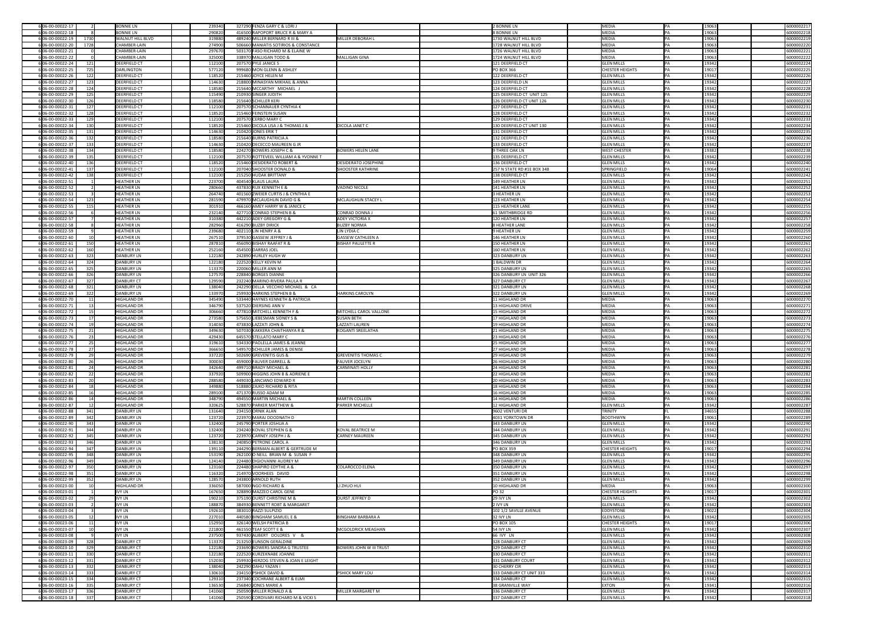| | | | | | | | | | | | | |
|---|---|---|---|---|---|---|---|---|---|---|---|---|
| 6 | 06-00-00022-17 | 2 | BONNIE LN | 239340 | 327290 | PENZA GARY C & LORI J | | 2 BONNIE LN | MEDIA | PA | 19063 | 6000002217 |
| 6 | 06-00-00022-18 | 8 | BONNIE LN | 290820 | 416500 | RAPOPORT BRUCE R & MARY A | | 8 BONNIE LN | MEDIA | PA | 19063 | 6000002218 |
| 6 | 06-00-00022-19 | 1730 | WALNUT HILL BLVD | 319880 | 489240 | MILLER BERNARD R III & | MILLER DEBORAH L | 1730 WALNUT HILL BLVD | MEDIA | PA | 19063 | 6000002219 |
| 6 | 06-00-00022-20 | 1728 | CHAMBER-LAIN | 274900 | 506660 | MANIATIS SOTIRIOS & CONSTANCE | | 1728 WALNUT HILL BLVD | MEDIA | PA | 19063 | 6000002220 |
| 6 | 06-00-00022-21 | 0 | CHAMBER-LAIN | 297670 | 503170 | FASO RICHARD M & ELAINE W | | 1726 WALNUT HILL BLVD | MEDIA | PA | 19063 | 6000002221 |
| 6 | 06-00-00022-22 | 0 | CHAMBER-LAIN | 325000 | 338970 | MALLIGAN TODD & | MALLIGAN GINA | 1724 WALNUT HILL BLVD | MEDIA | PA | 19063 | 6000002222 |
| 6 | 06-00-00022-24 | 121 | DEERFIELD CT | 112100 | 207570 | PYLE JANICE S | | 121 DEERFIELD CT | GLEN MILLS | PA | 19342 | 6000002224 |
| 6 | 06-00-00022-25 | 725 | DARLINGTON | 577120 | 999680 | MON GLENN & ASHLEY | | PO BOX 366 | CHESTER HEIGHTS | PA | 19017 | 6000002225 |
| 6 | 06-00-00022-26 | 122 | DEERFIELD CT | 118520 | 215460 | JOYCE HELEN M | | 122 DEERFIELD CT | GLEN MILLS | PA | 19342 | 6000002226 |
| 6 | 06-00-00022-27 | 123 | DEERFIELD CT | 114630 | 218800 | MINASYAN MIKHAIL & ANNA | | 123 DEERFIELD LN | GLEN MILLS | PA | 19342 | 6000002227 |
| 6 | 06-00-00022-28 | 124 | DEERFIELD CT | 118580 | 215640 | MCCARTHY MICHAEL J | | 124 DEERFIELD CT | GLEN MILLS | PA | 19342 | 6000002228 |
| 6 | 06-00-00022-29 | 125 | DEERFIELD CT | 115490 | 210930 | SINGER JUDITH | | 125 DEERFIELD CT UNIT 125 | GLEN MILLS | PA | 19342 | 6000002229 |
| 6 | 06-00-00022-30 | 126 | DEERFIELD CT | 118580 | 215640 | SCHILLER KERI | | 126 DEERFIELD CT UNIT 126 | GLEN MILLS | PA | 19342 | 6000002230 |
| 6 | 06-00-00022-31 | 127 | DEERFIELD CT | 112100 | 207570 | SCHANNAUER CYNTHIA K | | 127 DEERFIELD CT | GLEN MILLS | PA | 19342 | 6000002231 |
| 6 | 06-00-00022-32 | 128 | DEERFIELD CT | 118520 | 215460 | FEINSTEIN SUSAN | | 128 DEERFIELD CT | GLEN MILLS | PA | 19342 | 6000002232 |
| 6 | 06-00-00022-33 | 129 | DEERFIELD CT | 112100 | 207570 | CERBO MARY C | | 129 DEERFIELD CT | GLEN MILLS | PA | 19342 | 6000002233 |
| 6 | 06-00-00022-34 | 130 | DEERFIELD CT | 118520 | 215460 | DICOLA LISA J & THOMAS J & | DICOLA JANET C | 130 DEERFIELD CT UNIT 130 | GLEN MILLS | PA | 19342 | 6000002234 |
| 6 | 06-00-00022-35 | 131 | DEERFIELD CT | 114630 | 210420 | JONES ERIK T | | 131 DEERFIELD CT | GLEN MILLS | PA | 19342 | 6000002235 |
| 6 | 06-00-00022-36 | 132 | DEERFIELD CT | 118580 | 215640 | BURNS PATRICIA A | | 132 DEERFIELD CT | GLEN MILLS | PA | 19342 | 6000002236 |
| 6 | 06-00-00022-37 | 133 | DEERFIELD CT | 114630 | 210420 | DECECCO MAUREEN G JR | | 133 DEERFIELD CT | GLEN MILLS | PA | 19342 | 6000002237 |
| 6 | 06-00-00022-38 | 134 | DEERFIELD CT | 118580 | 224270 | BOWERS JOSEPH C & | BOWERS HELEN LANE | 9 THREE OAK LN | WEST CHESTER | PA | 19382 | 6000002238 |
| 6 | 06-00-00022-39 | 135 | DEERFIELD CT | 112100 | 207570 | ROTTEVEEL WILLIAM A & YVONNE T | | 135 DEERFIELD CT | GLEN MILLS | PA | 19342 | 6000002239 |
| 6 | 06-00-00022-40 | 136 | DEERFIELD CT | 118520 | 215460 | DESIDERATO ROBERT & | DESIDERATO JOSEPHINE | 136 DEERFIELD CT | GLEN MILLS | PA | 19342 | 6000002240 |
| 6 | 06-00-00022-41 | 137 | DEERFIELD CT | 112100 | 207040 | SHOOSTER DONALD & | SHOOSTER KATHRINE | 257 N STATE RD #1E BOX 348 | SPRINGFIELD | PA | 19064 | 6000002241 |
| 6 | 06-00-00022-42 | 138 | DEERFIELD CT | 112100 | 215250 | HUDAK BRITTANY | | 138 DEERFIELD CT | GLEN MILLS | PA | 19342 | 6000002242 |
| 6 | 06-00-00022-51 | 1 | HEATHER LN | 223700 | 404540 | KLAUS LAURA | | 149 HEATHER LN | GLEN MILLS | PA | 19342 | 6000002251 |
| 6 | 06-00-00022-52 | 2 | HEATHER LN | 280660 | 437830 | RUX KENNETH E & | VADINO NICOLE | 141 HEATHER LN | GLEN MILLS | PA | 19342 | 6000002252 |
| 6 | 06-00-00022-53 | 3 | HEATHER LN | 264740 | 401560 | ZWEIER CURTIS J & CYNTHIA E | | 3 HEATHER LN | GLEN MILLS | PA | 19342 | 6000002253 |
| 6 | 06-00-00022-54 | 123 | HEATHER LN | 281590 | 479970 | MCLAUGHLIN DAVID G & | MCLAUGHLIN STACEY L | 123 HEATHER LN | GLEN MILLS | PA | 19342 | 6000002254 |
| 6 | 06-00-00022-55 | 115 | HEATHER LN | 301910 | 466160 | AMEY HARRY W & JANICE C | | 115 HEATHER LANE | GLEN MILLS | PA | 19342 | 6000002255 |
| 6 | 06-00-00022-56 | 6 | HEATHER LN | 232140 | 427710 | CONRAD STEPHEN B & | CONRAD DONNA J | 61 SMITHBRIDGE RD | GLEN MILLS | PA | 19342 | 6000002256 |
| 6 | 06-00-00022-57 | 7 | HEATHER LN | 310380 | 442210 | ADEY GREGORY G & | ADEY VICTORIA X | 120 HEATHER LN | GLEN MILLS | PA | 19342 | 6000002257 |
| 6 | 06-00-00022-58 | 8 | HEATHER LN | 282960 | 416290 | BUZBY DIRICK | BUZBY NORMA | 8 HEATHER LANE | GLEN MILLS | PA | 19342 | 6000002258 |
| 6 | 06-00-00022-59 | 9 | HEATHER LN | 239680 | 402110 | LIN HENRY A & | LIN LYDIA C | 9 HEATHER LN | GLEN MILLS | PA | 19342 | 6000002259 |
| 6 | 06-00-00022-60 | 10 | HEATHER LN | 267510 | 379530 | GASSEW JEFFREY J & | GASSEW CATHLEEN A | 146 HEATHER LN | GLEN MILLS | PA | 19342 | 6000002260 |
| 6 | 06-00-00022-61 | 150 | HEATHER LN | 287810 | 456090 | BISHAY RAAFAT R & | BISHAY PAULETTE R | 150 HEATHER LN | GLEN MILLS | PA | 19342 | 6000002261 |
| 6 | 06-00-00022-62 | 160 | HEATHER LN | 252160 | 454500 | DARRAS JOEL | | 160 HEATHER LN | GLEN MILLS | PA | 19342 | 6000002262 |
| 6 | 06-00-00022-63 | 323 | DANBURY LN | 122180 | 242890 | HURLEY HUGH W | | 323 DANBURY LN | GLEN MILLS | PA | 19342 | 6000002263 |
| 6 | 06-00-00022-64 | 324 | DANBURY LN | 122180 | 222520 | KELLY KEVIN M | | 1 BALDWIN DR | GLEN MILLS | PA | 19342 | 6000002264 |
| 6 | 06-00-00022-65 | 325 | DANBURY LN | 113370 | 220060 | MILLER ANN M | | 325 DANBURY LN | GLEN MILLS | PA | 19342 | 6000002265 |
| 6 | 06-00-00022-66 | 326 | DANBURY LN | 127570 | 228840 | BORGES DIANNE | | 326 DANBURY LN UNIT 326 | GLEN MILLS | PA | 19342 | 6000002266 |
| 6 | 06-00-00022-67 | 327 | DANBURY CT | 129590 | 232240 | MARINO-RIVERA PAULA R | | 327 DANBURY CT | GLEN MILLS | PA | 19342 | 6000002267 |
| 6 | 06-00-00022-68 | 321 | DANBURY LN | 138040 | 242290 | DELLA VECCHIO MICHAEL & CA | | 321 DANBURY LN | GLEN MILLS | PA | 19342 | 6000002268 |
| 6 | 06-00-00022-69 | 322 | DANBURY LN | 133970 | 259930 | HARKINS STEPHEN B & | HARKINS CAROLYN | 322 DANBURY LN | GLEN MILLS | PA | 19342 | 6000002269 |
| 6 | 06-00-00022-70 | 11 | HIGHLAND DR | 345490 | 533440 | HAYNES KENNETH & PATRICIA | | 11 HIGHLAND DR | MEDIA | PA | 19063 | 6000002270 |
| 6 | 06-00-00022-71 | 13 | HIGHLAND DR | 346790 | 537520 | DIERSING ANN V | | 13 HIGHLAND DRIVE | MEDIA | PA | 19063 | 6000002271 |
| 6 | 06-00-00022-72 | 15 | HIGHLAND DR | 306660 | 477810 | MITCHELL KENNETH F & | MITCHELL CAROL VALLONE | 15 HIGHLAND DR | MEDIA | PA | 19063 | 6000002272 |
| 6 | 06-00-00022-73 | 17 | HIGHLAND DR | 273580 | 575650 | LIEBESMAN SIDNEY S & | SUSAN BETH | 17 HIGHLAND DR | MEDIA | PA | 19063 | 6000002273 |
| 6 | 06-00-00022-74 | 19 | HIGHLAND DR | 314030 | 473830 | LAZZATI JOHN & | LAZZATI LAUREN | 19 HIGHLAND DR | MEDIA | PA | 19063 | 6000002274 |
| 6 | 06-00-00022-75 | 21 | HIGHLAND DR | 349630 | 507030 | KAKKERA CHAITHANYA R & | KOGANTI SREELATHA | 21 HIGHLAND DR | MEDIA | PA | 19063 | 6000002275 |
| 6 | 06-00-00022-76 | 23 | HIGHLAND DR | 429430 | 645570 | STELLATO MARY C | | 23 HIGHLAND DR | MEDIA | PA | 19063 | 6000002276 |
| 6 | 06-00-00022-77 | 25 | HIGHLAND DR | 319610 | 534330 | PAOLELLA JAMES & JEANNE | | 25 HIGHLAND DR | MEDIA | PA | 19063 | 6000002277 |
| 6 | 06-00-00022-78 | 27 | HIGHLAND DR | 366650 | 549570 | SCHILLER JAMES & DENISE | | 27 HIGHLAND DR | MEDIA | PA | 19063 | 6000002278 |
| 6 | 06-00-00022-79 | 29 | HIGHLAND DR | 337220 | 502690 | GREVENITIS GUS & | GREVENITIS THOMAS C | 29 HIGHLAND DR | MEDIA | PA | 19063 | 6000002279 |
| 6 | 06-00-00022-80 | 26 | HIGHLAND DR | 300030 | 459000 | FAUVER DARRELL & | FAUVER JOCELYN | 26 HIGHLAND DR | MEDIA | PA | 19063 | 6000002280 |
| 6 | 06-00-00022-81 | 24 | HIGHLAND DR | 342640 | 499710 | BRADY MICHAEL & | CARMINATI HOLLY | 24 HIGHLAND DR | MEDIA | PA | 19063 | 6000002281 |
| 6 | 06-00-00022-82 | 22 | HIGHLAND DR | 337920 | 509900 | HIGGINS JOHN B & ADRIENE E | | 22 HIGHLAND DR | MEDIA | PA | 19063 | 6000002282 |
| 6 | 06-00-00022-83 | 20 | HIGHLAND DR | 288580 | 449030 | LANCIANO EDWARD R | | 20 HIGHLAND DR | MEDIA | PA | 19063 | 6000002283 |
| 6 | 06-00-00022-84 | 18 | HIGHLAND DR | 349880 | 518880 | ZAJKO RICHARD & RITA | | 18 HIGHLAND DR | MEDIA | PA | 19063 | 6000002284 |
| 6 | 06-00-00022-85 | 16 | HIGHLAND DR | 289100 | 471370 | RUSSO ADAM M | | 16 HIGHLAND DR | MEDIA | PA | 19063 | 6000002285 |
| 6 | 06-00-00022-86 | 14 | HIGHLAND DR | 348790 | 494550 | MARTIN MICHAEL & | MARTIN COLLEEN | 14 HIGHLAND DR | MEDIA | PA | 19063 | 6000002286 |
| 6 | 06-00-00022-87 | 12 | HIGHLAND DR | 320625 | 528870 | PARKER MATTHEW & | PARKER MICHELLE | 12 HIGHLAND DR | GLEN MILLS | PA | 19342 | 6000002287 |
| 6 | 06-00-00022-88 | 341 | DANBURY LN | 131640 | 234150 | ORNIK ALAN | | 9602 VENTURI DR | TRINITY | FL | 34655 | 6000002288 |
| 6 | 06-00-00022-89 | 342 | DANBURY LN | 123720 | 223970 | MARAJ DOODNATH D | | 4031 YORKTOWN DR | BOOTHWYN | PA | 19061 | 6000002289 |
| 6 | 06-00-00022-90 | 343 | DANBURY LN | 132400 | 245790 | PORTER JOSHUA A | | 343 DANBURY LN | GLEN MILLS | PA | 19342 | 6000002290 |
| 6 | 06-00-00022-91 | 344 | DANBURY LN | 132400 | 234240 | KOVAL STEPHEN G & | KOVAL BEATRICE M | 344 DANBURY LN | GLEN MILLS | PA | 19342 | 6000002291 |
| 6 | 06-00-00022-92 | 345 | DANBURY LN | 123720 | 223970 | CARNEY JOSEPH J & | CARNEY MAUREEN | 345 DANBURY LN | GLEN MILLS | PA | 19342 | 6000002292 |
| 6 | 06-00-00022-93 | 346 | DANBURY LN | 138130 | 240850 | PETRONE CAROL A | | 346 DANBURY LN | GLEN MILLS | PA | 19342 | 6000002293 |
| 6 | 06-00-00022-94 | 347 | DANBURY LN | 139110 | 244290 | BERMAN ALBERT & GERTRUDE M | | PO BOX 359 | CHESTER HEIGHTS | PA | 19017 | 6000002294 |
| 6 | 06-00-00022-95 | 348 | DANBURY LN | 153190 | 262100 | O NEILL BRIAN M & SUSAN F | | 348 DANBURY LN | GLEN MILLS | PA | 19342 | 6000002295 |
| 6 | 06-00-00022-96 | 349 | DANBURY LN | 124140 | 224480 | DIGIOVANNI AUDREY M | | 349 DANBURY LN | GLEN MILLS | PA | 19342 | 6000002296 |
| 6 | 06-00-00022-97 | 350 | DANBURY LN | 123160 | 224480 | SHAPIRO EDYTHE A & | COLAROCCO ELENA | 350 DANBURY LN | GLEN MILLS | PA | 19342 | 6000002297 |
| 6 | 06-00-00022-98 | 351 | DANBURY LN | 116320 | 214970 | VOORHEES DAVID | | 351 DANBURY LN | GLEN MILLS | PA | 19342 | 6000002298 |
| 6 | 06-00-00022-99 | 352 | DANBURY LN | 128570 | 243800 | ARNOLD RUTH | | 352 DANBURY LN | GLEN MILLS | PA | 19342 | 6000002299 |
| 6 | 06-00-00023-00 | 10 | HIGHLAND DR | 336050 | 587000 | NGO RICHARD & | LI ZHUO HUI | 10 HIGHLAND DR | MEDIA | PA | 19063 | 6000002300 |
| 6 | 06-00-00023-01 | 1 | IVY LN | 167650 | 328890 | MAZZEO CAROL GENE | | PO 32 | CHESTER HEIGHTS | PA | 19017 | 6000002301 |
| 6 | 06-00-00023-02 | 29 | IVY LN | 190210 | 375190 | DURST CHRISTINE M & | DURST JEFFREY D | 29 IVY LN | GLEN MILLS | PA | 19342 | 6000002302 |
| 6 | 06-00-00023-03 | 2 | IVY LN | 188870 | 384930 | BENNETT ROBT & MARGARET | | 2 IVY LN | GLEN MILLS | PA | 19342 | 6000002303 |
| 6 | 06-00-00023-04 | 3 | IVY LN | 192610 | 383010 | RAZZI SULPIZIO | | 102 1/2 SAVILLE AVENUE | EDDYSTONE | PA | 19022 | 6000002304 |
| 6 | 06-00-00023-05 | 12 | IVY LN | 227010 | 440580 | BINGHAM SAMUEL E & | BINGHAM BARBARA A | 32 IVY LN | GLEN MILLS | PA | 19342 | 6000002305 |
| 6 | 06-00-00023-06 | 11 | IVY LN | 152950 | 326140 | WELSH PATRICIA B | | PO BOX 105 | CHESTER HEIGHTS | PA | 19017 | 6000002306 |
| 6 | 06-00-00023-07 | 10 | IVY LN | 221800 | 461550 | TEAF SCOTT E & | MCGOLDRICK MEAGHAN | 54 IVY LN | GLEN MILLS | PA | 19342 | 6000002307 |
| 6 | 06-00-00023-08 | 9 | IVY LN | 237500 | 937430 | ALIBERT DOLORES V & | | 66 IVY LN | GLEN MILLS | PA | 19342 | 6000002308 |
| 6 | 06-00-00023-09 | 328 | DANBURY CT | 113370 | 213250 | EUNSON GERALDINE | | 328 DANBURY CT | GLEN MILLS | PA | 19342 | 6000002309 |
| 6 | 06-00-00023-10 | 329 | DANBURY CT | 122180 | 233690 | BOWERS SANDRA G TRUSTEE | BOWERS JOHN W III TRUST | 329 DANBURY CT | GLEN MILLS | PA | 19342 | 6000002310 |
| 6 | 06-00-00023-11 | 330 | DANBURY CT | 122180 | 222520 | KURZEKNABE JOANNE | | 330 DANBURY CT | GLEN MILLS | PA | 19342 | 6000002311 |
| 6 | 06-00-00023-12 | 331 | DANBURY CT | 152030 | 259930 | HERZOG STEVEN & JOAN E LEIGHT | | 331 DANBURY COURT | GLEN MILLS | PA | 19342 | 6000002312 |
| 6 | 06-00-00023-13 | 332 | DANBURY CT | 138040 | 242290 | DAHU YAZAN I | | 30 CHERRY CIR | GLEN MILLS | PA | 19342 | 6000002313 |
| 6 | 06-00-00023-14 | 333 | DANBURY CT | 130610 | 234150 | PSHICK DAVID G | PSHICK MARY LOU | 333 DANBURY CT UNIT 333 | GLEN MILLS | PA | 19342 | 6000002314 |
| 6 | 06-00-00023-15 | 334 | DANBURY CT | 129310 | 237340 | COCHRANE ALBERT & ELMI | | 334 DANBURY CT | GLEN MILLS | PA | 19342 | 6000002315 |
| 6 | 06-00-00023-16 | 335 | DANBURY CT | 136530 | 256840 | JONES MARIE A | | 38 GRANVILLE WAY | EXTON | PA | 19341 | 6000002316 |
| 6 | 06-00-00023-17 | 336 | DANBURY CT | 141060 | 250590 | MILLER RONALD A & | MILLER MARGARET M | 336 DANBURY CT | GLEN MILLS | PA | 19342 | 6000002317 |
| 6 | 06-00-00023-18 | 337 | DANBURY CT | 141060 | 250590 | CORDIVARI RICHARD M & VICKI S | | 337 DANBURY CT | GLEN MILLS | PA | 19342 | 6000002318 |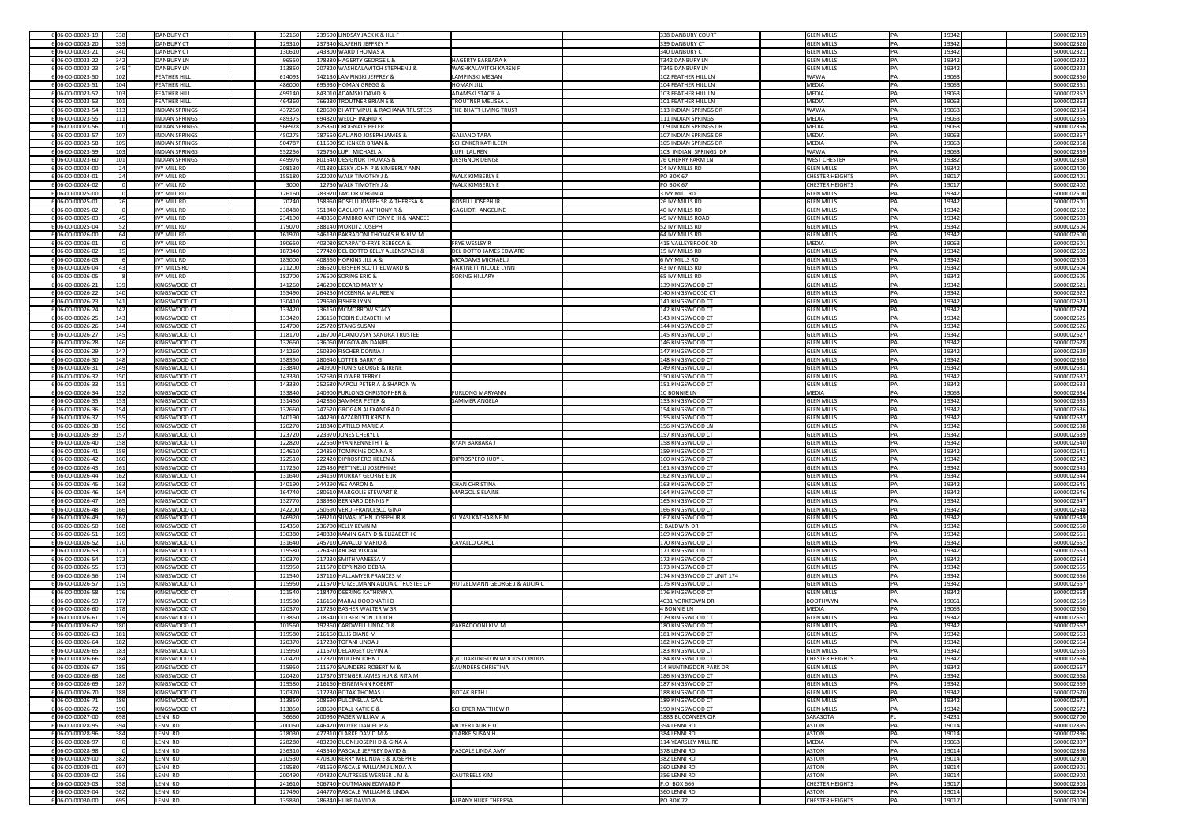| | | | | | | | | | | | | |
|---|---|---|---|---|---|---|---|---|---|---|---|---|
| 6 | 06-00-00023-19 | 338 | DANBURY CT | 132160 | 239590 | LINDSAY JACK K & JILL F | | 338 DANBURY COURT | GLEN MILLS | PA | 19342 | 6000002319 |
| 6 | 06-00-00023-20 | 339 | DANBURY CT | 129310 | 237340 | KLAFEHN JEFFREY P | | 339 DANBURY CT | GLEN MILLS | PA | 19342 | 6000002320 |
| 6 | 06-00-00023-21 | 340 | DANBURY CT | 130610 | 243800 | WARD THOMAS A | | 340 DANBURY CT | GLEN MILLS | PA | 19342 | 6000002321 |
| 6 | 06-00-00023-22 | 342 | DANBURY LN | 96550 | 178380 | HAGERTY GEORGE L & | HAGERTY BARBARA K | T342 DANBURY LN | GLEN MILLS | PA | 19342 | 6000002322 |
| 6 | 06-00-00023-23 | 345 T | DANBURY LN | 113850 | 207820 | WASHKALAVITCH STEPHEN J & | WASHKALAVITCH KAREN F | T345 DANBURY LN | GLEN MILLS | PA | 19342 | 6000002323 |
| 6 | 06-00-00023-50 | 102 | FEATHER HILL | 614093 | 742130 | LAMPINSKI JEFFREY & | LAMPINSKI MEGAN | 102 FEATHER HILL LN | WAWA | PA | 19063 | 6000002350 |
| 6 | 06-00-00023-51 | 104 | FEATHER HILL | 486000 | 695930 | HOMAN GREGG & | HOMAN JILL | 104 FEATHER HILL LN | MEDIA | PA | 19063 | 6000002351 |
| 6 | 06-00-00023-52 | 103 | FEATHER HILL | 499140 | 843010 | ADAMSKI DAVID & | ADAMSKI STACIE A | 103 FEATHER HILL LN | MEDIA | PA | 19063 | 6000002352 |
| 6 | 06-00-00023-53 | 101 | FEATHER HILL | 464360 | 766280 | TROUTNER BRIAN S & | TROUTNER MELISSA L | 101 FEATHER HILL LN | MEDIA | PA | 19063 | 6000002353 |
| 6 | 06-00-00023-54 | 113 | INDIAN SPRINGS | 437250 | 820690 | BHATT VIPUL & RACHANA TRUSTEES | THE BHATT LIVING TRUST | 113 INDIAN SPRINGS DR | WAWA | PA | 19063 | 6000002354 |
| 6 | 06-00-00023-55 | 111 | INDIAN SPRINGS | 489375 | 694820 | WELCH INGRID R | | 111 INDIAN SPRINGS | MEDIA | PA | 19063 | 6000002355 |
| 6 | 06-00-00023-56 | 0 | INDIAN SPRINGS | 566978 | 825350 | CROGNALE PETER | | 109 INDIAN SPRINGS DR | MEDIA | PA | 19063 | 6000002356 |
| 6 | 06-00-00023-57 | 107 | INDIAN SPRINGS | 450275 | 787550 | GALIANO JOSEPH JAMES & | GALIANO TARA | 107 INDIAN SPRINGS DR | MEDIA | PA | 19063 | 6000002357 |
| 6 | 06-00-00023-58 | 105 | INDIAN SPRINGS | 504787 | 811500 | SCHENKER BRIAN & | SCHENKER KATHLEEN | 105 INDIAN SPRINGS DR | MEDIA | PA | 19063 | 6000002358 |
| 6 | 06-00-00023-59 | 103 | INDIAN SPRINGS | 552256 | 725750 | LUPI MICHAEL A | LUPI LAUREN | 103 INDIAN SPRINGS DR | WAWA | PA | 19063 | 6000002359 |
| 6 | 06-00-00023-60 | 101 | INDIAN SPRINGS | 449976 | 801540 | DESIGNOR THOMAS & | DESIGNOR DENISE | 76 CHERRY FARM LN | WEST CHESTER | PA | 19382 | 6000002360 |
| 6 | 06-00-00024-00 | 24 | IVY MILL RD | 208130 | 401880 | LESKY JOHN P & KIMBERLY ANN | | 24 IVY MILLS RD | GLEN MILLS | PA | 19342 | 6000002400 |
| 6 | 06-00-00024-01 | 24 | IVY MILL RD | 155180 | 322020 | WALK TIMOTHY J & | WALK KIMBERLY E | PO BOX 67 | CHESTER HEIGHTS | PA | 19017 | 6000002401 |
| 6 | 06-00-00024-02 | 0 | IVY MILL RD | 3000 | 12750 | WALK TIMOTHY J & | WALK KIMBERLY E | PO BOX 67 | CHESTER HEIGHTS | PA | 19017 | 6000002402 |
| 6 | 06-00-00025-00 | 0 | IVY MILL RD | 126160 | 283920 | TAYLOR VIRGINIA | | 3 IVY MILL RD | GLEN MILLS | PA | 19342 | 6000002500 |
| 6 | 06-00-00025-01 | 26 | IVY MILL RD | 70240 | 158950 | ROSELLI JOSEPH SR & THERESA & | ROSELLI JOSEPH JR | 26 IVY MILLS RD | GLEN MILLS | PA | 19342 | 6000002501 |
| 6 | 06-00-00025-02 | 0 | IVY MILL RD | 338480 | 751840 | GAGLIOTI ANTHONY R & | GAGLIOTI ANGELINE | 40 IVY MILLS RD | GLEN MILLS | PA | 19342 | 6000002502 |
| 6 | 06-00-00025-03 | 45 | IVY MILL RD | 234190 | 440350 | DAMBRO ANTHONY B III & NANCEE | | 45 IVY MILLS ROAD | GLEN MILLS | PA | 19342 | 6000002503 |
| 6 | 06-00-00025-04 | 52 | IVY MILL RD | 179070 | 388140 | MORLITZ JOSEPH | | 52 IVY MILLS RD | GLEN MILLS | PA | 19342 | 6000002504 |
| 6 | 06-00-00026-00 | 64 | IVY MILL RD | 161970 | 346130 | PAKRADONI THOMAS H & KIM M | | 64 IVY MILLS RD | GLEN MILLS | PA | 19342 | 6000002600 |
| 6 | 06-00-00026-01 | 0 | IVY MILL RD | 190650 | 403080 | SCARPATO-FRYE REBECCA & | FRYE WESLEY R | 415 VALLEYBROOK RD | MEDIA | PA | 19063 | 6000002601 |
| 6 | 06-00-00026-02 | 15 | IVY MILL RD | 187340 | 377420 | DEL DOTTO KELLY ALLENSPACH & | DEL DOTTO JAMES EDWARD | 15 IVY MILLS RD | GLEN MILLS | PA | 19342 | 6000002602 |
| 6 | 06-00-00026-03 | 6 | IVY MILL RD | 185000 | 408560 | HOPKINS JILL A & | MCADAMS MICHAEL J | 6 IVY MILLS RD | GLEN MILLS | PA | 19342 | 6000002603 |
| 6 | 06-00-00026-04 | 43 | IVY MILLS RD | 211200 | 386520 | DEISHER SCOTT EDWARD & | HARTNETT NICOLE LYNN | 43 IVY MILLS RD | GLEN MILLS | PA | 19342 | 6000002604 |
| 6 | 06-00-00026-05 | 8 | IVY MILL RD | 182700 | 376500 | SORING ERIC & | SORING HILLARY | 65 IVY MILLS RD | GLEN MILLS | PA | 19342 | 6000002605 |
| 6 | 06-00-00026-21 | 139 | KINGSWOOD CT | 141260 | 246290 | DECARO MARY M | | 139 KINGSWOOD CT | GLEN MILLS | PA | 19342 | 6000002621 |
| 6 | 06-00-00026-22 | 140 | KINGSWOOD CT | 155490 | 264250 | MCKENNA MAUREEN | | 140 KINGSWOOSD CT | GLEN MILLS | PA | 19342 | 6000002622 |
| 6 | 06-00-00026-23 | 141 | KINGSWOOD CT | 130410 | 229690 | FISHER LYNN | | 141 KINGSWOOD CT | GLEN MILLS | PA | 19342 | 6000002623 |
| 6 | 06-00-00026-24 | 142 | KINGSWOOD CT | 133420 | 236150 | MCMORROW STACY | | 142 KINGSWOOD CT | GLEN MILLS | PA | 19342 | 6000002624 |
| 6 | 06-00-00026-25 | 143 | KINGSWOOD CT | 133420 | 236150 | TOBIN ELIZABETH M | | 143 KINGSWOOD CT | GLEN MILLS | PA | 19342 | 6000002625 |
| 6 | 06-00-00026-26 | 144 | KINGSWOOD CT | 124700 | 225720 | STANG SUSAN | | 144 KINGSWOOD CT | GLEN MILLS | PA | 19342 | 6000002626 |
| 6 | 06-00-00026-27 | 145 | KINGSWOOD CT | 118170 | 216700 | ADAMOVSKY SANDRA TRUSTEE | | 145 KINGSWOOD CT | GLEN MILLS | PA | 19342 | 6000002627 |
| 6 | 06-00-00026-28 | 146 | KINGSWOOD CT | 132660 | 236060 | MCGOWAN DANIEL | | 146 KINGSWOOD CT | GLEN MILLS | PA | 19342 | 6000002628 |
| 6 | 06-00-00026-29 | 147 | KINGSWOOD CT | 141260 | 250390 | FISCHER DONNA J | | 147 KINGSWOOD CT | GLEN MILLS | PA | 19342 | 6000002629 |
| 6 | 06-00-00026-30 | 148 | KINGSWOOD CT | 158350 | 280640 | LOTTER BARRY G | | 148 KINGSWOOD CT | GLEN MILLS | PA | 19342 | 6000002630 |
| 6 | 06-00-00026-31 | 149 | KINGSWOOD CT | 133840 | 240900 | HIONIS GEORGE & IRENE | | 149 KINGSWOOD CT | GLEN MILLS | PA | 19342 | 6000002631 |
| 6 | 06-00-00026-32 | 150 | KINGSWOOD CT | 143330 | 252680 | FLOWER TERRY L | | 150 KINGSWOOD CT | GLEN MILLS | PA | 19342 | 6000002632 |
| 6 | 06-00-00026-33 | 151 | KINGSWOOD CT | 143330 | 252680 | NAPOLI PETER A & SHARON W | | 151 KINGSWOOD CT | GLEN MILLS | PA | 19342 | 6000002633 |
| 6 | 06-00-00026-34 | 152 | KINGSWOOD CT | 133840 | 240900 | FURLONG CHRISTOPHER & | FURLONG MARYANN | 10 BONNIE LN | MEDIA | PA | 19063 | 6000002634 |
| 6 | 06-00-00026-35 | 153 | KINGSWOOD CT | 131450 | 242860 | SAMMER PETER & | SAMMER ANGELA | 153 KINGSWOOD CT | GLEN MILLS | PA | 19342 | 6000002635 |
| 6 | 06-00-00026-36 | 154 | KINGSWOOD CT | 132660 | 247620 | GROGAN ALEXANDRA D | | 154 KINGSWOOD CT | GLEN MILLS | PA | 19342 | 6000002636 |
| 6 | 06-00-00026-37 | 155 | KINGSWOOD CT | 140190 | 244290 | LAZZAROTTI KRISTIN | | 155 KINGSWOOD CT | GLEN MILLS | PA | 19342 | 6000002637 |
| 6 | 06-00-00026-38 | 156 | KINGSWOOD CT | 120270 | 218840 | DATILLO MARIE A | | 156 KINGSWOOD LN | GLEN MILLS | PA | 19342 | 6000002638 |
| 6 | 06-00-00026-39 | 157 | KINGSWOOD CT | 123720 | 223970 | JONES CHERYL L | | 157 KINGSWOOD CT | GLEN MILLS | PA | 19342 | 6000002639 |
| 6 | 06-00-00026-40 | 158 | KINGSWOOD CT | 122820 | 222560 | RYAN KENNETH T & | RYAN BARBARA J | 158 KINGSWOOD CT | GLEN MILLS | PA | 19342 | 6000002640 |
| 6 | 06-00-00026-41 | 159 | KINGSWOOD CT | 124610 | 224850 | TOMPKINS DONNA R | | 159 KINGSWOOD CT | GLEN MILLS | PA | 19342 | 6000002641 |
| 6 | 06-00-00026-42 | 160 | KINGSWOOD CT | 122510 | 222420 | DIPROSPERO HELEN & | DIPROSPERO JUDY L | 160 KINGSWOOD CT | GLEN MILLS | PA | 19342 | 6000002642 |
| 6 | 06-00-00026-43 | 161 | KINGSWOOD CT | 117250 | 225430 | PETTINELLI JOSEPHINE | | 161 KINGSWOOD CT | GLEN MILLS | PA | 19342 | 6000002643 |
| 6 | 06-00-00026-44 | 162 | KINGSWOOD CT | 131640 | 234150 | MURRAY GEORGE E JR | | 162 KINGSWOOD CT | GLEN MILLS | PA | 19342 | 6000002644 |
| 6 | 06-00-00026-45 | 163 | KINGSWOOD CT | 140190 | 244290 | YEE AARON & | CHAN CHRISTINA | 163 KINGSWOOD CT | GLEN MILLS | PA | 19342 | 6000002645 |
| 6 | 06-00-00026-46 | 164 | KINGSWOOD CT | 164740 | 280610 | MARGOLIS STEWART & | MARGOLIS ELAINE | 164 KINGSWOOD CT | GLEN MILLS | PA | 19342 | 6000002646 |
| 6 | 06-00-00026-47 | 165 | KINGSWOOD CT | 132770 | 238980 | BERNARD DENNIS P | | 165 KINGSWOOD CT | GLEN MILLS | PA | 19342 | 6000002647 |
| 6 | 06-00-00026-48 | 166 | KINGSWOOD CT | 142200 | 250590 | VERDI-FRANCESCO GINA | | 166 KINGSWOOD CT | GLEN MILLS | PA | 19342 | 6000002648 |
| 6 | 06-00-00026-49 | 167 | KINGSWOOD CT | 146920 | 269210 | SILVASI JOHN JOSEPH JR & | SILVASI KATHARINE M | 167 KINGSWOOD CT | GLEN MILLS | PA | 19342 | 6000002649 |
| 6 | 06-00-00026-50 | 168 | KINGSWOOD CT | 124350 | 236700 | KELLY KEVIN M | | 1 BALDWIN DR | GLEN MILLS | PA | 19342 | 6000002650 |
| 6 | 06-00-00026-51 | 169 | KINGSWOOD CT | 130380 | 240830 | KAMIN GARY D & ELIZABETH C | | 169 KINGSWOOD CT | GLEN MILLS | PA | 19342 | 6000002651 |
| 6 | 06-00-00026-52 | 170 | KINGSWOOD CT | 131640 | 245710 | CAVALLO MARIO & | CAVALLO CAROL | 170 KINGSWOOD CT | GLEN MILLS | PA | 19342 | 6000002652 |
| 6 | 06-00-00026-53 | 171 | KINGSWOOD CT | 119580 | 226460 | ARORA VIKRANT | | 171 KINGSWOOD CT | GLEN MILLS | PA | 19342 | 6000002653 |
| 6 | 06-00-00026-54 | 172 | KINGSWOOD CT | 120370 | 217230 | SMITH VANESSA V | | 172 KINGSWOOD CT | GLEN MILLS | PA | 19342 | 6000002654 |
| 6 | 06-00-00026-55 | 173 | KINGSWOOD CT | 115950 | 211570 | DEPRINZIO DEBRA | | 173 KINGSWOOD CT | GLEN MILLS | PA | 19342 | 6000002655 |
| 6 | 06-00-00026-56 | 174 | KINGSWOOD CT | 121540 | 237110 | HALLAMYER FRANCES M | | 174 KINGSWOOD CT UNIT 174 | GLEN MILLS | PA | 19342 | 6000002656 |
| 6 | 06-00-00026-57 | 175 | KINGSWOOD CT | 115950 | 211570 | HUTZELMANN ALICIA C TRUSTEE OF | HUTZELMANN GEORGE J & ALICIA C | 175 KINGSWOOD CT | GLEN MILLS | PA | 19342 | 6000002657 |
| 6 | 06-00-00026-58 | 176 | KINGSWOOD CT | 121540 | 218470 | DEERING KATHRYN A | | 176 KINGSWOOD CT | GLEN MILLS | PA | 19342 | 6000002658 |
| 6 | 06-00-00026-59 | 177 | KINGSWOOD CT | 119580 | 216160 | MARAJ DOODNATH D | | 4031 YORKTOWN DR | BOOTHWYN | PA | 19061 | 6000002659 |
| 6 | 06-00-00026-60 | 178 | KINGSWOOD CT | 120370 | 217230 | BASHER WALTER W SR | | 4 BONNIE LN | MEDIA | PA | 19063 | 6000002660 |
| 6 | 06-00-00026-61 | 179 | KINGSWOOD CT | 113850 | 218540 | CULBERTSON JUDITH | | 179 KINGSWOOD CT | GLEN MILLS | PA | 19342 | 6000002661 |
| 6 | 06-00-00026-62 | 180 | KINGSWOOD CT | 101560 | 192360 | CARDWELL LINDA D & | PAKRADOONI KIM M | 180 KINGSWOOD CT | GLEN MILLS | PA | 19342 | 6000002662 |
| 6 | 06-00-00026-63 | 181 | KINGSWOOD CT | 119580 | 216160 | ELLIS DIANE M | | 181 KINGSWOOD CT | GLEN MILLS | PA | 19342 | 6000002663 |
| 6 | 06-00-00026-64 | 182 | KINGSWOOD CT | 120370 | 217230 | TOFANI LINDA J | | 182 KINGSWOOD CT | GLEN MILLS | PA | 19342 | 6000002664 |
| 6 | 06-00-00026-65 | 183 | KINGSWOOD CT | 115950 | 211570 | DELARGEY DEVIN A | | 183 KINGSWOOD CT | GLEN MILLS | PA | 19342 | 6000002665 |
| 6 | 06-00-00026-66 | 184 | KINGSWOOD CT | 120420 | 217370 | MULLEN JOHN J | C/O DARLINGTON WOODS CONDOS | 184 KINGSWOOD CT | CHESTER HEIGHTS | PA | 19342 | 6000002666 |
| 6 | 06-00-00026-67 | 185 | KINGSWOOD CT | 115950 | 211570 | SAUNDERS ROBERT M & | SAUNDERS CHRISTINA | 14 HUNTINGDON PARK DR | GLEN MILLS | PA | 19342 | 6000002667 |
| 6 | 06-00-00026-68 | 186 | KINGSWOOD CT | 120420 | 217370 | STENGER JAMES H JR & RITA M | | 186 KINGSWOOD CT | GLEN MILLS | PA | 19342 | 6000002668 |
| 6 | 06-00-00026-69 | 187 | KINGSWOOD CT | 119580 | 216160 | HEINEMANN ROBERT | | 187 KINGSWOOD CT | GLEN MILLS | PA | 19342 | 6000002669 |
| 6 | 06-00-00026-70 | 188 | KINGSWOOD CT | 120370 | 217230 | BOTAK THOMAS J | BOTAK BETH L | 188 KINGSWOOD CT | GLEN MILLS | PA | 19342 | 6000002670 |
| 6 | 06-00-00026-71 | 189 | KINGSWOOD CT | 113850 | 208690 | PULCINELLA GAIL | | 189 KINGSWOOD CT | GLEN MILLS | PA | 19342 | 6000002671 |
| 6 | 06-00-00026-72 | 190 | KINGSWOOD CT | 113850 | 208690 | REALL KATIE E & | SCHERER MATTHEW R | 190 KINGSWOOD CT | GLEN MILLS | PA | 19342 | 6000002672 |
| 6 | 06-00-00027-00 | 698 | LENNI RD | 36660 | 200930 | FAGER WILLIAM A | | 1883 BUCCANEER CIR | SARASOTA | FL | 34231 | 6000002700 |
| 6 | 06-00-00028-95 | 394 | LENNI RD | 200050 | 446420 | MOYER DANIEL P & | MOYER LAURIE D | 394 LENNI RD | ASTON | PA | 19014 | 6000002895 |
| 6 | 06-00-00028-96 | 384 | LENNI RD | 218030 | 477310 | CLARKE DAVID M & | CLARKE SUSAN H | 384 LENNI RD | ASTON | PA | 19014 | 6000002896 |
| 6 | 06-00-00028-97 | 0 | LENNI RD | 228280 | 483290 | BUONI JOSEPH D & GINA A | | 114 YEARSLEY MILL RD | MEDIA | PA | 19063 | 6000002897 |
| 6 | 06-00-00028-98 | 0 | LENNI RD | 236310 | 443540 | PASCALE JEFFREY DAVID & | PASCALE LINDA AMY | 378 LENNI RD | ASTON | PA | 19014 | 6000002898 |
| 6 | 06-00-00029-00 | 382 | LENNI RD | 210530 | 470800 | KERRY MELINDA E & JOSEPH E | | 382 LENNI RD | ASTON | PA | 19014 | 6000002900 |
| 6 | 06-00-00029-01 | 697 | LENNI RD | 219580 | 491650 | PASCALE WILLIAM J LINDA A | | 360 LENNI RD | ASTON | PA | 19014 | 6000002901 |
| 6 | 06-00-00029-02 | 356 | LENNI RD | 200490 | 404820 | CAUTREELS WERNER L M & | CAUTREELS KIM | 356 LENNI RD | ASTON | PA | 19014 | 6000002902 |
| 6 | 06-00-00029-03 | 358 | LENNI RD | 241610 | 506740 | HOUTMANN EDWARD P | | P.O. BOX 666 | CHESTER HEIGHTS | PA | 19017 | 6000002903 |
| 6 | 06-00-00029-04 | 362 | LENNI RD | 127490 | 244770 | PASCALE WILLIAM & LINDA | | 360 LENNI RD | ASTON | PA | 19014 | 6000002904 |
| 6 | 06-00-00030-00 | 695 | LENNI RD | 135830 | 286340 | HUKE DAVID & | ALBANY HUKE THERESA | PO BOX 72 | CHESTER HEIGHTS | PA | 19017 | 6000003000 |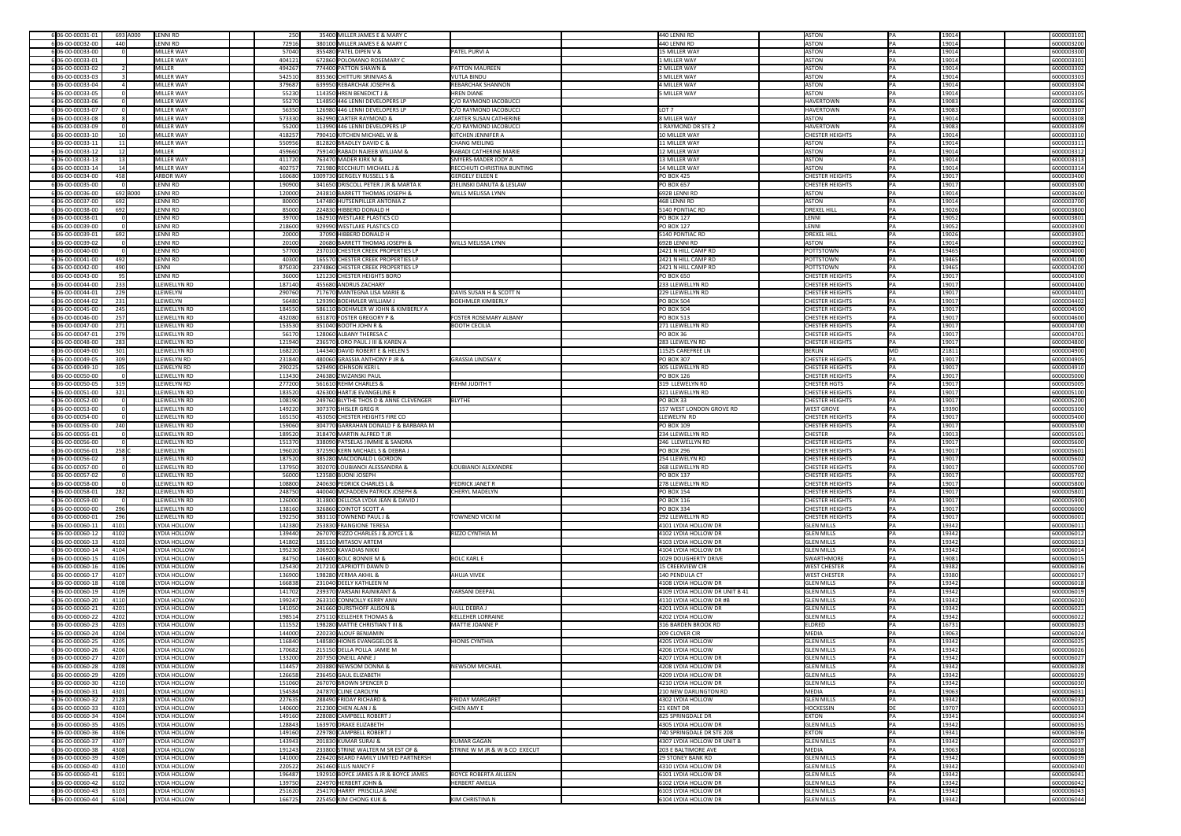| | | | | | | | | | | | |
|---|---|---|---|---|---|---|---|---|---|---|---|
| 6 06-00-00031-01 | 693 A000 | LENNI RD | 250 | 35400 MILLER JAMES E & MARY C | | 440 LENNI RD | ASTON | PA | 19014 | 6000003101 |
| 6 06-00-00032-00 | 440 | LENNI RD | 72916 | 380100 MILLER JAMES E & MARY C | | 440 LENNI RD | ASTON | PA | 19014 | 6000003200 |
| 6 06-00-00033-00 | 0 | MILLER WAY | 57040 | 355480 PATEL DIPEN V & | PATEL PURVI A | 15 MILLER WAY | ASTON | PA | 19014 | 6000003300 |
| 6 06-00-00033-01 | 0 | MILLER WAY | 404121 | 672860 POLOMANO ROSEMARY C | | 1 MILLER WAY | ASTON | PA | 19014 | 6000003301 |
| 6 06-00-00033-02 | 2 | MILLER | 494267 | 774400 PATTON SHAWN & | PATTON MAUREEN | 2 MILLER WAY | ASTON | PA | 19014 | 6000003302 |
| 6 06-00-00033-03 | 3 | MILLER WAY | 542510 | 835360 CHITTURI SRINIVAS & | VUTLA BINDU | 3 MILLER WAY | ASTON | PA | 19014 | 6000003303 |
| 6 06-00-00033-04 | 4 | MILLER WAY | 379687 | 639950 REBARCHAK JOSEPH & | REBARCHAK SHANNON | 4 MILLER WAY | ASTON | PA | 19014 | 6000003304 |
| 6 06-00-00033-05 | 0 | MILLER WAY | 55230 | 114350 HREN BENEDICT J & | HREN DIANE | 5 MILLER WAY | ASTON | PA | 19014 | 6000003305 |
| 6 06-00-00033-06 | 0 | MILLER WAY | 55270 | 114850 446 LENNI DEVELOPERS LP | C/O RAYMOND IACOBUCCI | | HAVERTOWN | PA | 19083 | 6000003306 |
| 6 06-00-00033-07 | 0 | MILLER WAY | 56350 | 126980 446 LENNI DEVELOPERS LP | C/O RAYMOND IACOBUCCI | LOT 7 | HAVERTOWN | PA | 19083 | 6000003307 |
| 6 06-00-00033-08 | 8 | MILLER WAY | 573330 | 362990 CARTER RAYMOND & | CARTER SUSAN CATHERINE | 8 MILLER WAY | ASTON | PA | 19014 | 6000003308 |
| 6 06-00-00033-09 | 0 | MILLER WAY | 55200 | 113990 446 LENNI DEVELOPERS LP | C/O RAYMOND IACOBUCCI | 1 RAYMOND DR STE 2 | HAVERTOWN | PA | 19083 | 6000003309 |
| 6 06-00-00033-10 | 10 | MILLER WAY | 418257 | 790410 KITCHEN MICHAEL W & | KITCHEN JENNIFER A | 10 MILLER WAY | CHESTER HEIGHTS | PA | 19014 | 6000003310 |
| 6 06-00-00033-11 | 11 | MILLER WAY | 550956 | 812820 BRADLEY DAVID C & | CHANG MEILING | 11 MILLER WAY | ASTON | PA | 19014 | 6000003311 |
| 6 06-00-00033-12 | 12 | MILLER | 459660 | 759140 RABADI NAJEEB WILLIAM & | RABADI CATHERINE MARIE | 12 MILLER WAY | ASTON | PA | 19014 | 6000003312 |
| 6 06-00-00033-13 | 13 | MILLER WAY | 411720 | 763470 MADER KIRK M & | SMYERS-MADER JODY A | 13 MILLER WAY | ASTON | PA | 19014 | 6000003313 |
| 6 06-00-00033-14 | 14 | MILLER WAY | 402757 | 721980 RECCHIUTI MICHAEL J & | RECCHIUTI CHRISTINA BUNTING | 14 MILLER WAY | ASTON | PA | 19014 | 6000003314 |
| 6 06-00-00034-00 | 458 | ARBOR WAY | 160680 | 1009730 GERGELY RUSSELL S & | GERGELY EILEEN E | PO BOX 425 | CHESTER HEIGHTS | PA | 19017 | 6000003400 |
| 6 06-00-00035-00 | 0 | LENNI RD | 190900 | 341650 DRISCOLL PETER J JR & MARTA K | ZIELINSKI DANUTA & LESLAW | PO BOX 657 | CHESTER HEIGHTS | PA | 19017 | 6000003500 |
| 6 06-00-00036-00 | 692 B000 | LENNI RD | 120000 | 243810 BARRETT THOMAS JOSEPH & | WILLS MELISSA LYNN | 692B LENNI RD | ASTON | PA | 19014 | 6000003600 |
| 6 06-00-00037-00 | 692 | LENNI RD | 80000 | 147480 HUTSENPILLER ANTONIA Z | | 468 LENNI RD | ASTON | PA | 19014 | 6000003700 |
| 6 06-00-00038-00 | 692 | LENNI RD | 85000 | 224830 HIBBERD DONALD H | | 5140 PONTIAC RD | DREXEL HILL | PA | 19026 | 6000003800 |
| 6 06-00-00038-01 | 0 | LENNI RD | 39700 | 162910 WESTLAKE PLASTICS CO | | PO BOX 127 | LENNI | PA | 19052 | 6000003801 |
| 6 06-00-00039-00 | 0 | LENNI RD | 218600 | 929990 WESTLAKE PLASTICS CO | | PO BOX 127 | LENNI | PA | 19052 | 6000003900 |
| 6 06-00-00039-01 | 692 | LENNI RD | 20000 | 37090 HIBBERD DONALD H | | 5140 PONTIAC RD | DREXEL HILL | PA | 19026 | 6000003901 |
| 6 06-00-00039-02 | 0 | LENNI RD | 20100 | 20680 BARRETT THOMAS JOSEPH & | WILLS MELISSA LYNN | 692B LENNI RD | ASTON | PA | 19014 | 6000003902 |
| 6 06-00-00040-00 | 0 | LENNI RD | 57700 | 237010 CHESTER CREEK PROPERTIES LP | | 2421 N HILL CAMP RD | POTTSTOWN | PA | 19465 | 6000004000 |
| 6 06-00-00041-00 | 492 | LENNI RD | 40300 | 165570 CHESTER CREEK PROPERTIES LP | | 2421 N HILL CAMP RD | POTTSTOWN | PA | 19465 | 6000004100 |
| 6 06-00-00042-00 | 490 | LENNI | 875030 | 2374860 CHESTER CREEK PROPERTIES LP | | 2421 N HILL CAMP RD | POTTSTOWN | PA | 19465 | 6000004200 |
| 6 06-00-00043-00 | 95 | LENNI RD | 36000 | 121230 CHESTER HEIGHTS BORO | | PO BOX 650 | CHESTER HEIGHTS | PA | 19017 | 6000004300 |
| 6 06-00-00044-00 | 233 | LLEWELLYN RD | 187140 | 455680 ANDRUS ZACHARY | | 233 LLEWELLYN RD | CHESTER HEIGHTS | PA | 19017 | 6000004400 |
| 6 06-00-00044-01 | 229 | LLEWELYN | 290760 | 717670 MANTEGNA LISA MARIE & | DAVIS SUSAN H & SCOTT N | 229 LLEWELLYN RD | CHESTER HEIGHTS | PA | 19017 | 6000004401 |
| 6 06-00-00044-02 | 231 | LLEWELYN | 56480 | 129390 BOEHMLER WILLIAM J | BOEHMLER KIMBERLY | PO BOX 504 | CHESTER HEIGHTS | PA | 19017 | 6000004402 |
| 6 06-00-00045-00 | 245 | LLEWELLYN RD | 184550 | 586110 BOEHMLER W JOHN & KIMBERLY A | | PO BOX 504 | CHESTER HEIGHTS | PA | 19017 | 6000004500 |
| 6 06-00-00046-00 | 257 | LLEWELLYN RD | 432080 | 631870 FOSTER GREGORY P & | FOSTER ROSEMARY ALBANY | PO BOX 513 | CHESTER HEIGHTS | PA | 19017 | 6000004600 |
| 6 06-00-00047-00 | 271 | LLEWELLYN RD | 153530 | 351040 BOOTH JOHN R & | BOOTH CECILIA | 271 LLEWELLYN RD | CHESTER HEIGHTS | PA | 19017 | 6000004700 |
| 6 06-00-00047-01 | 279 | LLEWELLYN RD | 56170 | 128060 ALBANY THERESA C | | PO BOX 36 | CHESTER HEIGHTS | PA | 19017 | 6000004701 |
| 6 06-00-00048-00 | 283 | LLEWELLYN RD | 121940 | 236570 LORO PAUL J III & KAREN A | | 283 LLEWELLYN RD | CHESTER HEIGHTS | PA | 19017 | 6000004800 |
| 6 06-00-00049-00 | 301 | LLEWELLYN RD | 168220 | 144340 DAVID ROBERT E & HELEN S | | 11525 CAREFREE LN | BERLIN | MD | 21811 | 6000004900 |
| 6 06-00-00049-05 | 309 | LLEWELYN RD | 231840 | 480060 GRASSIA ANTHONY P JR & | GRASSIA LINDSAY K | PO BOX 307 | CHESTER HEIGHTS | PA | 19017 | 6000004905 |
| 6 06-00-00049-10 | 305 | LLEWELYN RD | 290225 | 529490 JOHNSON KERI L | | 305 LLEWELLYN RD | CHESTER HEIGHTS | PA | 19017 | 6000004910 |
| 6 06-00-00050-00 | 0 | LLEWELLYN RD | 113430 | 246380 ZWIZANSKI PAUL | | PO BOX 126 | CHESTER HEIGHTS | PA | 19017 | 6000005000 |
| 6 06-00-00050-05 | 319 | LLEWELYN RD | 277200 | 561610 REHM CHARLES & | REHM JUDITH T | 319 LLEWELYN RD | CHESTER HGTS | PA | 19017 | 6000005005 |
| 6 06-00-00051-00 | 321 | LLEWELLYN RD | 183520 | 426300 HARTJE EVANGELINE R | | 321 LLEWELLYN RD | CHESTER HEIGHTS | PA | 19017 | 6000005100 |
| 6 06-00-00052-00 | 0 | LLEWELLYN RD | 108190 | 249760 BLYTHE THOS D & ANNE CLEVENGER | BLYTHE | PO BOX 33 | CHESTER HEIGHTS | PA | 19017 | 6000005200 |
| 6 06-00-00053-00 | 0 | LLEWELLYN RD | 149220 | 307370 SHISLER GREG R | | 157 WEST LONDON GROVE RD | WEST GROVE | PA | 19390 | 6000005300 |
| 6 06-00-00054-00 | 0 | LLEWELLYN RD | 165150 | 453050 CHESTER HEIGHTS FIRE CO | | LLEWELYN RD | CHESTER HEIGHTS | PA | 19017 | 6000005400 |
| 6 06-00-00055-00 | 240 | LLEWELLYN RD | 159060 | 304770 GARRAHAN DONALD F & BARBARA M | | PO BOX 109 | CHESTER HEIGHTS | PA | 19017 | 6000005500 |
| 6 06-00-00055-01 | 0 | LLEWELLYN RD | 189520 | 318470 MARTIN ALFRED T JR | | 234 LLEWELLYN RD | CHESTER | PA | 19013 | 6000005501 |
| 6 06-00-00056-00 | 0 | LLEWELLYN RD | 151370 | 338090 PATSELAS JIMMIE & SANDRA | | 246 LLEWELLYN RD | CHESTER HEIGHTS | PA | 19017 | 6000005600 |
| 6 06-00-00056-01 | 258 C | LLEWELLYN | 196020 | 372590 KERN MICHAEL S & DEBRA J | | PO BOX 296 | CHESTER HEIGHTS | PA | 19017 | 6000005601 |
| 6 06-00-00056-02 | 3 | LLEWELLYN RD | 187520 | 385280 MACDONALD L GORDON | | 254 LLEWELYN RD | CHESTER HEIGHTS | PA | 19017 | 6000005602 |
| 6 06-00-00057-00 | 0 | LLEWELLYN RD | 137950 | 302070 LOUBIANOI ALESSANDRA & | LOUBIANOI ALEXANDRE | 268 LLEWELLYN RD | CHESTER HEIGHTS | PA | 19017 | 6000005700 |
| 6 06-00-00057-02 | 0 | LLEWELLYN RD | 56000 | 123580 BUONI JOSEPH | | PO BOX 137 | CHESTER HEIGHTS | PA | 19017 | 6000005702 |
| 6 06-00-00058-00 | 0 | LLEWELLYN RD | 108800 | 240630 PEDRICK CHARLES L & | PEDRICK JANET R | 278 LLEWELLYN RD | CHESTER HEIGHTS | PA | 19017 | 6000005800 |
| 6 06-00-00058-01 | 282 | LLEWELLYN RD | 248750 | 440040 MCFADDEN PATRICK JOSEPH & | CHERYL MADELYN | PO BOX 154 | CHESTER HEIGHTS | PA | 19017 | 6000005801 |
| 6 06-00-00059-00 | 0 | LLEWELLYN RD | 126000 | 313800 DELLOSA LYDIA JEAN & DAVID J | | PO BOX 116 | CHESTER HEIGHTS | PA | 19017 | 6000005900 |
| 6 06-00-00060-00 | 296 | LLEWELLYN RD | 138160 | 326860 COINTOT SCOTT A | | PO BOX 334 | CHESTER HEIGHTS | PA | 19017 | 6000006000 |
| 6 06-00-00060-01 | 296 | LLEWELLYN RD | 192250 | 383110 TOWNEND PAUL J & | TOWNEND VICKI M | 292 LLEWELLYN RD | CHESTER HEIGHTS | PA | 19017 | 6000006001 |
| 6 06-00-00060-11 | 4101 | LYDIA HOLLOW | 142380 | 253830 FRANGIONE TERESA | | 4101 LYDIA HOLLOW DR | GLEN MILLS | PA | 19342 | 6000006011 |
| 6 06-00-00060-12 | 4102 | LYDIA HOLLOW | 139440 | 267070 RIZZO CHARLES J & JOYCE L & | RIZZO CYNTHIA M | 4102 LYDIA HOLLOW DR | GLEN MILLS | PA | 19342 | 6000006012 |
| 6 06-00-00060-13 | 4103 | LYDIA HOLLOW | 141802 | 185110 MITASOV ARTEM | | 4103 LYDIA HOLLOW DR | GLEN MILLS | PA | 19342 | 6000006013 |
| 6 06-00-00060-14 | 4104 | LYDIA HOLLOW | 195230 | 206920 KAVADIAS NIKKI | | 4104 LYDIA HOLLOW DR | GLEN MILLS | PA | 19342 | 6000006014 |
| 6 06-00-00060-15 | 4105 | LYDIA HOLLOW | 84750 | 146600 BOLC BONNIE M & | BOLC KARL E | 1029 DOUGHERTY DRIVE | SWARTHMORE | PA | 19081 | 6000006015 |
| 6 06-00-00060-16 | 4106 | LYDIA HOLLOW | 125430 | 217210 CAPRIOTTI DAWN D | | 15 CREEKVIEW CIR | WEST CHESTER | PA | 19382 | 6000006016 |
| 6 06-00-00060-17 | 4107 | LYDIA HOLLOW | 136900 | 198280 VERMA AKHIL & | AHUJA VIVEK | 140 PENDULA CT | WEST CHESTER | PA | 19380 | 6000006017 |
| 6 06-00-00060-18 | 4108 | LYDIA HOLLOW | 166838 | 231040 DEELY KATHLEEN M | | 4108 LYDIA HOLLOW DR | GLEN MILLS | PA | 19342 | 6000006018 |
| 6 06-00-00060-19 | 4109 | LYDIA HOLLOW | 141702 | 239370 VARSANI RAJNIKANT & | VARSANI DEEPAL | 4109 LYDIA HOLLOW DR UNIT B 41 | GLEN MILLS | PA | 19342 | 6000006019 |
| 6 06-00-00060-20 | 4110 | LYDIA HOLLOW | 199247 | 263310 CONNOLLY KERRY ANN | | 4110 LYDIA HOLLOW DR #B | GLEN MILLS | PA | 19342 | 6000006020 |
| 6 06-00-00060-21 | 4201 | LYDIA HOLLOW | 141050 | 241660 DURSTHOFF ALISON & | HULL DEBRA J | 4201 LYDIA HOLLOW DR | GLEN MILLS | PA | 19342 | 6000006021 |
| 6 06-00-00060-22 | 4202 | LYDIA HOLLOW | 198514 | 275110 KELLEHER THOMAS & | KELLEHER LORRAINE | 4202 LYDIA HOLLOW | GLEN MILLS | PA | 19342 | 6000006022 |
| 6 06-00-00060-23 | 4203 | LYDIA HOLLOW | 111552 | 198280 MATTIE CHRISTIAN T III & | MATTIE JOANNE P | 316 BARDEN BROOK RD | ELDRED | PA | 16731 | 6000006023 |
| 6 06-00-00060-24 | 4204 | LYDIA HOLLOW | 144000 | 220230 ALOUF BENJAMIN | | 209 CLOVER CIR | MEDIA | PA | 19063 | 6000006024 |
| 6 06-00-00060-25 | 4205 | LYDIA HOLLOW | 116840 | 148580 HIONIS EVANGGELOS & | HIONIS CYNTHIA | 4205 LYDIA HOLLOW | GLEN MILLS | PA | 19342 | 6000006025 |
| 6 06-00-00060-26 | 4206 | LYDIA HOLLOW | 170682 | 215150 DELLA POLLA JAMIE M | | 4206 LYDIA HOLLOW | GLEN MILLS | PA | 19342 | 6000006026 |
| 6 06-00-00060-27 | 4207 | LYDIA HOLLOW | 133200 | 207350 ONEILL ANNE J | | 4207 LYDIA HOLLOW DR | GLEN MILLS | PA | 19342 | 6000006027 |
| 6 06-00-00060-28 | 4208 | LYDIA HOLLOW | 114457 | 203880 NEWSOM DONNA & | NEWSOM MICHAEL | 4208 LYDIA HOLLOW DR | GLEN MILLS | PA | 19342 | 6000006028 |
| 6 06-00-00060-29 | 4209 | LYDIA HOLLOW | 126658 | 236450 GAUL ELIZABETH | | 4209 LYDIA HOLLOW DR | GLEN MILLS | PA | 19342 | 6000006029 |
| 6 06-00-00060-30 | 4210 | LYDIA HOLLOW | 151060 | 267070 BROWN SPENCER D | | 4210 LYDIA HOLLOW DR | GLEN MILLS | PA | 19342 | 6000006030 |
| 6 06-00-00060-31 | 4301 | LYDIA HOLLOW | 154584 | 247870 CLINE CAROLYN | | 210 NEW DARLINGTON RD | MEDIA | PA | 19063 | 6000006031 |
| 6 06-00-00060-32 | 2128 | LYDIA HOLLOW | 227635 | 288490 FRIDAY RICHARD & | FRIDAY MARGARET | 4302 LYDIA HOLLOW | GLEN MILLS | PA | 19342 | 6000006032 |
| 6 06-00-00060-33 | 4303 | LYDIA HOLLOW | 140600 | 212300 CHEN ALAN J & | CHEN AMY E | 21 KENT DR | HOCKESSIN | DE | 19707 | 6000006033 |
| 6 06-00-00060-34 | 4304 | LYDIA HOLLOW | 149160 | 228080 CAMPBELL ROBERT J | | 625 SPRINGDALE DR | EXTON | PA | 19341 | 6000006034 |
| 6 06-00-00060-35 | 4305 | LYDIA HOLLOW | 128843 | 163970 DRAKE ELIZABETH | | 4305 LYDIA HOLLOW DR | GLEN MILLS | PA | 19342 | 6000006035 |
| 6 06-00-00060-36 | 4306 | LYDIA HOLLOW | 149160 | 229780 CAMPBELL ROBERT J | | 740 SPRINGDALE DR STE 208 | EXTON | PA | 19341 | 6000006036 |
| 6 06-00-00060-37 | 4307 | LYDIA HOLLOW | 143943 | 201830 KUMAR SURAJ & | KUMAR GAGAN | 4307 LYDIA HOLLOW DR UNIT B | GLEN MILLS | PA | 19342 | 6000006037 |
| 6 06-00-00060-38 | 4308 | LYDIA HOLLOW | 191243 | 233800 STRINE WALTER M SR EST OF & | STRINE W M JR & W B CO EXECUT | 203 E BALTIMORE AVE | MEDIA | PA | 19063 | 6000006038 |
| 6 06-00-00060-39 | 4309 | LYDIA HOLLOW | 141000 | 226420 BEARD FAMILY LIMITED PARTNERSH | | 29 STONEY BANK RD | GLEN MILLS | PA | 19342 | 6000006039 |
| 6 06-00-00060-40 | 4310 | LYDIA HOLLOW | 220522 | 261460 ELLIS NANCY F | | 4310 LYDIA HOLLOW DR | GLEN MILLS | PA | 19342 | 6000006040 |
| 6 06-00-00060-41 | 6101 | LYDIA HOLLOW | 196487 | 192910 BOYCE JAMES A JR & BOYCE JAMES | BOYCE ROBERTA AILLEEN | 6101 LYDIA HOLLOW DR | GLEN MILLS | PA | 19342 | 6000006041 |
| 6 06-00-00060-42 | 6102 | LYDIA HOLLOW | 139750 | 224970 HERBERT JOHN & | HERBERT AMELIA | 6102 LYDIA HOLLOW DR | GLEN MILLS | PA | 19342 | 6000006042 |
| 6 06-00-00060-43 | 6103 | LYDIA HOLLOW | 251620 | 254170 HARRY PRISCILLA JANE | | 6103 LYDIA HOLLOW DR | GLEN MILLS | PA | 19342 | 6000006043 |
| 6 06-00-00060-44 | 6104 | LYDIA HOLLOW | 166725 | 225450 KIM CHONG KUK & | KIM CHRISTINA N | 6104 LYDIA HOLLOW DR | GLEN MILLS | PA | 19342 | 6000006044 |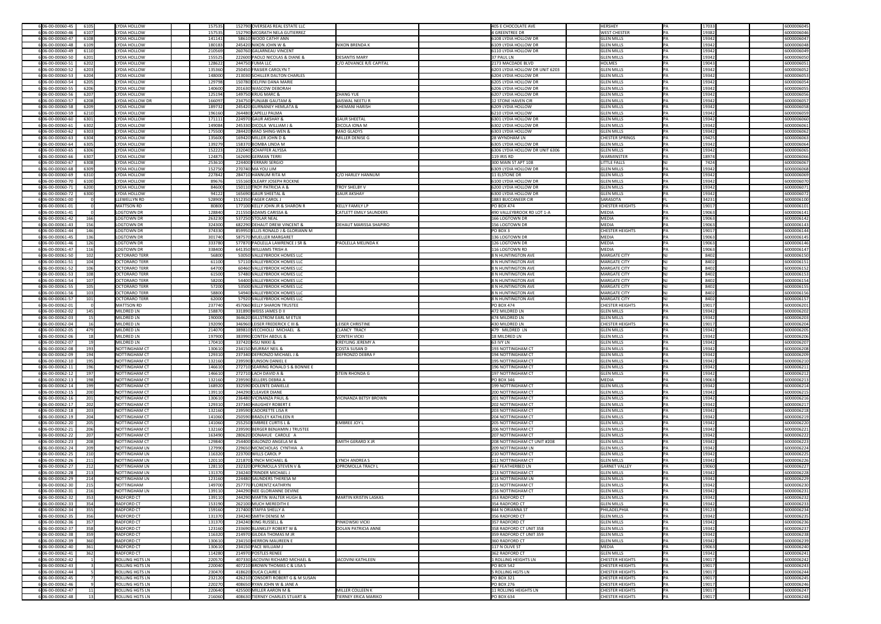| | | | | | | | | | | | | | |
|---|---|---|---|---|---|---|---|---|---|---|---|---|---|
| 6 | 06-00-00060-45 | 6105 | LYDIA HOLLOW | 157535 | 152790 | OVERSEAS REAL ESTATE LLC | | 405 E CHOCOLATE AVE | HERSHEY | PA | 17033 | 6000006045 |
| 6 | 06-00-00060-46 | 6107 | LYDIA HOLLOW | 157535 | 152790 | MCGRATH NELA GUTIERREZ | | 4 GREENTREE DR | WEST CHESTER | PA | 19382 | 6000006046 |
| 6 | 06-00-00060-47 | 6108 | LYDIA HOLLOW | 141141 | 58610 | WOOD CATHY ANN | | 6108 LYDIA HOLLOW DR | GLEN MILLS | PA | 19342 | 6000006047 |
| 6 | 06-00-00060-48 | 6109 | LYDIA HOLLOW | 180183 | 245420 | NIXON JOHN W & | NIXON BRENDA K | 6109 LYDIA HOLLOW DR | GLEN MILLS | PA | 19342 | 6000006048 |
| 6 | 06-00-00060-49 | 6110 | LYDIA HOLLOW | 210569 | 260760 | GALARNEAU VINCENT | | 6110 LYDIA HOLLOW DR | GLEN MILLS | PA | 19342 | 6000006049 |
| 6 | 06-00-00060-50 | 6201 | LYDIA HOLLOW | 155525 | 222600 | PAOLO NICOLAS & DIANE & | DESANTIS MARY | 37 PAUL LN | GLEN MILLS | PA | 19342 | 6000006050 |
| 6 | 06-00-00060-51 | 6202 | LYDIA HOLLOW | 128622 | 244750 | FUMA LLC | C/O ADVANCE R/E CAPITAL | 2173 MACDADE BLVD | HOLMES | PA | 19043 | 6000006051 |
| 6 | 06-00-00060-52 | 6203 | LYDIA HOLLOW | 135360 | 250450 | FRASIER CAROLYN T | | 6203 LYDIA HOLLOW DR UNIT 6203 | GLEN MILLS | PA | 19342 | 6000006052 |
| 6 | 06-00-00060-53 | 6204 | LYDIA HOLLOW | 148000 | 213030 | SCHILLER DALTON CHARLES | | 6204 LYDIA HOLLOW DR | GLEN MILLS | PA | 19342 | 6000006053 |
| 6 | 06-00-00060-54 | 6205 | LYDIA HOLLOW | 129798 | 150780 | DELFINI DANA MARIE | | 6205 LYDIA HOLLOW DR | GLEN MILLS | PA | 19342 | 6000006054 |
| 6 | 06-00-00060-55 | 6206 | LYDIA HOLLOW | 140600 | 201630 | WASCOW DEBORAH | | 6206 LYDIA HOLLOW DR | GLEN MILLS | PA | 19342 | 6000006055 |
| 6 | 06-00-00060-56 | 6207 | LYDIA HOLLOW | 125194 | 149750 | KRUG MARC & | ZHANG YUE | 6207 LYDIA HOLLOW DR | GLEN MILLS | PA | 19342 | 6000006056 |
| 6 | 06-00-00060-57 | 6208 | LYDIA HOLLOW DR | 166097 | 234750 | PUNJABI GAUTAM & | JAISWAL NEETU R | 12 STONE HAVEN CIR | GLEN MILLS | PA | 19342 | 6000006057 |
| 6 | 06-00-00060-58 | 6209 | LYDIA HOLLOW | 189732 | 245420 | GURNANEY HEMLATA & | KHEMANI HARISH | 6209 LYDIA HOLLOW | GLEN MILLS | PA | 19342 | 6000006058 |
| 6 | 06-00-00060-59 | 6210 | LYDIA HOLLOW | 196160 | 264480 | CAPELLI PALMA | | 6210 LYDIA HOLLOW | GLEN MILLS | PA | 19342 | 6000006059 |
| 6 | 06-00-00060-60 | 6301 | LYDIA HOLLOW | 171111 | 224970 | GAUR AKSHAY & | GAUR SHEETAL | 6301 LYDIA HOLLOW DR | GLEN MILLS | PA | 19342 | 6000006060 |
| 6 | 06-00-00060-61 | 6302 | LYDIA HOLLOW | 149084 | 245330 | DICOLA WILLIAM J & | DICOLA IONA M | 6302 LYDIA HOLLOW DR | GLEN MILLS | PA | 19342 | 6000006061 |
| 6 | 06-00-00060-62 | 6303 | LYDIA HOLLOW | 175500 | 284420 | MAO SHING-WEN & | MAO GLADYS | 6303 LYDIA HOLLOW | GLEN MILLS | PA | 19342 | 6000006062 |
| 6 | 06-00-00060-63 | 6304 | LYDIA HOLLOW | 135600 | 169420 | MILLER JOHN D & | MILLER DENISE G | 28 WYNDHAM LN | CHESTER SPRINGS | PA | 19425 | 6000006063 |
| 6 | 06-00-00060-64 | 6305 | LYDIA HOLLOW | 139279 | 158370 | BOMBA LINDA M | | 6305 LYDIA HOLLOW DR | GLEN MILLS | PA | 19342 | 6000006064 |
| 6 | 06-00-00060-65 | 6306 | LYDIA HOLLOW | 152223 | 232040 | SCHAFFER ALYSSA | | 6306 LYDIA HOLLOW DR UNIT 6306 | GLEN MILLS | PA | 19342 | 6000006065 |
| 6 | 06-00-00060-66 | 6307 | LYDIA HOLLOW | 124875 | 162690 | GERMAN TERRI | | 119 IRIS RD | WARMINSTER | PA | 18974 | 6000006066 |
| 6 | 06-00-00060-67 | 6308 | LYDIA HOLLOW | 253610 | 224400 | FERRARI SERGIO | | 300 MAIN ST APT 108 | LITTLE FALLS | NJ | 7424 | 6000006067 |
| 6 | 06-00-00060-68 | 6309 | LYDIA HOLLOW | 152750 | 270740 | MA YOU LIM | | 6309 LYDIA HOLLOW DR | GLEN MILLS | PA | 19342 | 6000006068 |
| 6 | 06-00-00060-69 | 6310 | LYDIA HOLLOW | 227842 | 284710 | HANNUM RITA M | C/O HARLEY HANNUM | 11 ELSTONE DR | GLEN MILLS | PA | 19342 | 6000006069 |
| 6 | 06-00-00060-70 | 6100 | LYDIA HOLLOW | 89676 | 155160 | OLEARY JOSEPH ROCKNE | | 6100 LYDIA HOLLOW DR | GLEN MILLS | PA | 19342 | 6000006070 |
| 6 | 06-00-00060-71 | 6200 | LYDIA HOLLOW | 84600 | 150110 | TROY PATRICIA A & | TROY SHELBY V | 6200 LYDIA HOLLOW DR | GLEN MILLS | PA | 19342 | 6000006071 |
| 6 | 06-00-00060-72 | 6300 | LYDIA HOLLOW | 94122 | 165690 | GAUR SHEETAL & | GAUR AKSHAY | 6300 LYDIA HOLLOW DR | GLEN MILLS | PA | 19342 | 6000006072 |
| 6 | 06-00-00061-00 | 0 | LLEWELLYN RD | 528900 | 1512350 | FAGER CAROL J | | 1883 BUCCANEER CIR | SARASOTA | FL | 34231 | 6000006100 |
| 6 | 06-00-00061-01 | 0 | MATTSON RD | 80800 | 177100 | KELLY JOHN JR & SHARON R | KELLY FAMILY LP | PO BOX 474 | CHESTER HEIGHTS | PA | 19017 | 6000006101 |
| 6 | 06-00-00061-41 | 0 | LOGTOWN DR | 128840 | 211550 | ADAMS CARISSA & | CATLETT EMILY SAUNDERS | 490 VALLEYBROOK RD LOT 1-A | MEDIA | PA | 19063 | 6000006141 |
| 6 | 06-00-00061-42 | 166 | LOGTOWN DR | 263230 | 537250 | STOLAR NEAL | | 166 LOGTOWN DR | MEDIA | PA | 19063 | 6000006142 |
| 6 | 06-00-00061-43 | 156 | LOGTOWN DR | 324300 | 682290 | DEHAUT DREW VINCENT & | DEHAUT MARISSA SHAPIRO | 156 LOGTOWN DR | MEDIA | PA | 19063 | 6000006143 |
| 6 | 06-00-00061-44 | 146 | LOGTOWN DR | 374330 | 859950 | ELLIS RONALD J & GLORIANN M | | PO BOX 3 | CHESTER HEIGHTS | PA | 19017 | 6000006144 |
| 6 | 06-00-00061-45 | 136 | LOGTOWN DR | 301740 | 587570 | MUELLER MARGARET | | 136 LOGTOWN DR | MEDIA | PA | 19063 | 6000006145 |
| 6 | 06-00-00061-46 | 126 | LOGTOWN DR | 333780 | 577870 | PAOLELLA LAWRENCE J SR & | PAOLELLA MELINDA K | 126 LOGTOWN DR | MEDIA | PA | 19063 | 6000006146 |
| 6 | 06-00-00061-47 | 116 | LOGTOWN DR | 338400 | 641350 | WILLIAMS TRISH A | | 116 LOGTOWN RD | MEDIA | PA | 19063 | 6000006147 |
| 6 | 06-00-00061-50 | 102 | OCTORARO TERR | 56800 | 53050 | VALLEYBROOK HOMES LLC | | 8 N HUNTINGTON AVE | MARGATE CITY | NJ | 8402 | 6000006150 |
| 6 | 06-00-00061-51 | 104 | OCTORARO TERR | 61100 | 57110 | VALLEYBROOK HOMES LLC | | 8 N HUNTINGTON AVE | MARGATE CITY | NJ | 8402 | 6000006151 |
| 6 | 06-00-00061-52 | 106 | OCTORARO TERR | 64700 | 60460 | VALLEYBROOK HOMES LLC | | 8 N HUNTINGTON AVE | MARGATE CITY | NJ | 8402 | 6000006152 |
| 6 | 06-00-00061-53 | 108 | OCTORARO TERR | 61500 | 57480 | VALLEYBROOK HOMES LLC | | 8 N HUNTINGTON AVE | MARGATE CITY | NJ | 8402 | 6000006153 |
| 6 | 06-00-00061-54 | 107 | OCTORARO TERR | 58200 | 54400 | VALLEYBROOK HOMES LLC | | 8 N HUNTINGTON AVE | MARGATE CITY | NJ | 8402 | 6000006154 |
| 6 | 06-00-00061-55 | 105 | OCTORARO TERR | 57200 | 53500 | VALLEYBROOK HOMES LLC | | 8 N HUNTINGTON AVE | MARGATE CITY | NJ | 8402 | 6000006155 |
| 6 | 06-00-00061-56 | 103 | OCTORARO TERR | 58800 | 54940 | VALLEYBROOK HOMES LLC | | 8 N HUNTINGTON AVE | MARGATE CITY | NJ | 8402 | 6000006156 |
| 6 | 06-00-00061-57 | 101 | OCTORARO TERR | 62000 | 57920 | VALLEYBROOK HOMES LLC | | 8 N HUNTINGTON AVE | MARGATE CITY | NJ | 8402 | 6000006157 |
| 6 | 06-00-00062-01 | 0 | MATTSON RD | 237740 | 457060 | KELLY SHARON TRUSTEE | | PO BOX 474 | CHESTER HEIGHTS | PA | 19017 | 6000006201 |
| 6 | 06-00-00062-02 | 145 | MILDRED LN | 158870 | 331890 | WEISS JAMES D II | | 472 MILDRED LN | GLEN MILLS | PA | 19342 | 6000006202 |
| 6 | 06-00-00062-03 | 15 | MILDRED LN | 190000 | 364620 | GILLSTROM EARL M ETUX | | 474 MILDRED LN | GLEN MILLS | PA | 19342 | 6000006203 |
| 6 | 06-00-00062-04 | 16 | MILDRED LN | 192090 | 346960 | LEISER FREDERICK C III & | LEISER CHRISTINE | 430 MILDRED LN | CHESTER HEIGHTS | PA | 19017 | 6000006204 |
| 6 | 06-00-00062-05 | 479 | MILDRED LN | 214070 | 389810 | VECCHIOLLI MICHAEL & | CLANCY TRACY | 479 MILDRED LN | GLEN MILLS | PA | 19342 | 6000006205 |
| 6 | 06-00-00062-06 | 18 | MILDRED LN | 197900 | 383990 | CONTEH ABDUL & | CONTEH VICKI | 18 MILDRED LN | GLEN MILLS | PA | 19342 | 6000006206 |
| 6 | 06-00-00062-07 | 19 | MILDRED LN | 170410 | 337420 | HSU NIKKI & | KREYLING JEREMY A | 63 IVY LN | GLEN MILLS | PA | 19342 | 6000006207 |
| 6 | 06-00-00062-08 | 193 | NOTTINGHAM CT | 130610 | 234150 | MURRAY NEIL & | COSTA SUSAN D | 193 NOTTINGHAM CT | GLEN MILLS | PA | 19342 | 6000006208 |
| 6 | 06-00-00062-09 | 194 | NOTTINGHAM CT | 129310 | 237340 | DEFRONZO MICHAEL J & | DEFRONZO DEBRA F | 194 NOTTINGHAM CT | GLEN MILLS | PA | 19342 | 6000006209 |
| 6 | 06-00-00062-10 | 195 | NOTTINGHAM CT | 132160 | 239590 | LUNSON DANIEL E | | 195 NOTTINGHAM CT | GLEN MILLS | PA | 19342 | 6000006210 |
| 6 | 06-00-00062-11 | 196 | NOTTINGHAM CT | 146610 | 272710 | SEARING RONALD S & BONNIE E | | 196 NOTTINGHAM CT | GLEN MILLS | PA | 19342 | 6000006211 |
| 6 | 06-00-00062-12 | 197 | NOTTINGHAM CT | 146610 | 272710 | LACH DAVID A & | STEIN RHONDA G | 197 NOTTINGHAM CT | GLEN MILLS | PA | 19342 | 6000006212 |
| 6 | 06-00-00062-13 | 198 | NOTTINGHAM CT | 132160 | 239590 | SELLERS DEBRA A | | PO BOX 346 | MEDIA | PA | 19063 | 6000006213 |
| 6 | 06-00-00062-14 | 199 | NOTTINGHAM CT | 168920 | 332590 | COLENTE DANIELLE | | 199 NOTTINGHAM CT | GLEN MILLS | PA | 19342 | 6000006214 |
| 6 | 06-00-00062-15 | 200 | NOTTINGHAM CT | 139110 | 244290 | CLEAVER DIANE | | 200 NOTTINGHAM CT | GLEN MILLS | PA | 19342 | 6000006215 |
| 6 | 06-00-00062-16 | 201 | NOTTINGHAM CT | 130610 | 236480 | VICINANZA PAUL & | VICINANZA BETSY BROWN | 201 NOTTINGHAM CT | GLEN MILLS | PA | 19342 | 6000006216 |
| 6 | 06-00-00062-17 | 202 | NOTTINGHAM CT | 129310 | 237340 | HAUGHEY ROBERT E | | 202 NOTTINGHAM CT | GLEN MILLS | PA | 19342 | 6000006217 |
| 6 | 06-00-00062-18 | 203 | NOTTINGHAM CT | 132160 | 239590 | CADORETTE LISA R | | 203 NOTTINGHAM CT | GLEN MILLS | PA | 19342 | 6000006218 |
| 6 | 06-00-00062-19 | 204 | NOTTINGHAM CT | 141060 | 250590 | BRADLEY KATHLEEN R | | 204 NOTTINGHAM CT | GLEN MILLS | PA | 19342 | 6000006219 |
| 6 | 06-00-00062-20 | 205 | NOTTINGHAM CT | 141060 | 255250 | EMBREE CURTIS L & | EMBREE JOY L | 205 NOTTINGHAM CT | GLEN MILLS | PA | 19342 | 6000006220 |
| 6 | 06-00-00062-21 | 206 | NOTTINGHAM CT | 132160 | 239590 | BERGER BENJAMIN J TRUSTEE | | 206 NOTTINGHAM CT | GLEN MILLS | PA | 19342 | 6000006221 |
| 6 | 06-00-00062-22 | 207 | NOTTINGHAM CT | 163490 | 280620 | DONAHUE CAROLE A | | 207 NOTTINGHAM CT | GLEN MILLS | PA | 19342 | 6000006222 |
| 6 | 06-00-00062-23 | 208 | NOTTINGHAM CT | 129840 | 254400 | DALONZO ANGELA M & | SMITH GERARD X JR | 208 NOTTINGHAM CT UNIT #208 | GLEN MILLS | PA | 19342 | 6000006223 |
| 6 | 06-00-00062-24 | 209 | NOTTINGHAM LN | 127990 | 229650 | MCNICHOLAS CYNTHIA A | | 209 NOTTINGHAM LN | GLEN MILLS | PA | 19342 | 6000006224 |
| 6 | 06-00-00062-25 | 210 | NOTTINGHAM LN | 116320 | 223700 | WILLS CAROL P | | 210 NOTTINGHAM CT | GLEN MILLS | PA | 19342 | 6000006225 |
| 6 | 06-00-00062-26 | 211 | NOTTINGHAM LN | 120110 | 221870 | LYNCH MICHAEL & | LYNCH ANDREA S | 211 NOTTINGHAM CT | GLEN MILLS | PA | 19342 | 6000006226 |
| 6 | 06-00-00062-27 | 212 | NOTTINGHAM LN | 128110 | 232320 | OPROMOLLA STEVEN V & | OPROMOLLA TRACY L | 667 FEATHERBED LN | GARNET VALLEY | PA | 19060 | 6000006227 |
| 6 | 06-00-00062-28 | 213 | NOTTINGHAM LN | 131370 | 234240 | TRINDER MICHAEL J | | 213 NOTTINGHAM CT | GLEN MILLS | PA | 19342 | 6000006228 |
| 6 | 06-00-00062-29 | 214 | NOTTINGHAM LN | 123160 | 224480 | SAUNDERS THERESA M | | 214 NOTTINGHAM LN | GLEN MILLS | PA | 19342 | 6000006229 |
| 6 | 06-00-00062-30 | 215 | NOTTINGHAM | 149700 | 257770 | FLORENTZ KATHRYN | | 215 NOTTINGHAM CT | GLEN MILLS | PA | 19342 | 6000006230 |
| 6 | 06-00-00062-31 | 216 | NOTTINGHAM LN | 139110 | 244290 | NEE GLORIANNE DEVINE | | 216 NOTTINGHAM CT | GLEN MILLS | PA | 19342 | 6000006231 |
| 6 | 06-00-00062-32 | 353 | RADFORD CT | 139110 | 244290 | MARTIN WALTER HUGH & | MARTIN KRISTIN LASKAS | 353 RADFORD CT | GLEN MILLS | PA | 19342 | 6000006232 |
| 6 | 06-00-00062-33 | 354 | RADFORD CT | 153190 | 262100 | MUCH MEREDITH E | | 354 RADFORD CT | GLEN MILLS | PA | 19342 | 6000006233 |
| 6 | 06-00-00062-34 | 355 | RADFORD CT | 159160 | 217400 | STAFFA SHELLY A | | 844 N ORIANNA ST | PHILADELPHIA | PA | 19123 | 6000006234 |
| 6 | 06-00-00062-35 | 356 | RADFORD CT | 131370 | 234240 | SMITH DENISE M | | 356 RADFORD CT | GLEN MILLS | PA | 19342 | 6000006235 |
| 6 | 06-00-00062-36 | 357 | RADFORD CT | 131370 | 234240 | KING RUSSELL & | PINKOWSKI VICKI | 357 RADFORD CT | GLEN MILLS | PA | 19342 | 6000006236 |
| 6 | 06-00-00062-37 | 358 | RADFORD CT | 123160 | 233690 | BLANKLEY ROBERT W & | DOLAN PATRICIA ANNE | 358 RADFORD CT UNIT 358 | GLEN MILLS | PA | 19342 | 6000006237 |
| 6 | 06-00-00062-38 | 359 | RADFORD CT | 116320 | 214970 | GILDEA THOMAS M JR | | 359 RADFORD CT UNIT 359 | GLEN MILLS | PA | 19342 | 6000006238 |
| 6 | 06-00-00062-39 | 360 | RADFORD CT | 130610 | 234150 | HERRON MAUREEN E | | 360 RADFORD CT | GLEN MILLS | PA | 19342 | 6000006239 |
| 6 | 06-00-00062-40 | 361 | RADFORD CT | 130610 | 234150 | PACE WILLIAM J | | 117 N OLIVE ST | MEDIA | PA | 19063 | 6000006240 |
| 6 | 06-00-00062-41 | 362 | RADFORD CT | 114280 | 214970 | POSTLES RENEE | | 362 RADFORD CT | GLEN MILLS | PA | 19342 | 6000006241 |
| 6 | 06-00-00062-42 | 1 | ROLLING HGTS LN | 220570 | 407330 | JACOVINI RICHARD MICHAEL & | JACOVINI KATHLEEN | 1 ROLLING HEIGHTS LN | CHESTER HEIGHTS | PA | 19017 | 6000006242 |
| 6 | 06-00-00062-43 | 3 | ROLLING HGTS LN | 220040 | 407210 | BROWN THOMAS C & LISA S | | PO BOX 542 | CHESTER HEIGHTS | PA | 19017 | 6000006243 |
| 6 | 06-00-00062-44 | 5 | ROLLING HGTS LN | 230470 | 418620 | DUCA CLAIRE E | | 5 ROLLING HGTS LN | CHESTER HEIGHTS | PA | 19017 | 6000006244 |
| 6 | 06-00-00062-45 | 7 | ROLLING HGTS LN | 232120 | 426210 | CONSORTI ROBERT G & M SUSAN | | PO BOX 321 | CHESTER HEIGHTS | PA | 19017 | 6000006245 |
| 6 | 06-00-00062-46 | 9 | ROLLING HGTS LN | 220270 | 408650 | RYAN JOHN W & JANE A | | PO BOX 276 | CHESTER HEIGHTS | PA | 19017 | 6000006246 |
| 6 | 06-00-00062-47 | 11 | ROLLING HGTS LN | 220640 | 425500 | MILLER AARON M & | MILLER COLLEEN K | 11 ROLLING HEIGHTS LN | CHESTER HEIGHTS | PA | 19017 | 6000006247 |
| 6 | 06-00-00062-48 | 13 | ROLLING HGTS LN | 216060 | 408630 | TIERNEY CHARLES STUART & | TIERNEY ERICA MARIKO | PO BOX 634 | CHESTER HEIGHTS | PA | 19017 | 6000006248 |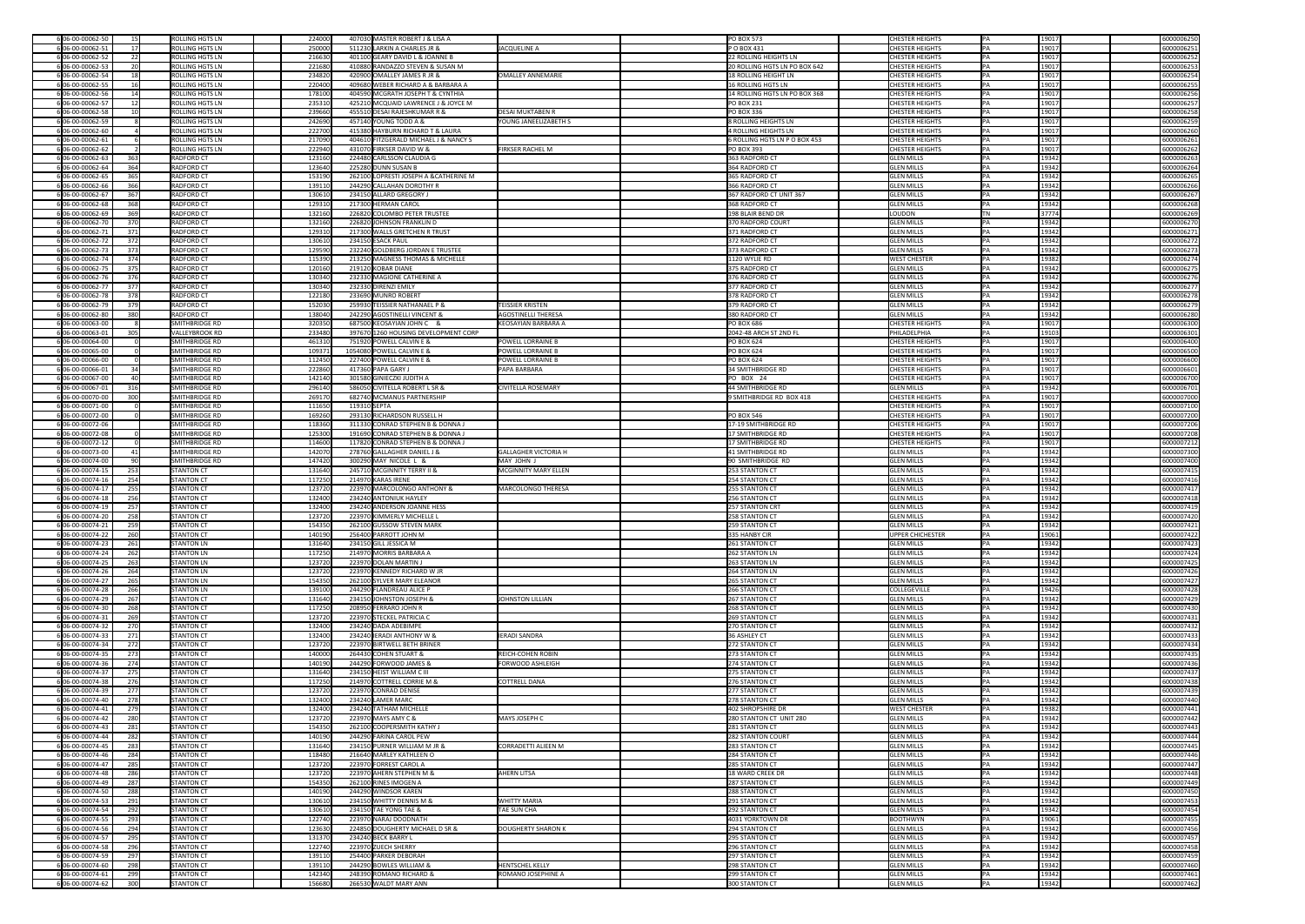| | | | | | | | | | | | | |
|---|---|---|---|---|---|---|---|---|---|---|---|---|
| 6 | 06-00-00062-50 | 15 | ROLLING HGTS LN | 224000 | 407030 | MASTER ROBERT J & LISA A | | PO BOX 573 | CHESTER HEIGHTS | PA | 19017 | 6000006250 |
| 6 | 06-00-00062-51 | 17 | ROLLING HGTS LN | 250000 | 511200 | ARKIN A CHARLES JR & | JACQUELINE A | P O BOX 431 | CHESTER HEIGHTS | PA | 19017 | 6000006251 |
| 6 | 06-00-00062-52 | 22 | ROLLING HGTS LN | 216630 | 401100 | GEARY DAVID L & JOANNE B | | 22 ROLLING HEIGHTS LN | CHESTER HEIGHTS | PA | 19017 | 6000006252 |
| 6 | 06-00-00062-53 | 20 | ROLLING HGTS LN | 221680 | 410880 | RANDAZZO STEVEN & SUSAN M | | 20 ROLLING HGTS LN PO BOX 642 | CHESTER HEIGHTS | PA | 19017 | 6000006253 |
| 6 | 06-00-00062-54 | 18 | ROLLING HGTS LN | 234820 | 420900 | OMALLEY JAMES R JR & | OMALLEY ANNEMARIE | 18 ROLLING HEIGHT LN | CHESTER HEIGHTS | PA | 19017 | 6000006254 |
| 6 | 06-00-00062-55 | 16 | ROLLING HGTS LN | 220400 | 409680 | WEBER RICHARD A & BARBARA A | | 16 ROLLING HGTS LN | CHESTER HEIGHTS | PA | 19017 | 6000006255 |
| 6 | 06-00-00062-56 | 14 | ROLLING HGTS LN | 178100 | 404590 | MCGRATH JOSEPH T & CYNTHIA | | 14 ROLLING HGTS LN PO BOX 368 | CHESTER HEIGHTS | PA | 19017 | 6000006256 |
| 6 | 06-00-00062-57 | 12 | ROLLING HGTS LN | 235310 | 425210 | MCQUAID LAWRENCE J & JOYCE M | | PO BOX 231 | CHESTER HEIGHTS | PA | 19017 | 6000006257 |
| 6 | 06-00-00062-58 | 10 | ROLLING HGTS LN | 239660 | 455510 | DESAI RAJESHKUMAR R & | DESAI MUKTABEN R | PO BOX 336 | CHESTER HEIGHTS | PA | 19017 | 6000006258 |
| 6 | 06-00-00062-59 | 8 | ROLLING HGTS LN | 242690 | 457140 | YOUNG TODD A & | YOUNG JANEELIZABETH S | 8 ROLLING HEIGHTS LN | CHESTER HEIGHTS | PA | 19017 | 6000006259 |
| 6 | 06-00-00062-60 | 4 | ROLLING HGTS LN | 222700 | 415380 | HAYBURN RICHARD T & LAURA | | 4 ROLLING HEIGHTS LN | CHESTER HEIGHTS | PA | 19017 | 6000006260 |
| 6 | 06-00-00062-61 | 6 | ROLLING HGTS LN | 217090 | 404610 | FITZGERALD MICHAEL J & NANCY S | | 6 ROLLING HGTS LN P O BOX 453 | CHESTER HEIGHTS | PA | 19017 | 6000006261 |
| 6 | 06-00-00062-62 | 2 | ROLLING HGTS LN | 222940 | 431070 | FIRKSER DAVID W & | FIRKSER RACHEL M | PO BOX 393 | CHESTER HEIGHTS | PA | 19017 | 6000006262 |
| 6 | 06-00-00062-63 | 363 | RADFORD CT | 123160 | 224480 | CARLSSON CLAUDIA G | | 363 RADFORD CT | GLEN MILLS | PA | 19342 | 6000006263 |
| 6 | 06-00-00062-64 | 364 | RADFORD CT | 123640 | 225280 | DUNN SUSAN B | | 364 RADFORD CT | GLEN MILLS | PA | 19342 | 6000006264 |
| 6 | 06-00-00062-65 | 365 | RADFORD CT | 153190 | 262100 | LOPRESTI JOSEPH A &CATHERINE M | | 365 RADFORD CT | GLEN MILLS | PA | 19342 | 6000006265 |
| 6 | 06-00-00062-66 | 366 | RADFORD CT | 139110 | 244290 | CALLAHAN DOROTHY R | | 366 RADFORD CT | GLEN MILLS | PA | 19342 | 6000006266 |
| 6 | 06-00-00062-67 | 367 | RADFORD CT | 130610 | 234150 | ALLARD GREGORY J | | 367 RADFORD CT UNIT 367 | GLEN MILLS | PA | 19342 | 6000006267 |
| 6 | 06-00-00062-68 | 368 | RADFORD CT | 129310 | 217300 | HERMAN CAROL | | 368 RADFORD CT | GLEN MILLS | PA | 19342 | 6000006268 |
| 6 | 06-00-00062-69 | 369 | RADFORD CT | 132160 | 226820 | COLOMBO PETER TRUSTEE | | 198 BLAIR BEND DR | LOUDON | TN | 37774 | 6000006269 |
| 6 | 06-00-00062-70 | 370 | RADFORD CT | 132160 | 226820 | JOHNSON FRANKLIN D | | 370 RADFORD COURT | GLEN MILLS | PA | 19342 | 6000006270 |
| 6 | 06-00-00062-71 | 371 | RADFORD CT | 129310 | 217300 | WALLS GRETCHEN R TRUST | | 371 RADFORD CT | GLEN MILLS | PA | 19342 | 6000006271 |
| 6 | 06-00-00062-72 | 372 | RADFORD CT | 130610 | 234150 | ESACK PAUL | | 372 RADFORD CT | GLEN MILLS | PA | 19342 | 6000006272 |
| 6 | 06-00-00062-73 | 373 | RADFORD CT | 129590 | 232240 | GOLDBERG JORDAN E TRUSTEE | | 373 RADFORD CT | GLEN MILLS | PA | 19342 | 6000006273 |
| 6 | 06-00-00062-74 | 374 | RADFORD CT | 115390 | 213250 | MAGNESS THOMAS & MICHELLE | | 1120 WYLIE RD | WEST CHESTER | PA | 19382 | 6000006274 |
| 6 | 06-00-00062-75 | 375 | RADFORD CT | 120160 | 219120 | KOBAR DIANE | | 375 RADFORD CT | GLEN MILLS | PA | 19342 | 6000006275 |
| 6 | 06-00-00062-76 | 376 | RADFORD CT | 130340 | 232330 | MAGIONE CATHERINE A | | 376 RADFORD CT | GLEN MILLS | PA | 19342 | 6000006276 |
| 6 | 06-00-00062-77 | 377 | RADFORD CT | 130340 | 232330 | DIRENZI EMILY | | 377 RADFORD CT | GLEN MILLS | PA | 19342 | 6000006277 |
| 6 | 06-00-00062-78 | 378 | RADFORD CT | 122180 | 233690 | MUNRO ROBERT | | 378 RADFORD CT | GLEN MILLS | PA | 19342 | 6000006278 |
| 6 | 06-00-00062-79 | 379 | RADFORD CT | 152030 | 259930 | TEISSIER NATHANAEL P & | TEISSIER KRISTEN | 379 RADFORD CT | GLEN MILLS | PA | 19342 | 6000006279 |
| 6 | 06-00-00062-80 | 380 | RADFORD CT | 138040 | 242290 | AGOSTINELLI VINCENT & | AGOSTINELLI THERESA | 380 RADFORD CT | GLEN MILLS | PA | 19342 | 6000006280 |
| 6 | 06-00-00063-00 | 8 | SMITHBRIDGE RD | 320350 | 687500 | KEOSAYIAN JOHN C & | KEOSAYIAN BARBARA A | PO BOX 686 | CHESTER HEIGHTS | PA | 19017 | 6000006300 |
| 6 | 06-00-00063-01 | 305 | VALLEYBROOK RD | 233480 | 397670 | 1260 HOUSING DEVELOPMENT CORP | | 2042-48 ARCH ST 2ND FL | PHILADELPHIA | PA | 19103 | 6000006301 |
| 6 | 06-00-00064-00 | 0 | SMITHBRIDGE RD | 461310 | 751920 | POWELL CALVIN E & | POWELL LORRAINE B | PO BOX 624 | CHESTER HEIGHTS | PA | 19017 | 6000006400 |
| 6 | 06-00-00065-00 | 0 | SMITHBRIDGE RD | 109371 | 1054080 | POWELL CALVIN E & | POWELL LORRAINE B | PO BOX 624 | CHESTER HEIGHTS | PA | 19017 | 6000006500 |
| 6 | 06-00-00066-00 | 0 | SMITHBRIDGE RD | 112450 | 227400 | POWELL CALVIN E & | POWELL LORRAINE B | PO BOX 624 | CHESTER HEIGHTS | PA | 19017 | 6000006600 |
| 6 | 06-00-00066-01 | 34 | SMITHBRIDGE RD | 222860 | 417360 | PAPA GARY J | PAPA BARBARA | 34 SMITHBRIDGE RD | CHESTER HEIGHTS | PA | 19017 | 6000006601 |
| 6 | 06-00-00067-00 | 40 | SMITHBRIDGE RD | 142140 | 301580 | GINIECZKI JUDITH A | | PO BOX 24 | CHESTER HEIGHTS | PA | 19017 | 6000006700 |
| 6 | 06-00-00067-01 | 316 | SMITHBRIDGE RD | 296140 | 586050 | CIVITELLA ROBERT L SR & | CIVITELLA ROSEMARY | 44 SMITHBRIDGE RD | GLEN MILLS | PA | 19342 | 6000006701 |
| 6 | 06-00-00070-00 | 300 | SMITHBRIDGE RD | 269170 | 687240 | MCMANUS PARTNERSHIP | | 9 SMITHBRIDGE RD BOX 418 | CHESTER HEIGHTS | PA | 19017 | 6000007000 |
| 6 | 06-00-00071-00 | 0 | SMITHBRIDGE RD | 111650 | 119310 | SEPTA | | | CHESTER HEIGHTS | PA | 19017 | 6000007100 |
| 6 | 06-00-00072-00 | 0 | SMITHBRIDGE RD | 169260 | 293130 | RICHARDSON RUSSELL H | | PO BOX 546 | CHESTER HEIGHTS | PA | 19017 | 6000007200 |
| 6 | 06-00-00072-06 | 0 | SMITHBRIDGE RD | 118360 | 311330 | CONRAD STEPHEN B & DONNA J | | 17-19 SMITHBRIDGE RD | CHESTER HEIGHTS | PA | 19017 | 6000007206 |
| 6 | 06-00-00072-08 | 0 | SMITHBRIDGE RD | 125300 | 191690 | CONRAD STEPHEN B & DONNA J | | 17 SMITHBRIDGE RD | CHESTER HEIGHTS | PA | 19017 | 6000007208 |
| 6 | 06-00-00072-12 | 0 | SMITHBRIDGE RD | 114600 | 117820 | CONRAD STEPHEN B & DONNA J | | 17 SMITHBRIDGE RD | CHESTER HEIGHTS | PA | 19017 | 6000007212 |
| 6 | 06-00-00073-00 | 41 | SMITHBRIDGE RD | 142070 | 278760 | GALLAGHER DANIEL J & | GALLAGHER VICTORIA H | 41 SMITHBRIDGE RD | GLEN MILLS | PA | 19342 | 6000007300 |
| 6 | 06-00-00074-00 | 90 | SMITHBRIDGE RD | 147420 | 300290 | MAY NICOLE L & | MAY JOHN J | 90 SMITHBRIDGE RD | GLEN MILLS | PA | 19342 | 6000007400 |
| 6 | 06-00-00074-15 | 253 | STANTON CT | 131640 | 245710 | MCGINNITY TERRY II & | MCGINNITY MARY ELLEN | 253 STANTON CT | GLEN MILLS | PA | 19342 | 6000007415 |
| 6 | 06-00-00074-16 | 254 | STANTON CT | 117250 | 214970 | KARAS IRENE | | 254 STANTON CT | GLEN MILLS | PA | 19342 | 6000007416 |
| 6 | 06-00-00074-17 | 255 | STANTON CT | 123720 | 223970 | MARCOLONGO ANTHONY & | MARCOLONGO THERESA | 255 STANTON CT | GLEN MILLS | PA | 19342 | 6000007417 |
| 6 | 06-00-00074-18 | 256 | STANTON CT | 132400 | 234240 | ANTONIUK HAYLEY | | 256 STANTON CT | GLEN MILLS | PA | 19342 | 6000007418 |
| 6 | 06-00-00074-19 | 257 | STANTON CT | 132400 | 234240 | ANDERSON JOANNE HESS | | 257 STANTON CRT | GLEN MILLS | PA | 19342 | 6000007419 |
| 6 | 06-00-00074-20 | 258 | STANTON CT | 123720 | 223970 | KIMMERLY MICHELLE L | | 258 STANTON CT | GLEN MILLS | PA | 19342 | 6000007420 |
| 6 | 06-00-00074-21 | 259 | STANTON CT | 154350 | 262100 | GUSSOW STEVEN MARK | | 259 STANTON CT | GLEN MILLS | PA | 19342 | 6000007421 |
| 6 | 06-00-00074-22 | 260 | STANTON CT | 140190 | 256400 | PARROTT JOHN M | | 335 HANBY CIR | UPPER CHICHESTER | PA | 19061 | 6000007422 |
| 6 | 06-00-00074-23 | 261 | STANTON LN | 131640 | 234150 | GILL JESSICA M | | 261 STANTON CT | GLEN MILLS | PA | 19342 | 6000007423 |
| 6 | 06-00-00074-24 | 262 | STANTON LN | 117250 | 214970 | MORRIS BARBARA A | | 262 STANTON LN | GLEN MILLS | PA | 19342 | 6000007424 |
| 6 | 06-00-00074-25 | 263 | STANTON LN | 123720 | 223970 | DOLAN MARTIN J | | 263 STANTON LN | GLEN MILLS | PA | 19342 | 6000007425 |
| 6 | 06-00-00074-26 | 264 | STANTON LN | 123720 | 223970 | KENNEDY RICHARD W JR | | 264 STANTON LN | GLEN MILLS | PA | 19342 | 6000007426 |
| 6 | 06-00-00074-27 | 265 | STANTON LN | 154350 | 262100 | SYLVER MARY ELEANOR | | 265 STANTON CT | GLEN MILLS | PA | 19342 | 6000007427 |
| 6 | 06-00-00074-28 | 266 | STANTON LN | 139100 | 244290 | FLANDREAU ALICE P | | 266 STANTON CT | COLLEGEVILLE | PA | 19426 | 6000007428 |
| 6 | 06-00-00074-29 | 267 | STANTON CT | 131640 | 234150 | JOHNSTON JOSEPH & | JOHNSTON LILLIAN | 267 STANTON CT | GLEN MILLS | PA | 19342 | 6000007429 |
| 6 | 06-00-00074-30 | 268 | STANTON CT | 117250 | 208950 | FERRARO JOHN R | | 268 STANTON CT | GLEN MILLS | PA | 19342 | 6000007430 |
| 6 | 06-00-00074-31 | 269 | STANTON CT | 123720 | 223970 | STECKEL PATRICIA C | | 269 STANTON CT | GLEN MILLS | PA | 19342 | 6000007431 |
| 6 | 06-00-00074-32 | 270 | STANTON CT | 132400 | 234240 | DADA ADEBIMPE | | 270 STANTON CT | GLEN MILLS | PA | 19342 | 6000007432 |
| 6 | 06-00-00074-33 | 271 | STANTON CT | 132400 | 234240 | IERADI ANTHONY W & | IERADI SANDRA | 36 ASHLEY CT | GLEN MILLS | PA | 19342 | 6000007433 |
| 6 | 06-00-00074-34 | 272 | STANTON CT | 123720 | 223970 | BIRTWELL BETH BRINER | | 272 STANTON CT | GLEN MILLS | PA | 19342 | 6000007434 |
| 6 | 06-00-00074-35 | 273 | STANTON CT | 140000 | 264430 | COHEN STUART & | REICH-COHEN ROBIN | 273 STANTON CT | GLEN MILLS | PA | 19342 | 6000007435 |
| 6 | 06-00-00074-36 | 274 | STANTON CT | 140190 | 244290 | FORWOOD JAMES & | FORWOOD ASHLEIGH | 274 STANTON CT | GLEN MILLS | PA | 19342 | 6000007436 |
| 6 | 06-00-00074-37 | 275 | STANTON CT | 131640 | 234150 | HEIST WILLIAM C III | | 275 STANTON CT | GLEN MILLS | PA | 19342 | 6000007437 |
| 6 | 06-00-00074-38 | 276 | STANTON CT | 117250 | 214970 | COTTRELL CORRIE M & | COTTRELL DANA | 276 STANTON CT | GLEN MILLS | PA | 19342 | 6000007438 |
| 6 | 06-00-00074-39 | 277 | STANTON CT | 123720 | 223970 | CONRAD DENISE | | 277 STANTON CT | GLEN MILLS | PA | 19342 | 6000007439 |
| 6 | 06-00-00074-40 | 278 | STANTON CT | 132400 | 234240 | LAMER MARC | | 278 STANTON CT | GLEN MILLS | PA | 19342 | 6000007440 |
| 6 | 06-00-00074-41 | 279 | STANTON CT | 132400 | 234240 | TATHAM MICHELLE | | 402 SHROPSHIRE DR | WEST CHESTER | PA | 19382 | 6000007441 |
| 6 | 06-00-00074-42 | 280 | STANTON CT | 123720 | 223970 | MAYS AMY C & | MAYS JOSEPH C | 280 STANTON CT UNIT 280 | GLEN MILLS | PA | 19342 | 6000007442 |
| 6 | 06-00-00074-43 | 281 | STANTON CT | 154350 | 262100 | COOPERSMITH KATHY J | | 281 STANTON CT | GLEN MILLS | PA | 19342 | 6000007443 |
| 6 | 06-00-00074-44 | 282 | STANTON CT | 140190 | 244290 | FARINA CAROL PEW | | 282 STANTON COURT | GLEN MILLS | PA | 19342 | 6000007444 |
| 6 | 06-00-00074-45 | 283 | STANTON CT | 131640 | 234150 | PURNER WILLIAM M JR & | CORRADETTI ALIEEN M | 283 STANTON CT | GLEN MILLS | PA | 19342 | 6000007445 |
| 6 | 06-00-00074-46 | 284 | STANTON CT | 118480 | 216640 | MARLEY KATHLEEN O | | 284 STANTON CT | GLEN MILLS | PA | 19342 | 6000007446 |
| 6 | 06-00-00074-47 | 285 | STANTON CT | 123720 | 223970 | FORREST CAROL A | | 285 STANTON CT | GLEN MILLS | PA | 19342 | 6000007447 |
| 6 | 06-00-00074-48 | 286 | STANTON CT | 123720 | 223970 | AHERN STEPHEN M & | AHERN LITSA | 18 WARD CREEK DR | GLEN MILLS | PA | 19342 | 6000007448 |
| 6 | 06-00-00074-49 | 287 | STANTON CT | 154350 | 262100 | RINES IMOGEN A | | 287 STANTON CT | GLEN MILLS | PA | 19342 | 6000007449 |
| 6 | 06-00-00074-50 | 288 | STANTON CT | 140190 | 244290 | WINDSOR KAREN | | 288 STANTON CT | GLEN MILLS | PA | 19342 | 6000007450 |
| 6 | 06-00-00074-53 | 291 | STANTON CT | 130610 | 234150 | WHITTY DENNIS M & | WHITTY MARIA | 291 STANTON CT | GLEN MILLS | PA | 19342 | 6000007453 |
| 6 | 06-00-00074-54 | 292 | STANTON CT | 130610 | 234150 | TAE YONG TAE & | TAE SUN CHA | 292 STANTON CT | GLEN MILLS | PA | 19342 | 6000007454 |
| 6 | 06-00-00074-55 | 293 | STANTON CT | 122740 | 223970 | NARAJ DOODNATH | | 4031 YORKTOWN DR | BOOTHWYN | PA | 19061 | 6000007455 |
| 6 | 06-00-00074-56 | 294 | STANTON CT | 123630 | 224850 | DOUGHERTY MICHAEL D SR & | DOUGHERTY SHARON K | 294 STANTON CT | GLEN MILLS | PA | 19342 | 6000007456 |
| 6 | 06-00-00074-57 | 295 | STANTON CT | 131370 | 234240 | BECK BARRY L | | 295 STANTON CT | GLEN MILLS | PA | 19342 | 6000007457 |
| 6 | 06-00-00074-58 | 296 | STANTON CT | 122740 | 223970 | ZUECH SHERRY | | 296 STANTON CT | GLEN MILLS | PA | 19342 | 6000007458 |
| 6 | 06-00-00074-59 | 297 | STANTON CT | 139110 | 254400 | PARKER DEBORAH | | 297 STANTON CT | GLEN MILLS | PA | 19342 | 6000007459 |
| 6 | 06-00-00074-60 | 298 | STANTON CT | 139110 | 244290 | BOWLES WILLIAM & | HENTSCHEL KELLY | 298 STANTON CT | GLEN MILLS | PA | 19342 | 6000007460 |
| 6 | 06-00-00074-61 | 299 | STANTON CT | 142340 | 248390 | ROMANO RICHARD & | ROMANO JOSEPHINE A | 299 STANTON CT | GLEN MILLS | PA | 19342 | 6000007461 |
| 6 | 06-00-00074-62 | 300 | STANTON CT | 156680 | 266530 | WALDT MARY ANN | | 300 STANTON CT | GLEN MILLS | PA | 19342 | 6000007462 |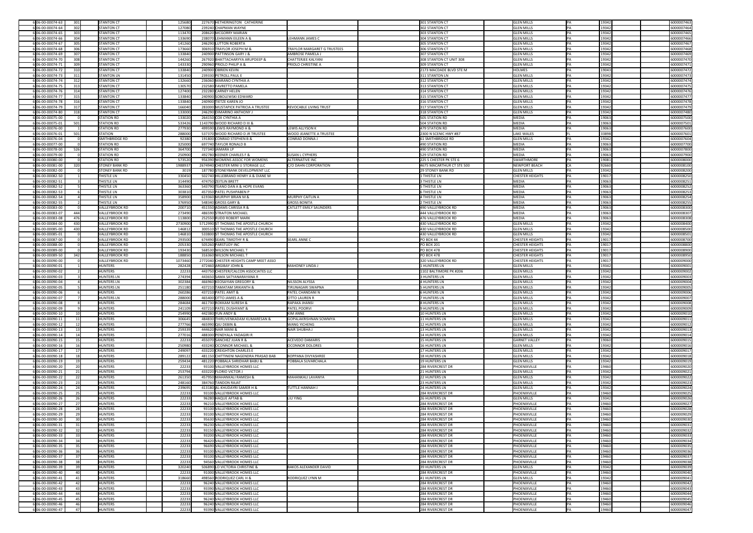| | | | | | | | | | | | | |
|---|---|---|---|---|---|---|---|---|---|---|---|---|
| 6 | 06-00-00074-63 | 301 | STANTON CT | 125680 | 227670 | HETHERINGTON CATHERINE | | 301 STANTON CT | GLEN MILLS | PA | 19342 | 6000007463 |
| 6 | 06-00-00074-64 | 302 | STANTON CT | 127080 | 239240 | CHAPMAN WAYNE | | 302 STANTON CT | GLEN MILLS | PA | 19342 | 6000007464 |
| 6 | 06-00-00074-65 | 303 | STANTON CT | 113470 | 208620 | MCGORRY MARIAN | | 303 STANTON CT | GLEN MILLS | PA | 19342 | 6000007465 |
| 6 | 06-00-00074-66 | 304 | STANTON CT | 133690 | 238070 | LEHMANN EILEEN A & | LEHMANN JAMES C | 304 STANTON CT | GLEN MILLS | PA | 19342 | 6000007466 |
| 6 | 06-00-00074-67 | 305 | STANTON CT | 141260 | 246290 | LUTTON ROBERTA | | 305 STANTON CT | GLEN MILLS | PA | 19342 | 6000007467 |
| 6 | 06-00-00074-68 | 306 | STANTON CT | 173660 | 306910 | TRAYLOR JOSEPH M & | TRAYLOR MARGARET G TRUSTEES | 306 STANTON CT | GLEN MILLS | PA | 19342 | 6000007468 |
| 6 | 06-00-00074-69 | 307 | STANTON CT | 133840 | 240900 | PATTINSON GARY J & | AMBROSE PAMELA J | 307 STANTON CT | GLEN MILLS | PA | 19342 | 6000007469 |
| 6 | 06-00-00074-70 | 308 | STANTON CT | 144260 | 267920 | BHATTACHARYYA ARUPDEEP & | CHATTERJEE KALYANI | 308 STANTON CT UNIT 308 | GLEN MILLS | PA | 19342 | 6000007470 |
| 6 | 06-00-00074-71 | 309 | STANTON CT | 143330 | 290960 | PRIOLO PHILIP A & | PRIOLO CHRISTINE A | 309 STANTON CT | GLEN MILLS | PA | 19342 | 6000007471 |
| 6 | 06-00-00074-72 | 310 | STANTON CT | 133840 | 240900 | OBRIEN KEVIN | | 2173 MACDADE BLVD STE M | HOLMES | PA | 19043 | 6000007472 |
| 6 | 06-00-00074-73 | 311 | STANTON LN | 131450 | 239330 | PETROLL PAUL E | | 311 STANTON LN | GLEN MILLS | PA | 19342 | 6000007473 |
| 6 | 06-00-00074-74 | 312 | STANTON CT | 132660 | 236060 | MARANO CYNTHIA A | | 312 STANTON CT | GLEN MILLS | PA | 19342 | 6000007474 |
| 6 | 06-00-00074-75 | 313 | STANTON CT | 130570 | 232580 | FAVRETTO PAMELA | | 313 STANTON CT | GLEN MILLS | PA | 19342 | 6000007475 |
| 6 | 06-00-00074-76 | 314 | STANTON CT | 127400 | 232280 | CARNEY HELEN | | 314 STANTON CT | GLEN MILLS | PA | 19342 | 6000007476 |
| 6 | 06-00-00074-77 | 315 | STANTON CT | 133840 | 240900 | SOBOLEWSKI EDWARD | | 315 STANTON CT | GLEN MILLS | PA | 19342 | 6000007477 |
| 6 | 06-00-00074-78 | 316 | STANTON CT | 133840 | 240900 | TIETZE KAREN JO | | 316 STANTON CT | GLEN MILLS | PA | 19342 | 6000007478 |
| 6 | 06-00-00074-79 | 317 | STANTON CT | 166040 | 283000 | MUSTAPICK PATRICIA A TRUSTEE | REVOCABLE LIVING TRUST | 317 STANTON CT | GLEN MILLS | PA | 19342 | 6000007479 |
| 6 | 06-00-00074-80 | 318 | STANTON CT | 133000 | 246290 | DIMARINO ANTHONY J | | 318 STANTON CT | GLEN MILLS | PA | 19342 | 6000007480 |
| 6 | 06-00-00075-00 | 0 | STATION RD | 133020 | 264150 | COX CYNTHIA A | | 505 STATION RD | MEDIA | PA | 19063 | 6000007500 |
| 6 | 06-00-00075-01 | 501 | STATION RD | 533426 | 1143790 | WOOD RICHARD D III & | | 504 STATION RD | MEDIA | PA | 19063 | 6000007501 |
| 6 | 06-00-00076-00 | 1 | STATION RD | 277930 | 499590 | LEWIS RAYMOND A & | LEWIS ALLYSON K | 479 STATION RD | MEDIA | PA | 19063 | 6000007600 |
| 6 | 06-00-00076-01 | 501 | STATION | 288000 | 537370 | WOOD RICHARD D JR TRUSTEE | WOOD JEANETTE A TRUSTEE | 2300 N SCENIC HWY #87 | LAKE WALES | FL | 33898 | 6000007601 |
| 6 | 06-00-00076-04 | 0 | SMITHBRIDGE RD | 92380 | 191800 | CONRAD STEPHEN B & | CONRAD DONNA J | 61 SMITHBRIDGE RD | GLEN MILLS | PA | 19342 | 6000007604 |
| 6 | 06-00-00077-00 | 0 | STATION RD | 325000 | 697740 | TAYLOR RONALD B | | 490 STATION RD | MEDIA | PA | 19063 | 6000007700 |
| 6 | 06-00-00078-00 | 526 | STATION RD | 364700 | 727340 | AMARA LP | | 490 STATION RD | MEDIA | PA | 19063 | 6000007800 |
| 6 | 06-00-00079-00 | 0 | STATION RD | 250900 | 492780 | KEENER CHARLES F & | SUSAN L CYPHERS | 529 STATION RD | MEDIA | PA | 19063 | 6000007900 |
| 6 | 06-00-00080-00 | 0 | STATION RD | 573520 | 956390 | WOMENS ASSOC FOR WOMENS | ALTERNATIVE INC | 225 S CHESTER PK STE 6 | SWARTHMORE | PA | 19081 | 6000008000 |
| 6 | 06-00-00081-00 | 320 | STONEY BANK RD | 1988937 | 2674940 | CHESTER MINI U STORAGE LLC | C/O DAHN CORPORATION | 4675 MACARTHUR CT STE 500 | NEWPORT BEACH | CA | 92660 | 6000008100 |
| 6 | 06-00-00082-00 | 0 | STONEY BANK RD | 3019 | 187780 | STONEYBANK DEVELOPMENT LLC | | 29 STONEY BANK RD | GLEN MILLS | PA | 19342 | 6000008200 |
| 6 | 06-00-00082-50 | 1 | THISTLE LN | 330450 | 502740 | HILLEBRAND HENRY A & DIANE M | | 1 THISTLE LN | CHESTER HEIGHTS | PA | 19017 | 6000008250 |
| 6 | 06-00-00082-51 | 3 | THISTLE LN | 314490 | 474750 | ZEITLIN BRETT | | 3 THISTLE LN | MEDIA | PA | 19063 | 6000008251 |
| 6 | 06-00-00082-52 | 5 | THISTLE LN | 363360 | 543790 | TEANO DAN A & HOPE EVANS | | 5 THISTLE LN | MEDIA | PA | 19063 | 6000008252 |
| 6 | 06-00-00082-53 | 6 | THISTLE LN | 303810 | 457350 | PATEL PUSHPABEN P | | 6 THISTLE LN | MEDIA | PA | 19063 | 6000008253 |
| 6 | 06-00-00082-54 | 4 | THISTLE LN | 358900 | 619360 | MURPHY BRIAN M & | MURPHY CAITLIN A | 4 THISTLE LN | MEDIA | PA | 19063 | 6000008254 |
| 6 | 06-00-00082-55 | 2 | THISTLE LN | 376950 | 548340 | GROSS GARY & | GROSS BONITA | 2 THISTLE LN | MEDIA | PA | 19063 | 6000008255 |
| 6 | 06-00-00083-00 | 0 | VALLEYBROOK RD | 200710 | 451550 | ADAMS CARISSA R & | CATLETT EMILY SAUNDERS | 490 VALLEYBROOK RD | MEDIA | PA | 19063 | 6000008300 |
| 6 | 06-00-00083-07 | 444 | VALLEYBROOK RD | 273490 | 486590 | STRAITON MICHAEL | | 444 VALLEYBROOK RD | MEDIA | PA | 19063 | 6000008307 |
| 6 | 06-00-00083-08 | 476 | VALLEYBROOK RD | 113800 | 252550 | RUDD ROBERT MARK | | 476 VALLEYBROOK RD | MEDIA | PA | 19063 | 6000008308 |
| 6 | 06-00-00084-00 | 430 | VALLEYBROOK RD | 2730900 | 5712990 | ST THOMAS THE APOSTLE CHURCH | | 430 VALLEYBROOK RD | GLEN MILLS | PA | 19342 | 6000008400 |
| 6 | 06-00-00085-00 | 430 | VALLEYBROOK RD | 146812 | 300510 | ST THOMAS THE APOSTLE CHURCH | | 430 VALLEYBROOK RD | GLEN MILLS | PA | 19342 | 6000008500 |
| 6 | 06-00-00085-01 | 0 | VALLEYBROOK RD | 146810 | 533800 | ST THOMAS THE APOSTLE CHURCH | | 430 VALLEYBROOK RD | GLEN MILLS | PA | 19342 | 6000008501 |
| 6 | 06-00-00087-00 | 0 | VALLEYBROOK RD | 293500 | 674490 | SEARL TIMOTHY R & | SEARL ANNE C | PO BOX 44 | CHESTER HEIGHTS | PA | 19017 | 6000008700 |
| 6 | 06-00-00088-00 | 0 | VALLEYBROOK RD | 205330 | 505260 | FARSTUDY INC | | PO BOX 201 | CHESTER HEIGHTS | PA | 19017 | 6000008800 |
| 6 | 06-00-00089-00 | 0 | VALLEYBROOK RD | 193430 | 568530 | WILSON MICHAEL T | | PO BOX 478 | CHESTER HEIGHTS | PA | 19017 | 6000008900 |
| 6 | 06-00-00089-50 | 342 | VALLEYBROOK RD | 188850 | 316360 | WILSON MICHAEL T | | PO BOX 478 | CHESTER HEIGHTS | PA | 19017 | 6000008950 |
| 6 | 06-00-00090-00 | 0 | VALLEYBROOK RD | 1073460 | 2772040 | CHESTER HEIGHTS CAMP MEET ASSO | | 320 VALLEYBROOK RD | CHESTER HEIGHTS | PA | 19017 | 6000009000 |
| 6 | 06-00-00090-01 | 1 | HUNTERS | 282428 | 472460 | ARGIBAY JOHN & | MAHONEY LINDA J | 1 HUNTERS LN | GLEN MILLS | PA | 19342 | 6000009001 |
| 6 | 06-00-00090-02 | 2 | HUNTERS | 22233 | 443750 | CHESTER/CALCON ASSOCIATES LLC | | 1102 BALTIMORE PK #206 | GLEN MILLS | PA | 19342 | 6000009002 |
| 6 | 06-00-00090-03 | 3 | HUNTERS LN | 274394 | 443650 | SAMA SATYANARAYANA R | | 3 HUNTERS LN | GLEN MILLS | PA | 19342 | 6000009003 |
| 6 | 06-00-00090-04 | 4 | HUNTERS LN | 302384 | 466960 | KEOSAYIAN GREGORY & | NILSSON ALYSSA | 4 HUNTERS LN | GLEN MILLS | PA | 19342 | 6000009004 |
| 6 | 06-00-00090-05 | 5 | HUNTERS LN | 251180 | 437210 | TAMATAM SRIKANTH & | TIRUNAGARI SWAPNA | 5 HUNTERS LN | GLEN MILLS | PA | 19342 | 6000009005 |
| 6 | 06-00-00090-06 | 6 | HUNTERS | 260286 | 437210 | PATEL AMIT & | PATEL CHANDANI N | 6 HUNTERS LN | GLEN MILLS | PA | 19342 | 6000009006 |
| 6 | 06-00-00090-07 | 7 | HUNTERS LN | 288000 | 465400 | OTTO JAMES A & | OTTO LAUREN R | 7 HUNTERS LN | GLEN MILLS | PA | 19342 | 6000009007 |
| 6 | 06-00-00090-08 | 8 | HUNTERS | 284684 | 461730 | KOKKAM SURESH & | KAPAKA JHANSI | 8 HUNTERS LN | GLEN MILLS | PA | 19342 | 6000009008 |
| 6 | 06-00-00090-09 | 9 | HUNTERS | 241109 | 437210 | PATEL DUSHYANT & | PATEL POORVI | 9 HUNTERS LN | GLEN MILLS | PA | 19342 | 6000009009 |
| 6 | 06-00-00090-10 | 10 | HUNTERS | 254990 | 442380 | YUN ANDY & | KIM ANNE | 10 HUNTERS LN | GLEN MILLS | PA | 19342 | 6000009010 |
| 6 | 06-00-00090-11 | 11 | HUNTERS | 306645 | 484830 | THIRUVENKADAM KUMARESAN & | GOPALAKRISHNAN SOWMYA | 11 HUNTERS LN | GLEN MILLS | PA | 19342 | 6000009011 |
| 6 | 06-00-00090-12 | 12 | HUNTERS | 277766 | 465990 | QIU DEBIN & | WANG YICHENG | 12 HUNTERS LN | GLEN MILLS | PA | 19342 | 6000009012 |
| 6 | 06-00-00090-13 | 13 | HUNTERS | 259339 | 444620 | NAIR MANI & | NAIR SHUBHA J | 13 HUNTERS LN | GLEN MILLS | PA | 19342 | 6000009013 |
| 6 | 06-00-00090-14 | 14 | HUNTERS | 277016 | 488300 | PENDYALA YADAGIRI R | | 14 HUNTERS LN | GLEN MILLS | PA | 19342 | 6000009014 |
| 6 | 06-00-00090-15 | 15 | HUNTERS | 22233 | 455070 | SANCHEZ JUAN R & | ACEVEDO DAMARIS | 15 HUNTERS LN | GARNET VALLEY | PA | 19060 | 6000009015 |
| 6 | 06-00-00090-16 | 16 | HUNTERS | 250980 | 433240 | OCONNOR MICHAEL & | OCONNOR DOLORES | 16 HUNTERS LN | GLEN MILLS | PA | 19342 | 6000009016 |
| 6 | 06-00-00090-17 | 17 | HUNTERS | 249097 | 433220 | CREIGHTON CHARLES E | | 17 HUNTERS LN | GLEN MILLS | PA | 19342 | 6000009017 |
| 6 | 06-00-00090-18 | 18 | HUNTERS | 289122 | 481150 | CHITTINENI NAGENDRA PRASAD BAB | BOPPANA DIVYASHREE | 18 HUNTERS LN | GLEN MILLS | PA | 19342 | 6000009018 |
| 6 | 06-00-00090-19 | 19 | HUNTERS | 259434 | 481220 | POBBALA SHRIDHAR BABU & | POBBALA SUVARCHALA | 19 HUNTERS LN | GLEN MILLS | PA | 19342 | 6000009019 |
| 6 | 06-00-00090-20 | 20 | HUNTERS | 22233 | 93100 | VALLEYBROOK HOMES LLC | | 284 RIVERCREST DR | PHOENIXVILLE | PA | 19460 | 6000009020 |
| 6 | 06-00-00090-21 | 21 | HUNTERS | 253794 | 433220 | FLORIO VICTOR J | | 21 HUNTERS LN | GLEN MILLS | PA | 19342 | 6000009021 |
| 6 | 06-00-00090-22 | 22 | HUNTERS | 261350 | 457950 | MAHANKALI RAMESH & | MAHANKALI LAVANYA | 22 HUNTERS LN | GLEN MILLS | PA | 19342 | 6000009022 |
| 6 | 06-00-00090-23 | 23 | HUNTERS | 248160 | 384760 | TANDON RAJAT | | 23 HUNTERS LN | GLEN MILLS | PA | 19342 | 6000009023 |
| 6 | 06-00-00090-24 | 24 | HUNTERS | 239695 | 413180 | AL-KHUDAYRI SAMER H & | TUTTLE HANNAH J | 24 HUNTERS LN | GLEN MILLS | PA | 19342 | 6000009024 |
| 6 | 06-00-00090-25 | 25 | HUNTERS | 22233 | 93100 | VALLEYBROOK HOMES LLC | | 284 RIVERCREST DR | PHOENIXVILLE | PA | 19460 | 6000009025 |
| 6 | 06-00-00090-26 | 26 | HUNTERS | 22233 | 96280 | HAQUE AFTAB & | LIU YING | 26 HUNTERS LN | GLEN MILLS | PA | 19342 | 6000009026 |
| 6 | 06-00-00090-27 | 27 | HUNTERS | 22233 | 96210 | VALLEYBROOK HOMES LLC | | 284 RIVERCREST DR | PHOENIXVILLE | PA | 19460 | 6000009027 |
| 6 | 06-00-00090-28 | 28 | HUNTERS | 22233 | 93100 | VALLEYBROOK HOMES LLC | | 284 RIVERCREST DR | PHOENIXVILLE | PA | 19460 | 6000009028 |
| 6 | 06-00-00090-29 | 29 | HUNTERS | 22233 | 93100 | VALLEYBROOK HOMES LLC | | 284 RIVERCREST DR | PHOENIXVILLE | PA | 19460 | 6000009029 |
| 6 | 06-00-00090-30 | 30 | HUNTERS | 22233 | 95630 | VALLEYBROOK HOMES LLC | | 284 RIVERCREST DR | PHOENIXVILLE | PA | 19460 | 6000009030 |
| 6 | 06-00-00090-31 | 31 | HUNTERS | 22233 | 96230 | VALLEYBROOK HOMES LLC | | 284 RIVERCREST DR | PHOENIXVILLE | PA | 19460 | 6000009031 |
| 6 | 06-00-00090-32 | 32 | HUNTERS | 22233 | 93150 | VALLEYBROOK HOMES LLC | | 284 RIVERCREST DR | PHOENIXVILLE | PA | 19460 | 6000009032 |
| 6 | 06-00-00090-33 | 33 | HUNTERS | 22233 | 93200 | VALLEYBROOK HOMES LLC | | 284 RIVERCREST DR | PHOENIXVILLE | PA | 19460 | 6000009033 |
| 6 | 06-00-00090-34 | 34 | HUNTERS | 22233 | 96420 | VALLEYBROOK HOMES LLC | | 284 RIVERCREST DR | PHOENIXVILLE | PA | 19460 | 6000009034 |
| 6 | 06-00-00090-35 | 35 | HUNTERS | 22233 | 96690 | VALLEYBROOK HOMES LLC | | 284 RIVERCREST DR | PHOENIXVILLE | PA | 19460 | 6000009035 |
| 6 | 06-00-00090-36 | 36 | HUNTERS | 22233 | 93100 | VALLEYBROOK HOMES LLC | | 284 RIVERCREST DR | PHOENIXVILLE | PA | 19460 | 6000009036 |
| 6 | 06-00-00090-37 | 37 | HUNTERS | 22233 | 93100 | VALLEYBROOK HOMES LLC | | 284 RIVERCREST DR | PHOENIXVILLE | PA | 19460 | 6000009037 |
| 6 | 06-00-00090-38 | 38 | HUNTERS | 22233 | 94560 | VALLEYBROOK HOMES LLC | | 284 RIVERCREST DR | PHOENIXVILLE | PA | 19460 | 6000009038 |
| 6 | 06-00-00090-39 | 39 | HUNTERS | 320240 | 506890 | LO VICTORIA CHRISTINE & | BAKOS ALEXANDER DAVID | 39 HUNTERS LN | GLEN MILLS | PA | 19342 | 6000009039 |
| 6 | 06-00-00090-40 | 40 | HUNTERS | 22233 | 91000 | VALLEYBROOK HOMES LLC | | 284 RIVERCREST DR | PHOENIXVILLE | PA | 19460 | 6000009040 |
| 6 | 06-00-00090-41 | 41 | HUNTERS | 318660 | 498560 | RODRIQUEZ CARL H & | RODRIQUEZ LYNN M | 41 HUNTERS LN | GLEN MILLS | PA | 19342 | 6000009041 |
| 6 | 06-00-00090-42 | 42 | HUNTERS | 22233 | 96240 | VALLEYBROOK HOMES LLC | | 284 RIVERCREST DR | PHOENIXVILLE | PA | 19460 | 6000009042 |
| 6 | 06-00-00090-43 | 43 | HUNTERS | 22233 | 93390 | VALLEYBROOK HOMES LLC | | 284 RIVERCREST DR | PHOENIXVILLE | PA | 19460 | 6000009043 |
| 6 | 06-00-00090-44 | 44 | HUNTERS | 22233 | 93390 | VALLEYBROOK HOMES LLC | | 284 RIVERCREST DR | PHOENIXVILLE | PA | 19460 | 6000009044 |
| 6 | 06-00-00090-45 | 45 | HUNTERS | 22233 | 96240 | VALLEYBROOK HOMES LLC | | 284 RIVERCREST DR | PHOENIXVILLE | PA | 19460 | 6000009045 |
| 6 | 06-00-00090-46 | 46 | HUNTERS | 22233 | 96240 | VALLEYBROOK HOMES LLC | | 284 RIVERCREST DR | PHOENIXVILLE | PA | 19460 | 6000009046 |
| 6 | 06-00-00090-47 | 47 | HUNTERS | 22233 | 93390 | VALLEYBROOK HOMES LLC | | 284 RIVERCREST DR | PHOENIXVILLE | PA | 19460 | 6000009047 |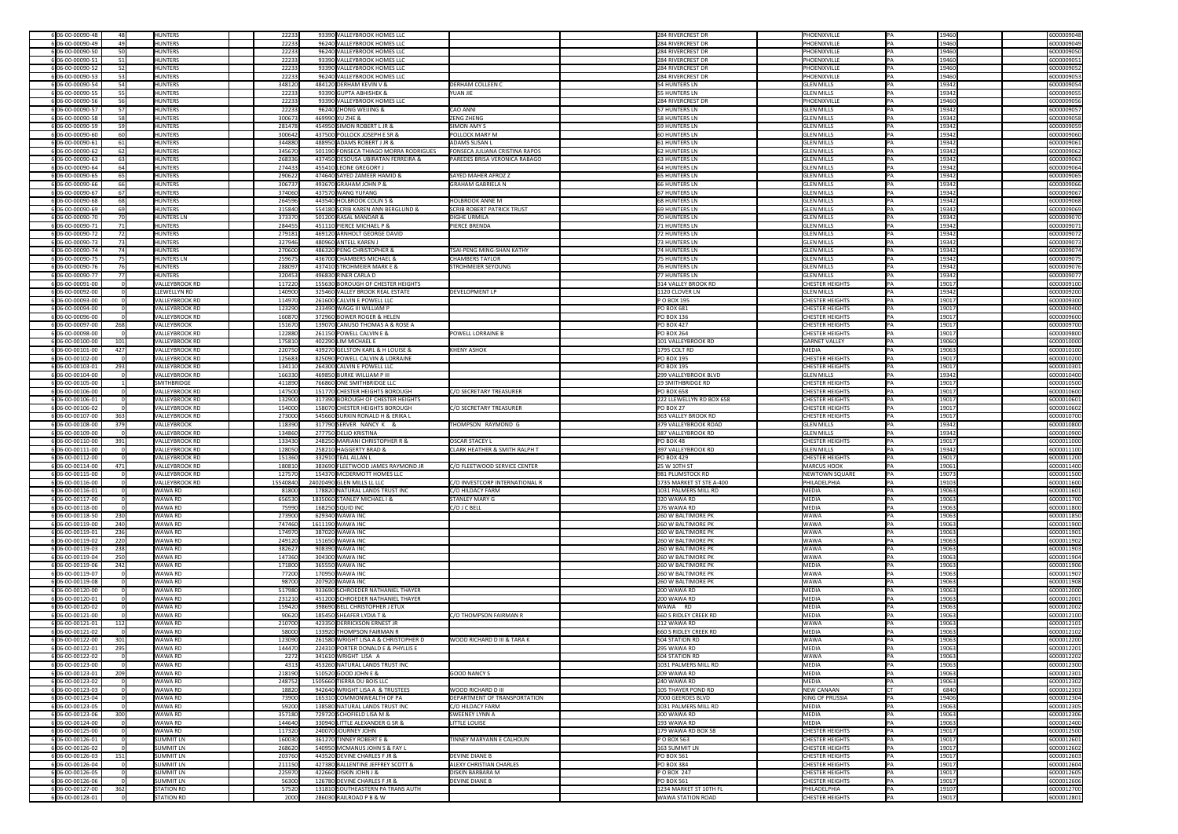| | | | | | | | | | | | | | |
|---|---|---|---|---|---|---|---|---|---|---|---|---|---|
| 6 | 06-00-00090-48 | 48 | HUNTERS | 22233 | 93390 | VALLEYBROOK HOMES LLC | | 284 RIVERCREST DR | PHOENIXVILLE | PA | 19460 | | 6000009048 |
| 6 | 06-00-00090-49 | 49 | HUNTERS | 22233 | 96240 | VALLEYBROOK HOMES LLC | | 284 RIVERCREST DR | PHOENIXVILLE | PA | 19460 | | 6000009049 |
| 6 | 06-00-00090-50 | 50 | HUNTERS | 22233 | 96240 | VALLEYBROOK HOMES LLC | | 284 RIVERCREST DR | PHOENIXVILLE | PA | 19460 | | 6000009050 |
| 6 | 06-00-00090-51 | 51 | HUNTERS | 22233 | 93390 | VALLEYBROOK HOMES LLC | | 284 RIVERCREST DR | PHOENIXVILLE | PA | 19460 | | 6000009051 |
| 6 | 06-00-00090-52 | 52 | HUNTERS | 22233 | 93390 | VALLEYBROOK HOMES LLC | | 284 RIVERCREST DR | PHOENIXVILLE | PA | 19460 | | 6000009052 |
| 6 | 06-00-00090-53 | 53 | HUNTERS | 22233 | 96240 | VALLEYBROOK HOMES LLC | | 284 RIVERCREST DR | PHOENIXVILLE | PA | 19460 | | 6000009053 |
| 6 | 06-00-00090-54 | 54 | HUNTERS | 348120 | 484120 | DERHAM KEVIN V & | DERHAM COLLEEN C | 54 HUNTERS LN | GLEN MILLS | PA | 19342 | | 6000009054 |
| 6 | 06-00-00090-55 | 55 | HUNTERS | 22233 | 93390 | GUPTA ABHISHEK & | YUAN JIE | 55 HUNTERS LN | GLEN MILLS | PA | 19342 | | 6000009055 |
| 6 | 06-00-00090-56 | 56 | HUNTERS | 22233 | 93390 | VALLEYBROOK HOMES LLC | | 284 RIVERCREST DR | PHOENIXVILLE | PA | 19460 | | 6000009056 |
| 6 | 06-00-00090-57 | 57 | HUNTERS | 22233 | 96240 | ZHONG WEIJING & | CAO ANNI | 57 HUNTERS LN | GLEN MILLS | PA | 19342 | | 6000009057 |
| 6 | 06-00-00090-58 | 58 | HUNTERS | 300673 | 469990 | XU ZHE & | ZENG ZHENG | 58 HUNTERS LN | GLEN MILLS | PA | 19342 | | 6000009058 |
| 6 | 06-00-00090-59 | 59 | HUNTERS | 281478 | 454950 | SIMON ROBERT L JR & | SIMON AMY S | 59 HUNTERS LN | GLEN MILLS | PA | 19342 | | 6000009059 |
| 6 | 06-00-00090-60 | 60 | HUNTERS | 300642 | 437500 | POLLOCK JOSEPH E SR & | POLLOCK MARY M | 60 HUNTERS LN | GLEN MILLS | PA | 19342 | | 6000009060 |
| 6 | 06-00-00090-61 | 61 | HUNTERS | 344880 | 488950 | ADAMS ROBERT J JR & | ADAMS SUSAN L | 61 HUNTERS LN | GLEN MILLS | PA | 19342 | | 6000009061 |
| 6 | 06-00-00090-62 | 62 | HUNTERS | 345670 | 501190 | FONSECA THIAGO MORRA RODRIGUES | FONSECA JULIANA CRISTINA RAPOS | 62 HUNTERS LN | GLEN MILLS | PA | 19342 | | 6000009062 |
| 6 | 06-00-00090-63 | 63 | HUNTERS | 268336 | 437450 | DESOUSA UBIRATAN FERREIRA & | PAREDES BRISA VERONICA RABAGO | 63 HUNTERS LN | GLEN MILLS | PA | 19342 | | 6000009063 |
| 6 | 06-00-00090-64 | 64 | HUNTERS | 274433 | 455410 | LEONE GREGORY J | | 64 HUNTERS LN | GLEN MILLS | PA | 19342 | | 6000009064 |
| 6 | 06-00-00090-65 | 65 | HUNTERS | 290622 | 474640 | SAYED ZAMEER HAMID & | SAYED MAHER AFROZ Z | 65 HUNTERS LN | GLEN MILLS | PA | 19342 | | 6000009065 |
| 6 | 06-00-00090-66 | 66 | HUNTERS | 306737 | 493670 | GRAHAM JOHN P & | GRAHAM GABRIELA N | 66 HUNTERS LN | GLEN MILLS | PA | 19342 | | 6000009066 |
| 6 | 06-00-00090-67 | 67 | HUNTERS | 374060 | 437570 | WANG YUFANG | | 67 HUNTERS LN | GLEN MILLS | PA | 19342 | | 6000009067 |
| 6 | 06-00-00090-68 | 68 | HUNTERS | 264596 | 443540 | HOLBROOK COLIN S & | HOLBROOK ANNE M | 68 HUNTERS LN | GLEN MILLS | PA | 19342 | | 6000009068 |
| 6 | 06-00-00090-69 | 69 | HUNTERS | 315840 | 554180 | SCRIB KAREN ANN BERGLUND & | SCRIB ROBERT PATRICK TRUST | 69 HUNTERS LN | GLEN MILLS | PA | 19342 | | 6000009069 |
| 6 | 06-00-00090-70 | 70 | HUNTERS LN | 373370 | 501200 | RASAL MANDAR & | DIGHE URMILA | 70 HUNTERS LN | GLEN MILLS | PA | 19342 | | 6000009070 |
| 6 | 06-00-00090-71 | 71 | HUNTERS | 284455 | 451110 | PIERCE MICHAEL P & | PIERCE BRENDA | 71 HUNTERS LN | GLEN MILLS | PA | 19342 | | 6000009071 |
| 6 | 06-00-00090-72 | 72 | HUNTERS | 279181 | 469120 | ARNHOLT GEORGE DAVID | | 72 HUNTERS LN | GLEN MILLS | PA | 19342 | | 6000009072 |
| 6 | 06-00-00090-73 | 73 | HUNTERS | 327946 | 480960 | ANTELL KAREN J | | 73 HUNTERS LN | GLEN MILLS | PA | 19342 | | 6000009073 |
| 6 | 06-00-00090-74 | 74 | HUNTERS | 270600 | 486320 | PENG CHRISTOPHER & | TSAI-PENG MING-SHAN KATHY | 74 HUNTERS LN | GLEN MILLS | PA | 19342 | | 6000009074 |
| 6 | 06-00-00090-75 | 75 | HUNTERS LN | 259675 | 436700 | CHAMBERS MICHAEL & | CHAMBERS TAYLOR | 75 HUNTERS LN | GLEN MILLS | PA | 19342 | | 6000009075 |
| 6 | 06-00-00090-76 | 76 | HUNTERS | 288097 | 437410 | STROHMEIER MARK E & | STROHMEIER SEYOUNG | 76 HUNTERS LN | GLEN MILLS | PA | 19342 | | 6000009076 |
| 6 | 06-00-00090-77 | 77 | HUNTERS | 320453 | 496830 | RINER CARLA D | | 77 HUNTERS LN | GLEN MILLS | PA | 19342 | | 6000009077 |
| 6 | 06-00-00091-00 | 0 | VALLEYBROOK RD | 117220 | 155630 | BOROUGH OF CHESTER HEIGHTS | | 314 VALLEY BROOK RD | CHESTER HEIGHTS | PA | 19017 | | 6000009100 |
| 6 | 06-00-00092-00 | 0 | LLEWELLYN RD | 140900 | 325460 | VALLEY BROOK REAL ESTATE | DEVELOPMENT LP | 1120 CLOVER LN | GLEN MILLS | PA | 19342 | | 6000009200 |
| 6 | 06-00-00093-00 | 0 | VALLEYBROOK RD | 114970 | 261600 | CALVIN E POWELL LLC | | P O BOX 195 | CHESTER HEIGHTS | PA | 19017 | | 6000009300 |
| 6 | 06-00-00094-00 | 0 | VALLEYBROOK RD | 123290 | 233490 | WAGG III WILLIAM P | | PO BOX 681 | CHESTER HEIGHTS | PA | 19017 | | 6000009400 |
| 6 | 06-00-00096-00 | 0 | VALLEYBROOK RD | 160870 | 372960 | BOWER ROGER & HELEN | | PO BOX 136 | CHESTER HEIGHTS | PA | 19017 | | 6000009600 |
| 6 | 06-00-00097-00 | 268 | VALLEYBROOK | 151670 | 139070 | CANUSO THOMAS A & ROSE A | | PO BOX 427 | CHESTER HEIGHTS | PA | 19017 | | 6000009700 |
| 6 | 06-00-00098-00 | 0 | VALLEYBROOK RD | 122880 | 261150 | POWELL CALVIN E & | POWELL LORRAINE B | PO BOX 264 | CHESTER HEIGHTS | PA | 19017 | | 6000009800 |
| 6 | 06-00-00100-00 | 101 | VALLEYBROOK RD | 175810 | 402290 | LIM MICHAEL E | | 101 VALLEYBROOK RD | GARNET VALLEY | PA | 19060 | | 6000010000 |
| 6 | 06-00-00101-00 | 427 | VALLEYBROOK RD | 220750 | 439270 | GELSTON KARL & H LOUISE & | KHENY ASHOK | 1795 COLT RD | MEDIA | PA | 19063 | | 6000010100 |
| 6 | 06-00-00102-00 | 0 | VALLEYBROOK RD | 125683 | 825090 | POWELL CALVIN & LORRAINE | | PO BOX 195 | CHESTER HEIGHTS | PA | 19017 | | 6000010200 |
| 6 | 06-00-00103-01 | 293 | VALLEYBROOK RD | 134110 | 264300 | CALVIN E POWELL LLC | | PO BOX 195 | CHESTER HEIGHTS | PA | 19017 | | 6000010301 |
| 6 | 06-00-00104-00 | 0 | VALLEYBROOK RD | 166330 | 469850 | BURKE WILLIAM P III | | 299 VALLEYBROOK BLVD | GLEN MILLS | PA | 19342 | | 6000010400 |
| 6 | 06-00-00105-00 | 1 | SMITHBRIDGE | 411890 | 766860 | ONE SMITHBRIDGE LLC | | 19 SMITHBRIDGE RD | CHESTER HEIGHTS | PA | 19017 | | 6000010500 |
| 6 | 06-00-00106-00 | 0 | VALLEYBROOK RD | 147500 | 151770 | CHESTER HEIGHTS BOROUGH | C/O SECRETARY TREASURER | PO BOX 658 | CHESTER HEIGHTS | PA | 19017 | | 6000010600 |
| 6 | 06-00-00106-01 | 0 | VALLEYBROOK RD | 132900 | 317390 | BOROUGH OF CHESTER HEIGHTS | | 222 LLEWELLYN RD BOX 658 | CHESTER HEIGHTS | PA | 19017 | | 6000010601 |
| 6 | 06-00-00106-02 | 0 | VALLEYBROOK RD | 154000 | 158070 | CHESTER HEIGHTS BOROUGH | C/O SECRETARY TREASURER | PO BOX 27 | CHESTER HEIGHTS | PA | 19017 | | 6000010602 |
| 6 | 06-00-00107-00 | 363 | VALLEYBROOK RD | 273000 | 545660 | SURKIN RONALD H & ERIKA L | | 363 VALLEY BROOK RD | CHESTER HEIGHTS | PA | 19017 | | 6000010700 |
| 6 | 06-00-00108-00 | 379 | VALLEYBROOK | 118390 | 317790 | SERVER NANCY K & | THOMPSON RAYMOND G | 379 VALLEYBROOK ROAD | GLEN MILLS | PA | 19342 | | 6000010800 |
| 6 | 06-00-00109-00 | 0 | VALLEYBROOK RD | 134860 | 277750 | DELIO KRISTINA | | 387 VALLEYBROOK RD | GLEN MILLS | PA | 19342 | | 6000010900 |
| 6 | 06-00-00110-00 | 391 | VALLEYBROOK RD | 133430 | 248250 | MARIANI CHRISTOPHER R & | OSCAR STACEY L | PO BOX 48 | CHESTER HEIGHTS | PA | 19017 | | 6000011000 |
| 6 | 06-00-00111-00 | 0 | VALLEYBROOK RD | 128050 | 258210 | HAGGERTY BRAD & | CLARK HEATHER & SMITH RALPH T | 397 VALLEYBROOK RD | GLEN MILLS | PA | 19342 | | 6000011100 |
| 6 | 06-00-00112-00 | 0 | VALLEYBROOK RD | 151360 | 332910 | TEAL ALLAN L | | PO BOX 429 | CHESTER HEIGHTS | PA | 19017 | | 6000011200 |
| 6 | 06-00-00114-00 | 471 | VALLEYBROOK RD | 180810 | 383690 | FLEETWOOD JAMES RAYMOND JR | C/O FLEETWOOD SERVICE CENTER | 25 W 10TH ST | MARCUS HOOK | PA | 19061 | | 6000011400 |
| 6 | 06-00-00115-00 | 0 | VALLEYBROOK RD | 127570 | 154370 | MCDERMOTT HOMES LLC | | 981 PLUMSTOCK RD | NEWTOWN SQUARE | PA | 19073 | | 6000011500 |
| 6 | 06-00-00116-00 | 0 | VALLEYBROOK RD | 15540840 | 24020490 | GLEN MILLS LL LLC | C/O INVESTCORP INTERNATIONAL R | 1735 MARKET ST STE A-400 | PHILADELPHIA | PA | 19103 | | 6000011600 |
| 6 | 06-00-00116-01 | 0 | WAWA RD | 81800 | 178820 | NATURAL LANDS TRUST INC | C/O HILDACY FARM | 1031 PALMERS MILL RD | MEDIA | PA | 19063 | | 6000011601 |
| 6 | 06-00-00117-00 | 0 | WAWA RD | 656530 | 1835060 | STANLEY MICHAEL I & | STANLEY MARY G | 320 WAWA RD | MEDIA | PA | 19063 | | 6000011700 |
| 6 | 06-00-00118-00 | 0 | WAWA RD | 75990 | 168250 | SQUID INC | C/O J C BELL | 176 WAWA RD | MEDIA | PA | 19063 | | 6000011800 |
| 6 | 06-00-00118-50 | 230 | WAWA RD | 273900 | 629340 | WAWA INC | | 260 W BALTIMORE PK | WAWA | PA | 19063 | | 6000011850 |
| 6 | 06-00-00119-00 | 240 | WAWA RD | 747460 | 1611190 | WAWA INC | | 260 W BALTIMORE PK | WAWA | PA | 19063 | | 6000011900 |
| 6 | 06-00-00119-01 | 236 | WAWA RD | 174970 | 387020 | WAWA INC | | 260 W BALTIMORE PK | WAWA | PA | 19063 | | 6000011901 |
| 6 | 06-00-00119-02 | 220 | WAWA RD | 249120 | 151650 | WAWA INC | | 260 W BALTIMORE PK | WAWA | PA | 19063 | | 6000011902 |
| 6 | 06-00-00119-03 | 238 | WAWA RD | 382627 | 908390 | WAWA INC | | 260 W BALTIMORE PK | WAWA | PA | 19063 | | 6000011903 |
| 6 | 06-00-00119-04 | 250 | WAWA RD | 147360 | 304300 | WAWA INC | | 260 W BALTIMORE PK | WAWA | PA | 19063 | | 6000011904 |
| 6 | 06-00-00119-06 | 242 | WAWA RD | 171800 | 365550 | WAWA INC | | 260 W BALTIMORE PK | MEDIA | PA | 19063 | | 6000011906 |
| 6 | 06-00-00119-07 | 0 | WAWA RD | 77200 | 170950 | WAWA INC | | 260 W BALTIMORE PK | WAWA | PA | 19063 | | 6000011907 |
| 6 | 06-00-00119-08 | 0 | WAWA RD | 98700 | 207920 | WAWA INC | | 260 W BALTIMORE PK | WAWA | PA | 19063 | | 6000011908 |
| 6 | 06-00-00120-00 | 0 | WAWA RD | 517980 | 933690 | SCHROEDER NATHANIEL THAYER | | 200 WAWA RD | MEDIA | PA | 19063 | | 6000012000 |
| 6 | 06-00-00120-01 | 0 | WAWA RD | 231210 | 451200 | SCHROEDER NATHANIEL THAYER | | 200 WAWA RD | MEDIA | PA | 19063 | | 6000012001 |
| 6 | 06-00-00120-02 | 0 | WAWA RD | 159420 | 398690 | BELL CHRISTOPHER J ETUX | | WAWA RD | MEDIA | PA | 19063 | | 6000012002 |
| 6 | 06-00-00121-00 | 0 | WAWA RD | 90620 | 185450 | SHEAFER LYDIA T & | C/O THOMPSON FAIRMAN R | 660 S RIDLEY CREEK RD | MEDIA | PA | 19063 | | 6000012100 |
| 6 | 06-00-00121-01 | 112 | WAWA RD | 210700 | 423350 | DERRICKSON ERNEST JR | | 112 WAWA RD | WAWA | PA | 19063 | | 6000012101 |
| 6 | 06-00-00121-02 | 0 | WAWA RD | 58000 | 133920 | THOMPSON FAIRMAN R | | 660 S RIDLEY CREEK RD | MEDIA | PA | 19063 | | 6000012102 |
| 6 | 06-00-00122-00 | 301 | WAWA RD | 123090 | 261580 | WRIGHT LISA A & CHRISTOPHER D | WOOD RICHARD D III & TARA K | 504 STATION RD | WAWA | PA | 19063 | | 6000012200 |
| 6 | 06-00-00122-01 | 295 | WAWA RD | 144470 | 224310 | PORTER DONALD E & PHYLLIS E | | 295 WAWA RD | MEDIA | PA | 19063 | | 6000012201 |
| 6 | 06-00-00122-02 | 0 | WAWA RD | 2272 | 341610 | WRIGHT LISA A | | 504 STATION RD | WAWA | PA | 19063 | | 6000012202 |
| 6 | 06-00-00123-00 | 0 | WAWA RD | 4313 | 453260 | NATURAL LANDS TRUST INC | | 1031 PALMERS MILL RD | MEDIA | PA | 19063 | | 6000012300 |
| 6 | 06-00-00123-01 | 209 | WAWA RD | 218190 | 510520 | GOOD JOHN E & | GOOD NANCY S | 209 WAWA RD | MEDIA | PA | 19063 | | 6000012301 |
| 6 | 06-00-00123-02 | 0 | WAWA RD | 248752 | 1505660 | TIERRA DU BOIS LLC | | 240 WAWA RD | MEDIA | PA | 19063 | | 6000012302 |
| 6 | 06-00-00123-03 | 0 | WAWA RD | 18820 | 942640 | WRIGHT LISA A & TRUSTEES | WOOD RICHARD D III | 105 THAYER POND RD | NEW CANAAN | CT | 6840 | | 6000012303 |
| 6 | 06-00-00123-04 | 0 | WAWA RD | 73900 | 165310 | COMMONWEALTH OF PA | DEPARTMENT OF TRANSPORTATION | 7000 GEERDES BLVD | KING OF PRUSSIA | PA | 19406 | | 6000012304 |
| 6 | 06-00-00123-05 | 0 | WAWA RD | 59200 | 138580 | NATURAL LANDS TRUST INC | C/O HILDACY FARM | 1031 PALMERS MILL RD | MEDIA | PA | 19063 | | 6000012305 |
| 6 | 06-00-00123-06 | 300 | WAWA RD | 357180 | 729720 | SCHOFIELD LISA M & | SWEENEY LYNN A | 300 WAWA RD | MEDIA | PA | 19063 | | 6000012306 |
| 6 | 06-00-00124-00 | 0 | WAWA RD | 144640 | 330940 | LITTLE ALEXANDER G SR & | LITTLE LOUISE | 193 WAWA RD | MEDIA | PA | 19063 | | 6000012400 |
| 6 | 06-00-00125-00 | 0 | WAWA RD | 117320 | 240070 | JOURNEY JOHN | | 179 WAWA RD BOX 58 | CHESTER HEIGHTS | PA | 19017 | | 6000012500 |
| 6 | 06-00-00126-01 | 0 | SUMMIT LN | 160030 | 361270 | TINNEY ROBERT E & | TINNEY MARYANN E CALHOUN | P O BOX 563 | CHESTER HEIGHTS | PA | 19017 | | 6000012601 |
| 6 | 06-00-00126-02 | 0 | SUMMIT LN | 268620 | 540950 | MCMANUS JOHN S & FAY L | | 163 SUMMIT LN | CHESTER HEIGHTS | PA | 19017 | | 6000012602 |
| 6 | 06-00-00126-03 | 151 | SUMMIT LN | 203760 | 443520 | DEVINE CHARLES F JR & | DEVINE DIANE B | PO BOX 561 | CHESTER HEIGHTS | PA | 19017 | | 6000012603 |
| 6 | 06-00-00126-04 | 0 | SUMMIT LN | 211150 | 427380 | BALLENTINE JEFFREY SCOTT & | ALEXY CHRISTIAN CHARLES | PO BOX 384 | CHESTER HEIGHTS | PA | 19017 | | 6000012604 |
| 6 | 06-00-00126-05 | 0 | SUMMIT LN | 225970 | 422660 | DISKIN JOHN J & | DISKIN BARBARA M | P O BOX 247 | CHESTER HEIGHTS | PA | 19017 | | 6000012605 |
| 6 | 06-00-00126-06 | 0 | SUMMIT LN | 56300 | 126780 | DEVINE CHARLES F JR & | DEVINE DIANE B | PO BOX 561 | CHESTER HEIGHTS | PA | 19017 | | 6000012606 |
| 6 | 06-00-00127-00 | 362 | STATION RD | 57520 | 131810 | SOUTHEASTERN PA TRANS AUTH | | 1234 MARKET ST 10TH FL | PHILADELPHIA | PA | 19107 | | 6000012700 |
| 6 | 06-00-00128-01 | 0 | STATION RD | 2000 | 286030 | RAILROAD P B & W | | WAWA STATION ROAD | CHESTER HEIGHTS | PA | 19017 | | 6000012801 |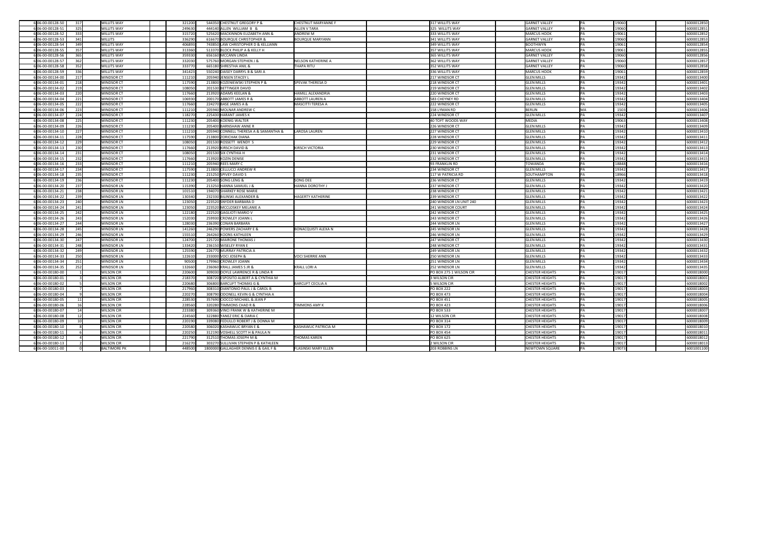| | | | | | | | | | | | | | | |
|---|---|---|---|---|---|---|---|---|---|---|---|---|---|---|
| 6 | 06-00-00128-50 | 317 | WILLITS WAY | 321200 | 544350 | CHESTNUT GREGORY P & | CHESTNUT MARYANNE F | | 317 WILLITS WAY | GARNET VALLEY | PA | 19060 | | 6000012850 |
| 6 | 06-00-00128-51 | 325 | WILLITS WAY | 249630 | 444140 | ALLEN WILLIAM B & | ALLEN V TARA | | 325 WILLITS WAY | GARNET VALLEY | PA | 19060 | | 6000012851 |
| 6 | 06-00-00128-52 | 333 | WILLITS WAY | 315720 | 525620 | MACKINNON ELIZABETH ANN & | ANDREW M | | 333 WILLITS WAY | MARCUS HOOK | PA | 19061 | | 6000012852 |
| 6 | 06-00-00128-53 | 341 | WILLITS | 336290 | 616670 | BOURQUE CHRISTOPHER & | BOURQUE MARYANN | | 341 WILLITS WAY | GARNET VALLEY | PA | 19060 | | 6000012853 |
| 6 | 06-00-00128-54 | 349 | WILLITS WAY | 406893 | 743850 | LAW CHRISTOPHER D & KELLIANN | | | 349 WILLITS WAY | BOOTHWYN | PA | 19061 | | 6000012854 |
| 6 | 06-00-00128-55 | 357 | WILLITS WAY | 313360 | 513370 | BLOCK PHILIP A & KELLY H | | | 357 WILLITS WAY | MARCUS HOOK | PA | 19061 | | 6000012855 |
| 6 | 06-00-00128-56 | 365 | WILLITS WAY | 359330 | 656160 | MCCANN LINDA | | | 365 WILLITS WAY | GARNET VALLEY | PA | 19060 | | 6000012856 |
| 6 | 06-00-00128-57 | 362 | WILLITS WAY | 332030 | 575760 | MORGAN STEPHEN J & | NELSON KATHERINE A | | 362 WILLITS WAY | GARNET VALLEY | PA | 19060 | | 6000012857 |
| 6 | 06-00-00128-58 | 352 | WILLITS WAY | 333770 | 665180 | SHRESTHA ANIL & | THAPA RITU | | 352 WILLITS WAY | GARNET VALLEY | PA | 19060 | | 6000012858 |
| 6 | 06-00-00128-59 | 336 | WILLITS WAY | 341423 | 550240 | DAISEY DARRYL B & SARI A | | | 336 WILLITS WAY | MARCUS HOOK | PA | 19061 | | 6000012859 |
| 6 | 06-00-00134-00 | 217 | WINDSOR CT | 111210 | 205940 | JENSEN STACEY L | | | 217 WINDSOR CT | GLEN MILLS | PA | 19342 | | 6000013400 |
| 6 | 06-00-00134-01 | 218 | WINDSOR CT | 117590 | 213800 | KOZENIEWSKI STEPHEN P & | SPEVAK THERESA D | | 218 WINDSOR CT | GLEN MILLS | PA | 19342 | | 6000013401 |
| 6 | 06-00-00134-02 | 219 | WINDSOR CT | 108050 | 201530 | BETTINGER DAVID | | | 219 WINDSOR CT | GLEN MILLS | PA | 19342 | | 6000013402 |
| 6 | 06-00-00134-03 | 220 | WINDSOR CT | 117660 | 213920 | ADAMS KEELAN & | HAMILL ALEXANDRIA | | 220 WINDSOR CT | GLEN MILLS | PA | 19342 | | 6000013403 |
| 6 | 06-00-00134-04 | 221 | WINDSOR CT | 106930 | 200170 | ABBOTT JAMES R & | ABBOTT LAUREN A | | 583 CHEYNEY RD | GLEN MILLS | PA | 19342 | | 6000013404 |
| 6 | 06-00-00134-05 | 222 | WINDSOR CT | 117660 | 224270 | BASE JAMES A & | MASCITTI TERESA A | | 222 WINDSOR CT | GLEN MILLS | PA | 19342 | | 6000013405 |
| 6 | 06-00-00134-06 | 223 | WINDSOR CT | 111210 | 205940 | MOLNAR ANDREW C | | | 158 LYMAN RD | BERLIN | MA | 1503 | | 6000013406 |
| 6 | 06-00-00134-07 | 224 | WINDSOR CT | 118270 | 225430 | HARANT JAMES K | | | 224 WINDSOR CT | GLEN MILLS | PA | 19342 | | 6000013407 |
| 6 | 06-00-00134-08 | 225 | WINDSOR CT | 111230 | 205400 | KOENIG WALTER | | | 40 TOFT WOODS WAY | MEDIA | PA | 19063 | | 6000013408 |
| 6 | 06-00-00134-09 | 226 | WINDSOR CT | 111230 | 205400 | BARNSHAW ANNE R | | | 226 WINDSOR CT | GLEN MILLS | PA | 19342 | | 6000013409 |
| 6 | 06-00-00134-10 | 227 | WINDSOR CT | 111210 | 205940 | CONNELL THERESA A & SAMANTHA & | LAROSA LAUREN | | 227 WINDSOR CT | GLEN MILLS | PA | 19342 | | 6000013410 |
| 6 | 06-00-00134-11 | 228 | WINDSOR CT | 117590 | 213800 | ZORICHAK DIANA | | | 228 WINDSOR CT | GLEN MILLS | PA | 19342 | | 6000013411 |
| 6 | 06-00-00134-12 | 229 | WINDSOR CT | 108050 | 201530 | ROSSETT WENDY S | | | 229 WINDSOR CT | GLEN MILLS | PA | 19342 | | 6000013412 |
| 6 | 06-00-00134-13 | 230 | WINDSOR CT | 117660 | 213920 | KIRSCH DAVID & | KIRSCH VICTORIA | | 230 WINDSOR CT | GLEN MILLS | PA | 19342 | | 6000013413 |
| 6 | 06-00-00134-14 | 231 | WINDSOR CT | 108050 | 201530 | SIX CYNTHIA H | | | 231 WINDSOR CT | GLEN MILLS | PA | 19342 | | 6000013414 |
| 6 | 06-00-00134-15 | 232 | WINDSOR CT | 117660 | 213920 | KOZIN DENISE | | | 232 WINDSOR CT | GLEN MILLS | PA | 19342 | | 6000013415 |
| 6 | 06-00-00134-16 | 233 | WINDSOR CT | 111210 | 205940 | REES MARY C | | | 93 FRANKLIN RD | TOWANDA | PA | 18848 | | 6000013416 |
| 6 | 06-00-00134-17 | 234 | WINDSOR CT | 117590 | 213800 | CELLUCCI ANDREW R | | | 234 WINDSOR CT | GLEN MILLS | PA | 19342 | | 6000013417 |
| 6 | 06-00-00134-18 | 235 | WINDSOR CT | 111230 | 215250 | SPIVEY DAVID S | | | 117 W PATRICIA RD | SOUTHAMPTON | PA | 18966 | | 6000013418 |
| 6 | 06-00-00134-19 | 236 | WINDSOR CT | 111230 | 205400 | SONG LENG & | SONG DEE | | 236 WINDSOR CT | GLEN MILLS | PA | 19342 | | 6000013419 |
| 6 | 06-00-00134-20 | 237 | WINDSOR LN | 115390 | 213250 | HANNA SAMUEL J & | HANNA DOROTHY J | | 237 WINDSOR CT | GLEN MILLS | PA | 19342 | | 6000013420 |
| 6 | 06-00-00134-21 | 238 | WINDSOR LN | 101510 | 194070 | SHARKEY ROSE MARIE | | | 238 WINDSOR CT | GLEN MILLS | PA | 19342 | | 6000013421 |
| 6 | 06-00-00134-22 | 239 | WINDSOR LN | 130340 | 232330 | BILINSKI ALEXANDER & | HAGERTY KATHERINE | | 239 WINDSOR CT | GLEN MILLS | PA | 19342 | | 6000013422 |
| 6 | 06-00-00134-23 | 240 | WINDSOR LN | 123050 | 223520 | SNYDER BARBARA D | | | 240 WINDSOR LN UNIT 240 | GLEN MILLS | PA | 19342 | | 6000013423 |
| 6 | 06-00-00134-24 | 241 | WINDSOR LN | 123050 | 223520 | MCCLOSKEY MELANIE A | | | 241 WINDSOR COURT | GLEN MILLS | PA | 19342 | | 6000013424 |
| 6 | 06-00-00134-25 | 242 | WINDSOR LN | 122180 | 222520 | GAGLIOTI MARIO V | | | 242 WINDSOR CT | GLEN MILLS | PA | 19342 | | 6000013425 |
| 6 | 06-00-00134-26 | 243 | WINDSOR LN | 152030 | 259930 | CROWLEY JOANN L | | | 243 WINDSOR CT | GLEN MILLS | PA | 19342 | | 6000013426 |
| 6 | 06-00-00134-27 | 244 | WINDSOR LN | 128030 | 236390 | CONAN BARBARA | | | 244 WINDSOR LN | GLEN MILLS | PA | 19342 | | 6000013427 |
| 6 | 06-00-00134-28 | 245 | WINDSOR LN | 141260 | 246290 | POWERS ZACHARY E & | BONACQUISTI ALEXA N | | 245 WINDSOR LN | GLEN MILLS | PA | 19342 | | 6000013428 |
| 6 | 06-00-00134-29 | 246 | WINDSOR LN | 155510 | 264260 | KOONS KATHLEEN | | | 246 WINDSOR LN | GLEN MILLS | PA | 19342 | | 6000013429 |
| 6 | 06-00-00134-30 | 247 | WINDSOR LN | 124700 | 225720 | MAIRONE THOMAS J | | | 247 WINDSOR CT | GLEN MILLS | PA | 19342 | | 6000013430 |
| 6 | 06-00-00134-31 | 248 | WINDSOR LN | 133420 | 236150 | WISELEY RYAN E | | | 248 WINDSOR CT | GLEN MILLS | PA | 19342 | | 6000013431 |
| 6 | 06-00-00134-32 | 249 | WINDSOR LN | 125590 | 226770 | MURRAY PATRICIA A | | | 249 WINDSOR LN | GLEN MILLS | PA | 19342 | | 6000013432 |
| 6 | 06-00-00134-33 | 250 | WINDSOR LN | 122610 | 233000 | VOCI JOSEPH & | VOCI SHERRIE ANN | | 250 WINDSOR LN | GLEN MILLS | PA | 19342 | | 6000013433 |
| 6 | 06-00-00134-34 | 251 | WINDSOR LN | 90500 | 179960 | CROWLEY JOANN | | | 251 WINDSOR LN | GLEN MILLS | PA | 19342 | | 6000013434 |
| 6 | 06-00-00134-35 | 252 | WINDSOR LN | 132660 | 236060 | KRALL JAMES S JR & | KRALL LORI A | | 252 WINDSOR LN | GLEN MILLS | PA | 19342 | | 6000013435 |
| 6 | 06-00-00180-00 | 1 | WILSON CIR | 220600 | 309030 | DOYLE LAWRENCE R & LINDA R | | | PO BOX 275 1 WILSON CIR | CHESTER HEIGHTS | PA | 19017 | | 6000018000 |
| 6 | 06-00-00180-01 | 3 | WILSON CIR | 218370 | 308720 | ESPOSITO ALBERT A & CYNTHIA M | | | 3 WILSON CIR | CHESTER HEIGHTS | PA | 19017 | | 6000018001 |
| 6 | 06-00-00180-02 | 5 | WILSON CIR | 220680 | 306800 | BARCLIFT THOMAS G & | BARCLIFT CECILIA A | | 5 WILSON CIR | CHESTER HEIGHTS | PA | 19017 | | 6000018002 |
| 6 | 06-00-00180-03 | 7 | WILSON CIR | 217960 | 308310 | DIANTONIO PAUL J & CAROL B | | | PO BOX 222 | CHESTER HEIGHTS | PA | 19017 | | 6000018003 |
| 6 | 06-00-00180-04 | 9 | WILSON CIR | 220270 | 308790 | ODONELL KEVIN G & CYNTHIA A | | | PO BOX 473 | CHESTER HEIGHTS | PA | 19017 | | 6000018004 |
| 6 | 06-00-00180-05 | 11 | WILSON CIR | 228530 | 357690 | CIOCCO MICHAEL & JEAN P | | | PO BOX 451 | CHESTER HEIGHTS | PA | 19017 | | 6000018005 |
| 6 | 06-00-00180-06 | 16 | WILSON CIR | 228560 | 320280 | TIMMONS CHAD R & | TIMMONS AMY K | | PO BOX 423 | CHESTER HEIGHTS | PA | 19017 | | 6000018006 |
| 6 | 06-00-00180-07 | 14 | WILSON CIR | 223380 | 309360 | VINCI FRANK W & KATHERINE M | | | PO BOX 533 | CHESTER HEIGHTS | PA | 19017 | | 6000018007 |
| 6 | 06-00-00180-08 | 12 | WILSON CIR | 224560 | 322880 | YANEZ ERIC & DARIA C | | | 12 WILSON CIR | CHESTER HEIGHTS | PA | 19017 | | 6000018008 |
| 6 | 06-00-00180-09 | 10 | WILSON CIR | 220190 | 339080 | FEDULLO ROBERT J & DONNA M | | | PO BOX 314 | CHESTER HEIGHTS | PA | 19017 | | 6000018009 |
| 6 | 06-00-00180-10 | 8 | WILSON CIR | 220580 | 306020 | KASHAWLIC BRYAN E & | KASHAWLIC PATRICIA M | | PO BOX 172 | CHESTER HEIGHTS | PA | 19017 | | 6000018010 |
| 6 | 06-00-00180-11 | 6 | WILSON CIR | 220250 | 312190 | VOSHELL SCOTT H & PAULA N | | | PO BOX 454 | CHESTER HEIGHTS | PA | 19017 | | 6000018011 |
| 6 | 06-00-00180-12 | 4 | WILSON CIR | 221790 | 312510 | THOMAS JOSEPH M & | THOMAS KAREN | | PO BOX 625 | CHESTER HEIGHTS | PA | 19017 | | 6000018012 |
| 6 | 06-00-00180-13 | 2 | WILSON CIR | 216270 | 303270 | SULLIVAN STEPHEN P & KATHLEEN | | | 2 WILSON CIR | CHESTER HEIGHTS | PA | 19017 | | 6000018013 |
| 6 | 06-00-10011-00 | 0 | BALTIMORE PK | 448500 | 1800000 | GALLAGHER DENNIS E & GAIL F & | FLASINSKI MARY ELLEN | | 203 ROBBINS LN | NEWTOWN SQUARE | PA | 19073 | | 6001001100 |